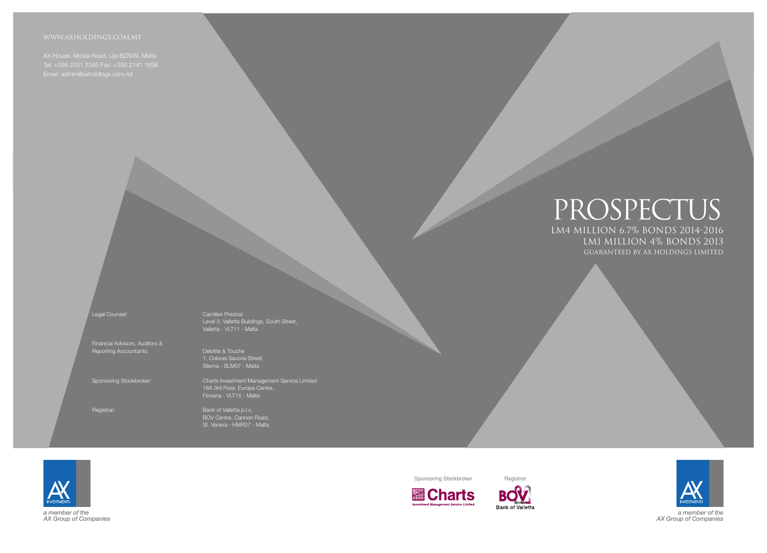WWW.AXHOLDINGS.COM.MT

AX House, Mosta Road, Lija BZN09, Malta
Tel: +356 2331 2345 Fax: +356 2141 1698
Email: admin@axholdings.com.mt

| | |
|---|---|
| Legal Counsel: | Camilleri Preziosi<br>Level 3, Valletta Buildings, South Street,<br>Valletta - VLT11 - Malta |
| Financial Advisors, Auditors & Reporting Accountants: | Deloitte & Touche<br>1, Colonel Savona Street,<br>Sliema - SLM07 - Malta |
| Sponsoring Stockbroker: | Charts Investment Management Service Limited<br>18A 3rd Floor, Europa Centre,<br>Floriana - VLT15 - Malta |
| Registrar: | Bank of Valletta p.l.c.<br>BOV Centre, Cannon Road,<br>St. Venera - HMR07 - Malta |

*a member of the AX Group of Companies*

# PROSPECTUS

## LM4 MILLION 6.7% BONDS 2014-2016
## LM1 MILLION 4% BONDS 2013

GUARANTEED BY AX HOLDINGS LIMITED

Sponsoring Stockbroker

Registrar

*a member of the AX Group of Companies*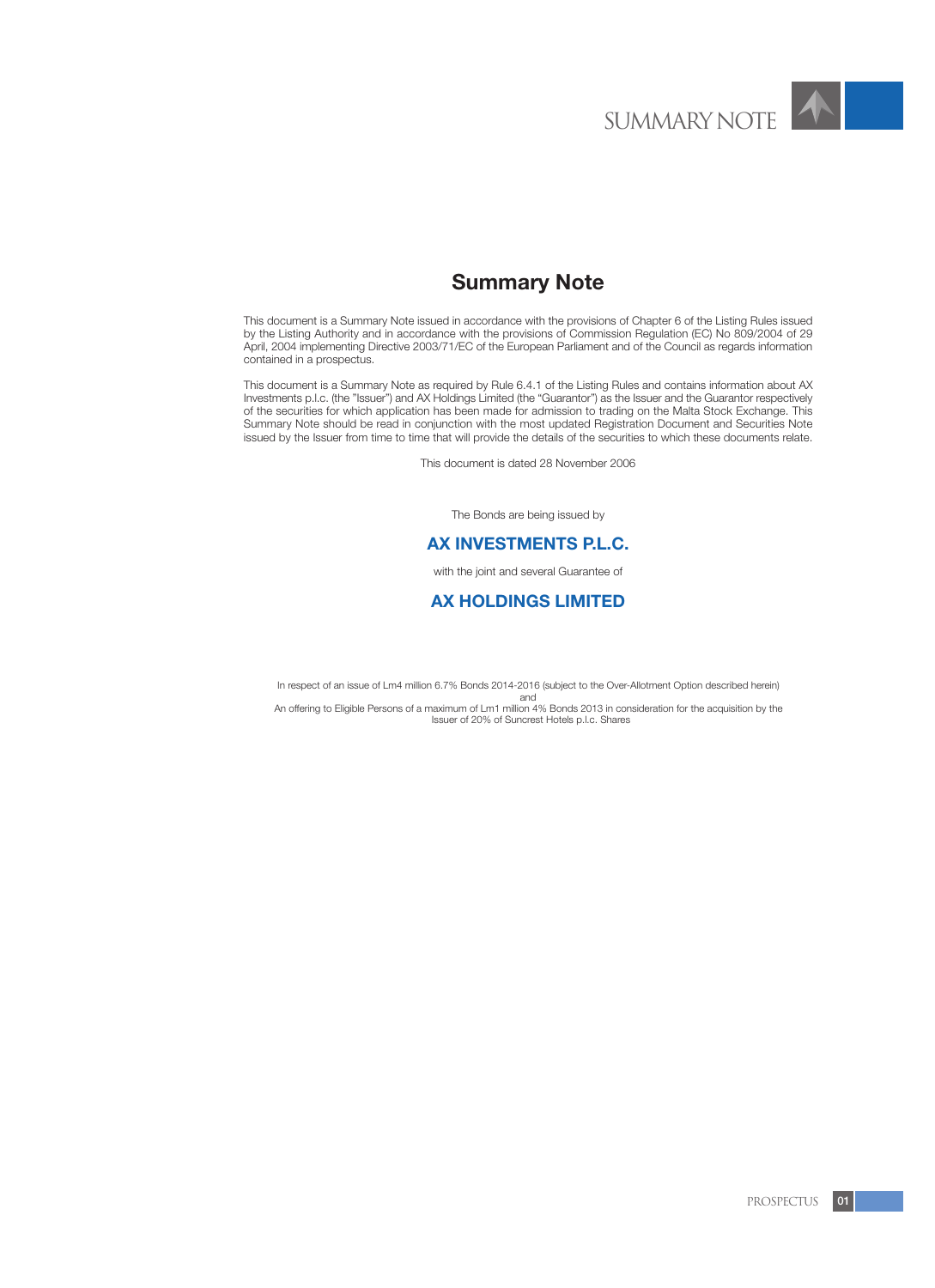# Summary Note

This document is a Summary Note issued in accordance with the provisions of Chapter 6 of the Listing Rules issued by the Listing Authority and in accordance with the provisions of Commission Regulation (EC) No 809/2004 of 29 April, 2004 implementing Directive 2003/71/EC of the European Parliament and of the Council as regards information contained in a prospectus.

This document is a Summary Note as required by Rule 6.4.1 of the Listing Rules and contains information about AX Investments p.l.c. (the "Issuer") and AX Holdings Limited (the "Guarantor") as the Issuer and the Guarantor respectively of the securities for which application has been made for admission to trading on the Malta Stock Exchange. This Summary Note should be read in conjunction with the most updated Registration Document and Securities Note issued by the Issuer from time to time that will provide the details of the securities to which these documents relate.

This document is dated 28 November 2006

The Bonds are being issued by

**AX INVESTMENTS P.L.C.**

with the joint and several Guarantee of

**AX HOLDINGS LIMITED**

In respect of an issue of Lm4 million 6.7% Bonds 2014-2016 (subject to the Over-Allotment Option described herein)
and
An offering to Eligible Persons of a maximum of Lm1 million 4% Bonds 2013 in consideration for the acquisition by the Issuer of 20% of Suncrest Hotels p.l.c. Shares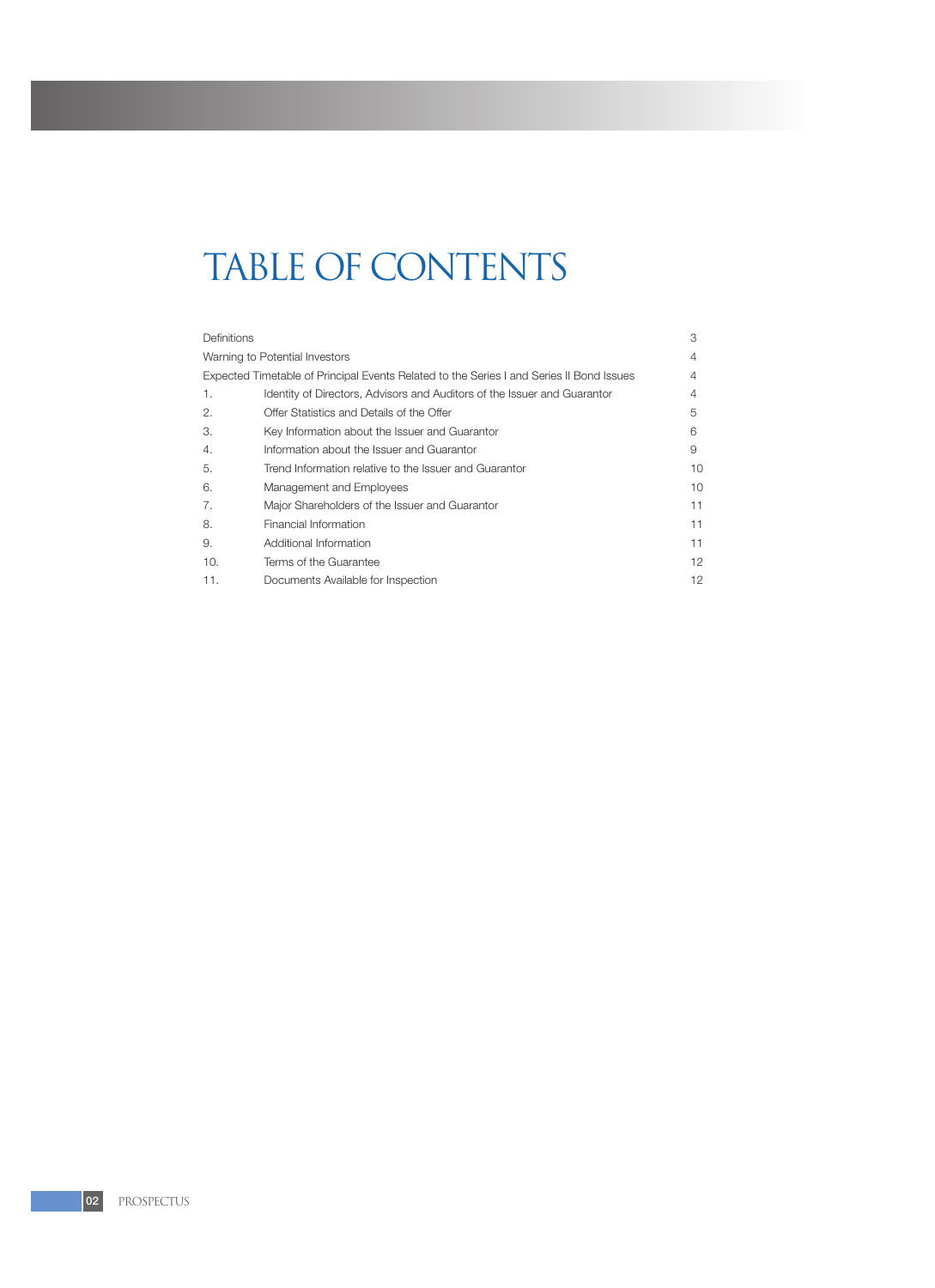# TABLE OF CONTENTS

| | | |
|---|---|---|
| Definitions | | 3 |
| Warning to Potential Investors | | 4 |
| Expected Timetable of Principal Events Related to the Series I and Series II Bond Issues | | 4 |
| 1. | Identity of Directors, Advisors and Auditors of the Issuer and Guarantor | 4 |
| 2. | Offer Statistics and Details of the Offer | 5 |
| 3. | Key Information about the Issuer and Guarantor | 6 |
| 4. | Information about the Issuer and Guarantor | 9 |
| 5. | Trend Information relative to the Issuer and Guarantor | 10 |
| 6. | Management and Employees | 10 |
| 7. | Major Shareholders of the Issuer and Guarantor | 11 |
| 8. | Financial Information | 11 |
| 9. | Additional Information | 11 |
| 10. | Terms of the Guarantee | 12 |
| 11. | Documents Available for Inspection | 12 |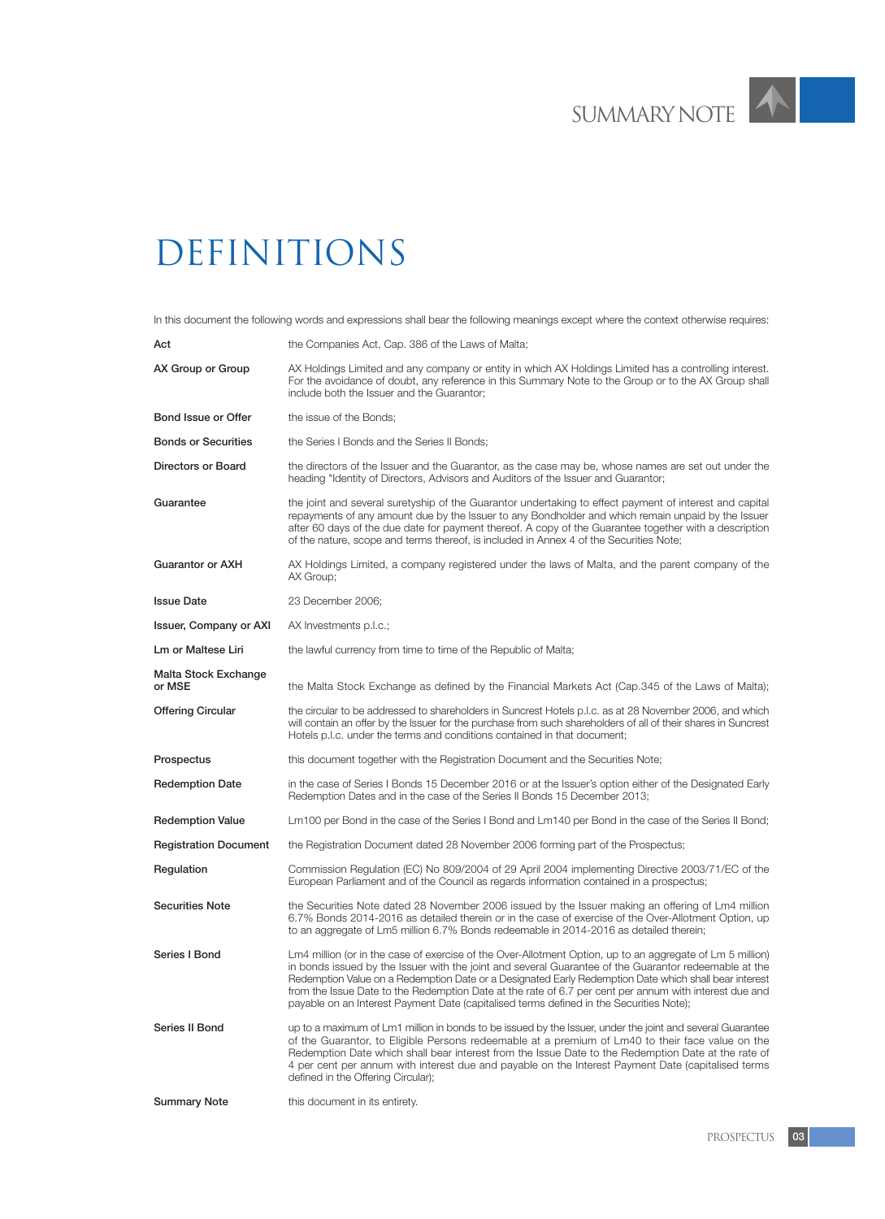# DEFINITIONS

In this document the following words and expressions shall bear the following meanings except where the context otherwise requires:

| Term | Definition |
|---|---|
| **Act** | the Companies Act, Cap. 386 of the Laws of Malta; |
| **AX Group or Group** | AX Holdings Limited and any company or entity in which AX Holdings Limited has a controlling interest. For the avoidance of doubt, any reference in this Summary Note to the Group or to the AX Group shall include both the Issuer and the Guarantor; |
| **Bond Issue or Offer** | the issue of the Bonds; |
| **Bonds or Securities** | the Series I Bonds and the Series II Bonds; |
| **Directors or Board** | the directors of the Issuer and the Guarantor, as the case may be, whose names are set out under the heading "Identity of Directors, Advisors and Auditors of the Issuer and Guarantor; |
| **Guarantee** | the joint and several suretyship of the Guarantor undertaking to effect payment of interest and capital repayments of any amount due by the Issuer to any Bondholder and which remain unpaid by the Issuer after 60 days of the due date for payment thereof. A copy of the Guarantee together with a description of the nature, scope and terms thereof, is included in Annex 4 of the Securities Note; |
| **Guarantor or AXH** | AX Holdings Limited, a company registered under the laws of Malta, and the parent company of the AX Group; |
| **Issue Date** | 23 December 2006; |
| **Issuer, Company or AXI** | AX Investments p.l.c.; |
| **Lm or Maltese Liri** | the lawful currency from time to time of the Republic of Malta; |
| **Malta Stock Exchange or MSE** | the Malta Stock Exchange as defined by the Financial Markets Act (Cap.345 of the Laws of Malta); |
| **Offering Circular** | the circular to be addressed to shareholders in Suncrest Hotels p.l.c. as at 28 November 2006, and which will contain an offer by the Issuer for the purchase from such shareholders of all of their shares in Suncrest Hotels p.l.c. under the terms and conditions contained in that document; |
| **Prospectus** | this document together with the Registration Document and the Securities Note; |
| **Redemption Date** | in the case of Series I Bonds 15 December 2016 or at the Issuer's option either of the Designated Early Redemption Dates and in the case of the Series II Bonds 15 December 2013; |
| **Redemption Value** | Lm100 per Bond in the case of the Series I Bond and Lm140 per Bond in the case of the Series II Bond; |
| **Registration Document** | the Registration Document dated 28 November 2006 forming part of the Prospectus; |
| **Regulation** | Commission Regulation (EC) No 809/2004 of 29 April 2004 implementing Directive 2003/71/EC of the European Parliament and of the Council as regards information contained in a prospectus; |
| **Securities Note** | the Securities Note dated 28 November 2006 issued by the Issuer making an offering of Lm4 million 6.7% Bonds 2014-2016 as detailed therein or in the case of exercise of the Over-Allotment Option, up to an aggregate of Lm5 million 6.7% Bonds redeemable in 2014-2016 as detailed therein; |
| **Series I Bond** | Lm4 million (or in the case of exercise of the Over-Allotment Option, up to an aggregate of Lm 5 million) in bonds issued by the Issuer with the joint and several Guarantee of the Guarantor redeemable at the Redemption Value on a Redemption Date or a Designated Early Redemption Date which shall bear interest from the Issue Date to the Redemption Date at the rate of 6.7 per cent per annum with interest due and payable on an Interest Payment Date (capitalised terms defined in the Securities Note); |
| **Series II Bond** | up to a maximum of Lm1 million in bonds to be issued by the Issuer, under the joint and several Guarantee of the Guarantor, to Eligible Persons redeemable at a premium of Lm40 to their face value on the Redemption Date which shall bear interest from the Issue Date to the Redemption Date at the rate of 4 per cent per annum with interest due and payable on the Interest Payment Date (capitalised terms defined in the Offering Circular); |
| **Summary Note** | this document in its entirety. |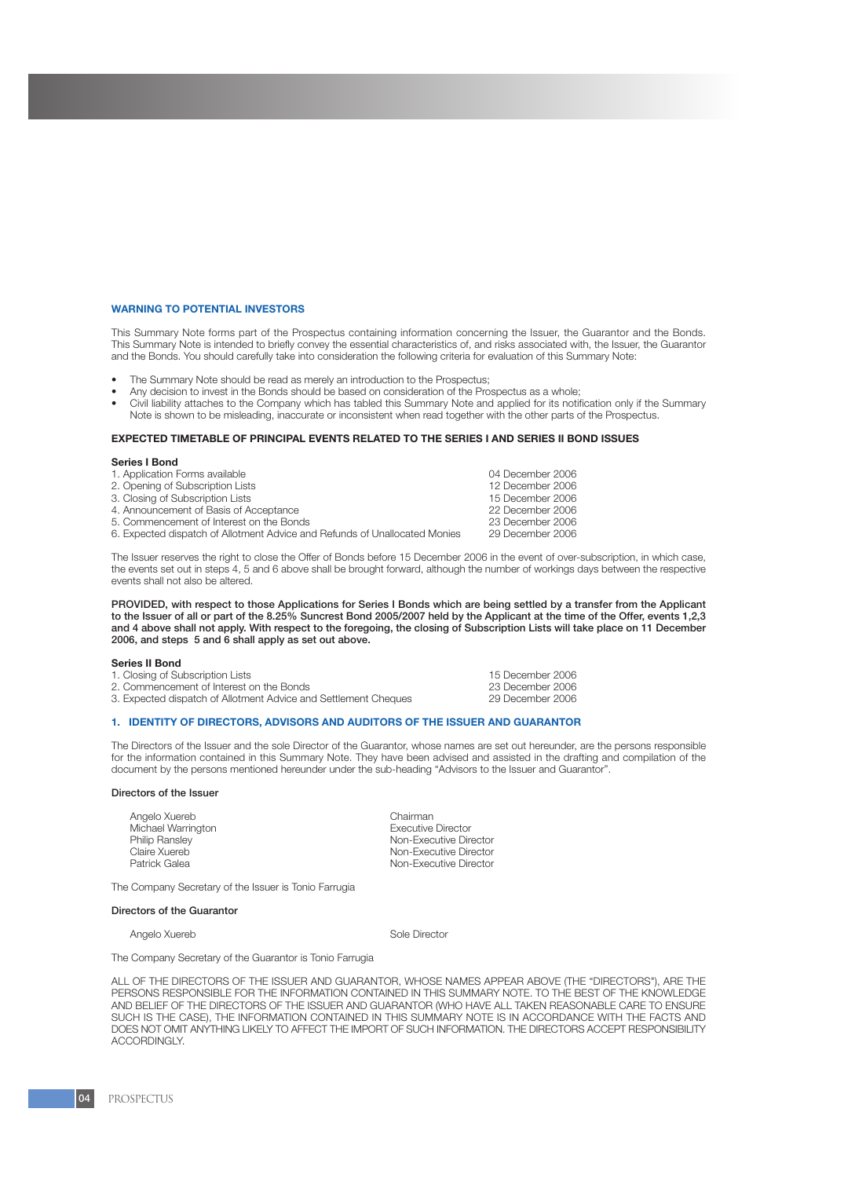## WARNING TO POTENTIAL INVESTORS

This Summary Note forms part of the Prospectus containing information concerning the Issuer, the Guarantor and the Bonds. This Summary Note is intended to briefly convey the essential characteristics of, and risks associated with, the Issuer, the Guarantor and the Bonds. You should carefully take into consideration the following criteria for evaluation of this Summary Note:

- The Summary Note should be read as merely an introduction to the Prospectus;
- Any decision to invest in the Bonds should be based on consideration of the Prospectus as a whole;
- Civil liability attaches to the Company which has tabled this Summary Note and applied for its notification only if the Summary Note is shown to be misleading, inaccurate or inconsistent when read together with the other parts of the Prospectus.

### EXPECTED TIMETABLE OF PRINCIPAL EVENTS RELATED TO THE SERIES I AND SERIES II BOND ISSUES

**Series I Bond**

| | |
|---|---|
| 1. Application Forms available | 04 December 2006 |
| 2. Opening of Subscription Lists | 12 December 2006 |
| 3. Closing of Subscription Lists | 15 December 2006 |
| 4. Announcement of Basis of Acceptance | 22 December 2006 |
| 5. Commencement of Interest on the Bonds | 23 December 2006 |
| 6. Expected dispatch of Allotment Advice and Refunds of Unallocated Monies | 29 December 2006 |

The Issuer reserves the right to close the Offer of Bonds before 15 December 2006 in the event of over-subscription, in which case, the events set out in steps 4, 5 and 6 above shall be brought forward, although the number of workings days between the respective events shall not also be altered.

**PROVIDED, with respect to those Applications for Series I Bonds which are being settled by a transfer from the Applicant to the Issuer of all or part of the 8.25% Suncrest Bond 2005/2007 held by the Applicant at the time of the Offer, events 1,2,3 and 4 above shall not apply. With respect to the foregoing, the closing of Subscription Lists will take place on 11 December 2006, and steps 5 and 6 shall apply as set out above.**

**Series II Bond**

| | |
|---|---|
| 1. Closing of Subscription Lists | 15 December 2006 |
| 2. Commencement of Interest on the Bonds | 23 December 2006 |
| 3. Expected dispatch of Allotment Advice and Settlement Cheques | 29 December 2006 |

## 1. IDENTITY OF DIRECTORS, ADVISORS AND AUDITORS OF THE ISSUER AND GUARANTOR

The Directors of the Issuer and the sole Director of the Guarantor, whose names are set out hereunder, are the persons responsible for the information contained in this Summary Note. They have been advised and assisted in the drafting and compilation of the document by the persons mentioned hereunder under the sub-heading "Advisors to the Issuer and Guarantor".

**Directors of the Issuer**

| | |
|---|---|
| Angelo Xuereb | Chairman |
| Michael Warrington | Executive Director |
| Philip Ransley | Non-Executive Director |
| Claire Xuereb | Non-Executive Director |
| Patrick Galea | Non-Executive Director |

The Company Secretary of the Issuer is Tonio Farrugia

**Directors of the Guarantor**

| | |
|---|---|
| Angelo Xuereb | Sole Director |

The Company Secretary of the Guarantor is Tonio Farrugia

ALL OF THE DIRECTORS OF THE ISSUER AND GUARANTOR, WHOSE NAMES APPEAR ABOVE (THE "DIRECTORS"), ARE THE PERSONS RESPONSIBLE FOR THE INFORMATION CONTAINED IN THIS SUMMARY NOTE. TO THE BEST OF THE KNOWLEDGE AND BELIEF OF THE DIRECTORS OF THE ISSUER AND GUARANTOR (WHO HAVE ALL TAKEN REASONABLE CARE TO ENSURE SUCH IS THE CASE), THE INFORMATION CONTAINED IN THIS SUMMARY NOTE IS IN ACCORDANCE WITH THE FACTS AND DOES NOT OMIT ANYTHING LIKELY TO AFFECT THE IMPORT OF SUCH INFORMATION. THE DIRECTORS ACCEPT RESPONSIBILITY ACCORDINGLY.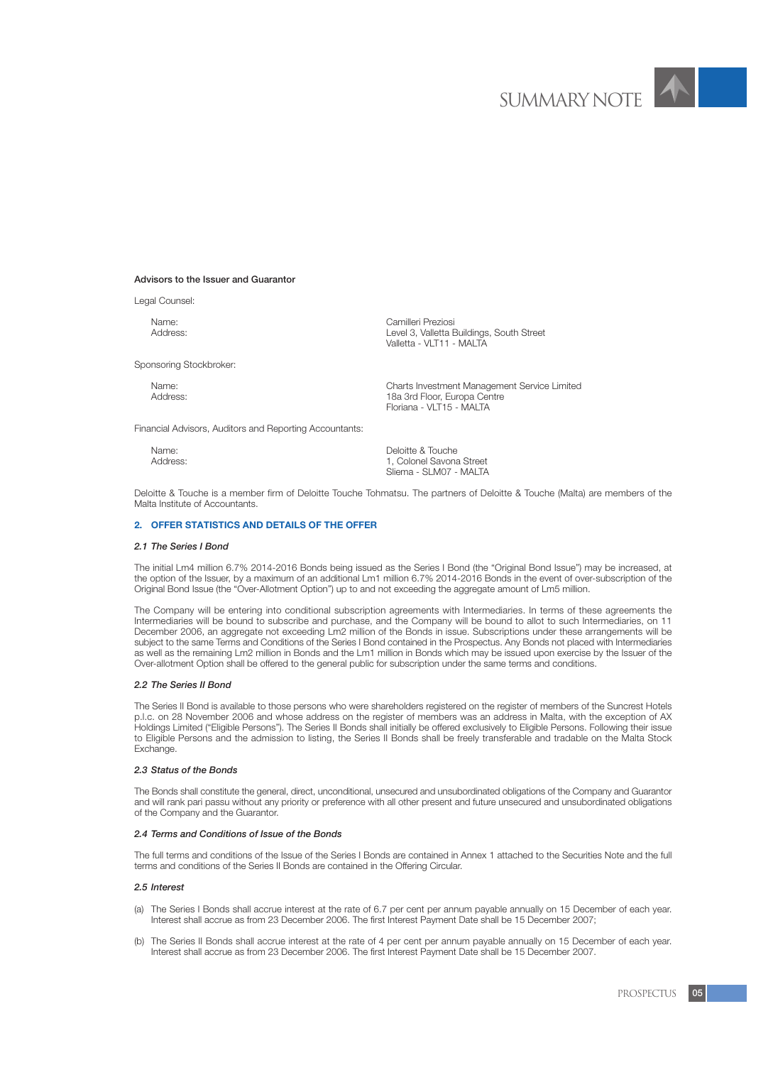**Advisors to the Issuer and Guarantor**

Legal Counsel:

| | |
|---|---|
| Name: | Camilleri Preziosi |
| Address: | Level 3, Valletta Buildings, South Street<br>Valletta - VLT11 - MALTA |

Sponsoring Stockbroker:

| | |
|---|---|
| Name: | Charts Investment Management Service Limited |
| Address: | 18a 3rd Floor, Europa Centre<br>Floriana - VLT15 - MALTA |

Financial Advisors, Auditors and Reporting Accountants:

| | |
|---|---|
| Name: | Deloitte & Touche |
| Address: | 1, Colonel Savona Street<br>Sliema - SLM07 - MALTA |

Deloitte & Touche is a member firm of Deloitte Touche Tohmatsu. The partners of Deloitte & Touche (Malta) are members of the Malta Institute of Accountants.

## 2. OFFER STATISTICS AND DETAILS OF THE OFFER

### *2.1 The Series I Bond*

The initial Lm4 million 6.7% 2014-2016 Bonds being issued as the Series I Bond (the "Original Bond Issue") may be increased, at the option of the Issuer, by a maximum of an additional Lm1 million 6.7% 2014-2016 Bonds in the event of over-subscription of the Original Bond Issue (the "Over-Allotment Option") up to and not exceeding the aggregate amount of Lm5 million.

The Company will be entering into conditional subscription agreements with Intermediaries. In terms of these agreements the Intermediaries will be bound to subscribe and purchase, and the Company will be bound to allot to such Intermediaries, on 11 December 2006, an aggregate not exceeding Lm2 million of the Bonds in issue. Subscriptions under these arrangements will be subject to the same Terms and Conditions of the Series I Bond contained in the Prospectus. Any Bonds not placed with Intermediaries as well as the remaining Lm2 million in Bonds and the Lm1 million in Bonds which may be issued upon exercise by the Issuer of the Over-allotment Option shall be offered to the general public for subscription under the same terms and conditions.

### *2.2 The Series II Bond*

The Series II Bond is available to those persons who were shareholders registered on the register of members of the Suncrest Hotels p.l.c. on 28 November 2006 and whose address on the register of members was an address in Malta, with the exception of AX Holdings Limited ("Eligible Persons"). The Series II Bonds shall initially be offered exclusively to Eligible Persons. Following their issue to Eligible Persons and the admission to listing, the Series II Bonds shall be freely transferable and tradable on the Malta Stock Exchange.

### *2.3 Status of the Bonds*

The Bonds shall constitute the general, direct, unconditional, unsecured and unsubordinated obligations of the Company and Guarantor and will rank pari passu without any priority or preference with all other present and future unsecured and unsubordinated obligations of the Company and the Guarantor.

### *2.4 Terms and Conditions of Issue of the Bonds*

The full terms and conditions of the Issue of the Series I Bonds are contained in Annex 1 attached to the Securities Note and the full terms and conditions of the Series II Bonds are contained in the Offering Circular.

### *2.5 Interest*

(a) The Series I Bonds shall accrue interest at the rate of 6.7 per cent per annum payable annually on 15 December of each year. Interest shall accrue as from 23 December 2006. The first Interest Payment Date shall be 15 December 2007;

(b) The Series II Bonds shall accrue interest at the rate of 4 per cent per annum payable annually on 15 December of each year. Interest shall accrue as from 23 December 2006. The first Interest Payment Date shall be 15 December 2007.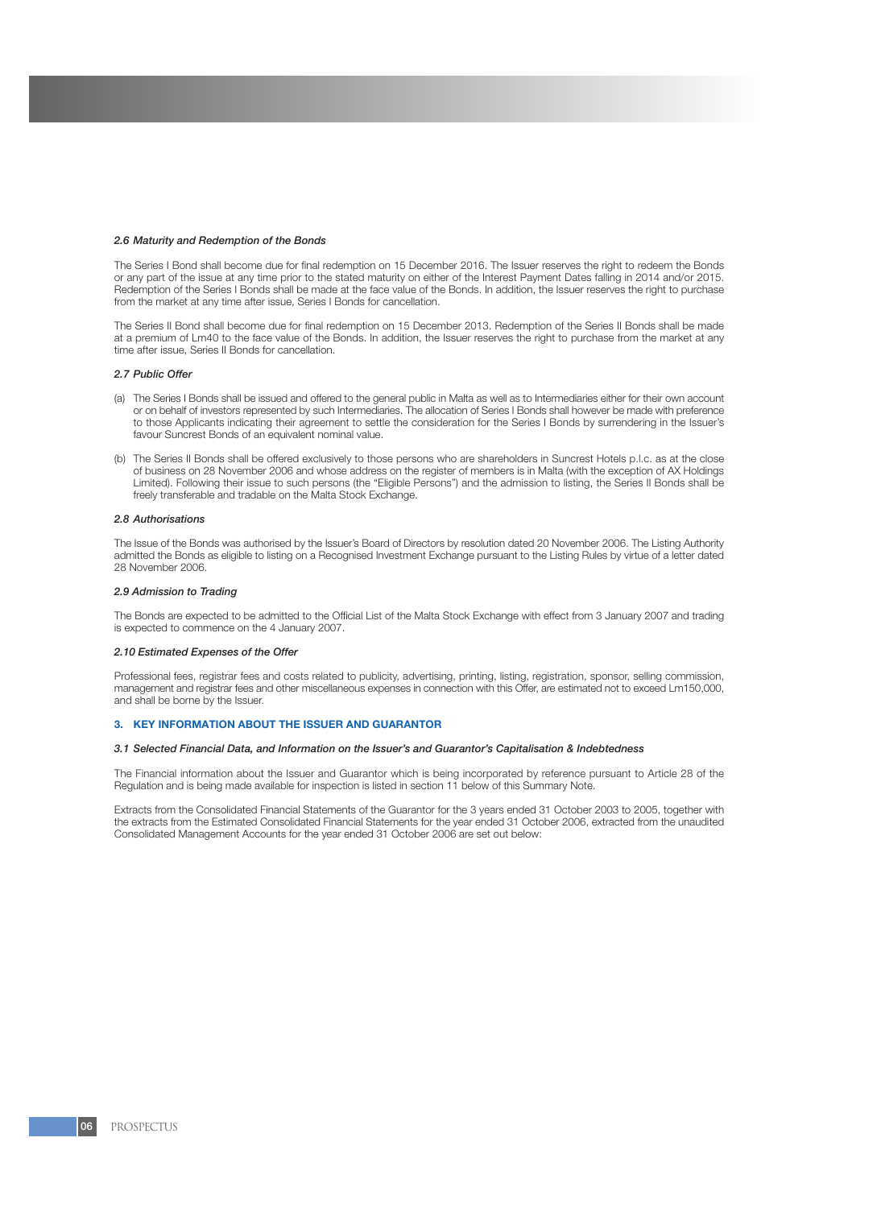### *2.6 Maturity and Redemption of the Bonds*

The Series I Bond shall become due for final redemption on 15 December 2016. The Issuer reserves the right to redeem the Bonds or any part of the issue at any time prior to the stated maturity on either of the Interest Payment Dates falling in 2014 and/or 2015. Redemption of the Series I Bonds shall be made at the face value of the Bonds. In addition, the Issuer reserves the right to purchase from the market at any time after issue, Series I Bonds for cancellation.

The Series II Bond shall become due for final redemption on 15 December 2013. Redemption of the Series II Bonds shall be made at a premium of Lm40 to the face value of the Bonds. In addition, the Issuer reserves the right to purchase from the market at any time after issue, Series II Bonds for cancellation.

### *2.7 Public Offer*

(a) The Series I Bonds shall be issued and offered to the general public in Malta as well as to Intermediaries either for their own account or on behalf of investors represented by such Intermediaries. The allocation of Series I Bonds shall however be made with preference to those Applicants indicating their agreement to settle the consideration for the Series I Bonds by surrendering in the Issuer's favour Suncrest Bonds of an equivalent nominal value.

(b) The Series II Bonds shall be offered exclusively to those persons who are shareholders in Suncrest Hotels p.l.c. as at the close of business on 28 November 2006 and whose address on the register of members is in Malta (with the exception of AX Holdings Limited). Following their issue to such persons (the "Eligible Persons") and the admission to listing, the Series II Bonds shall be freely transferable and tradable on the Malta Stock Exchange.

### *2.8 Authorisations*

The Issue of the Bonds was authorised by the Issuer's Board of Directors by resolution dated 20 November 2006. The Listing Authority admitted the Bonds as eligible to listing on a Recognised Investment Exchange pursuant to the Listing Rules by virtue of a letter dated 28 November 2006.

### *2.9 Admission to Trading*

The Bonds are expected to be admitted to the Official List of the Malta Stock Exchange with effect from 3 January 2007 and trading is expected to commence on the 4 January 2007.

### *2.10 Estimated Expenses of the Offer*

Professional fees, registrar fees and costs related to publicity, advertising, printing, listing, registration, sponsor, selling commission, management and registrar fees and other miscellaneous expenses in connection with this Offer, are estimated not to exceed Lm150,000, and shall be borne by the Issuer.

## 3. KEY INFORMATION ABOUT THE ISSUER AND GUARANTOR

### *3.1 Selected Financial Data, and Information on the Issuer's and Guarantor's Capitalisation & Indebtedness*

The Financial information about the Issuer and Guarantor which is being incorporated by reference pursuant to Article 28 of the Regulation and is being made available for inspection is listed in section 11 below of this Summary Note.

Extracts from the Consolidated Financial Statements of the Guarantor for the 3 years ended 31 October 2003 to 2005, together with the extracts from the Estimated Consolidated Financial Statements for the year ended 31 October 2006, extracted from the unaudited Consolidated Management Accounts for the year ended 31 October 2006 are set out below: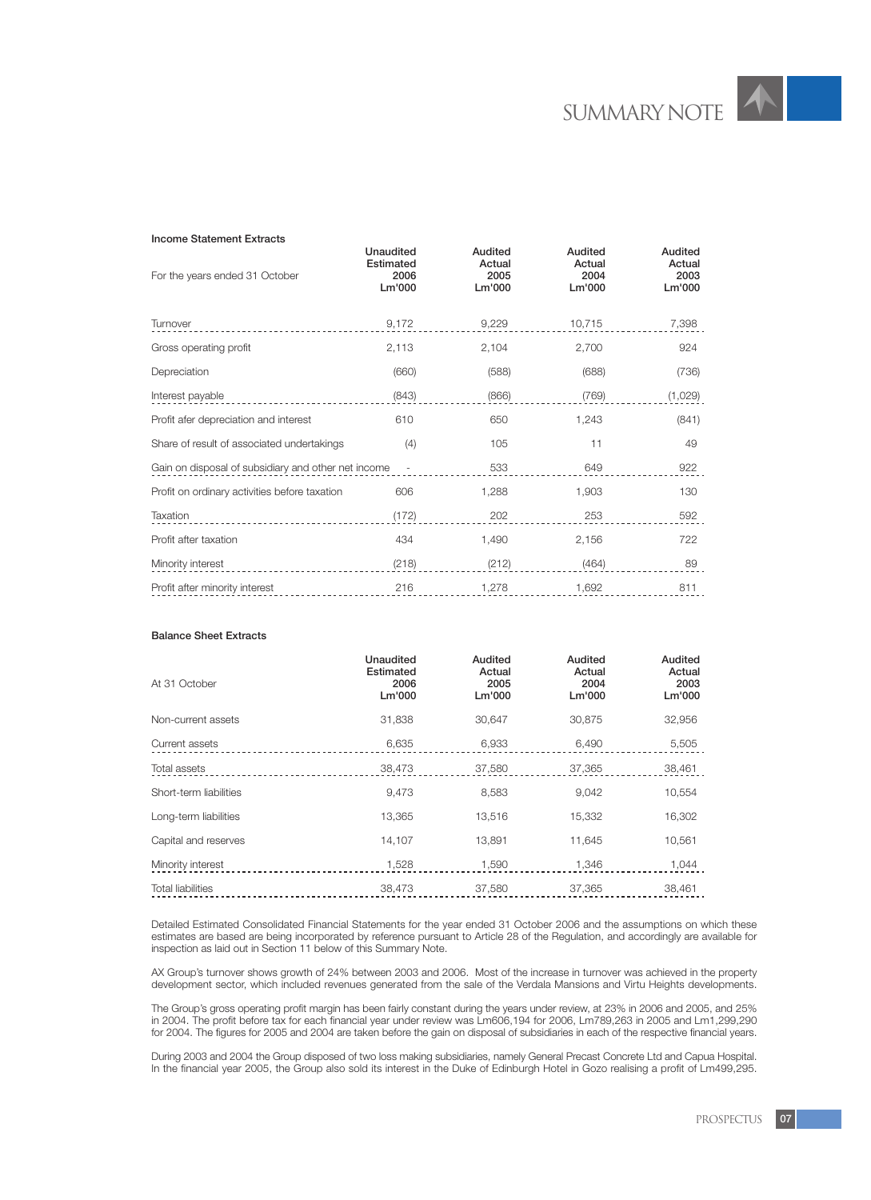**Income Statement Extracts**

| For the years ended 31 October | Unaudited Estimated 2006 Lm'000 | Audited Actual 2005 Lm'000 | Audited Actual 2004 Lm'000 | Audited Actual 2003 Lm'000 |
|---|---|---|---|---|
| Turnover | 9,172 | 9,229 | 10,715 | 7,398 |
| Gross operating profit | 2,113 | 2,104 | 2,700 | 924 |
| Depreciation | (660) | (588) | (688) | (736) |
| Interest payable | (843) | (866) | (769) | (1,029) |
| Profit afer depreciation and interest | 610 | 650 | 1,243 | (841) |
| Share of result of associated undertakings | (4) | 105 | 11 | 49 |
| Gain on disposal of subsidiary and other net income | - | 533 | 649 | 922 |
| Profit on ordinary activities before taxation | 606 | 1,288 | 1,903 | 130 |
| Taxation | (172) | 202 | 253 | 592 |
| Profit after taxation | 434 | 1,490 | 2,156 | 722 |
| Minority interest | (218) | (212) | (464) | 89 |
| Profit after minority interest | 216 | 1,278 | 1,692 | 811 |

**Balance Sheet Extracts**

| At 31 October | Unaudited Estimated 2006 Lm'000 | Audited Actual 2005 Lm'000 | Audited Actual 2004 Lm'000 | Audited Actual 2003 Lm'000 |
|---|---|---|---|---|
| Non-current assets | 31,838 | 30,647 | 30,875 | 32,956 |
| Current assets | 6,635 | 6,933 | 6,490 | 5,505 |
| Total assets | 38,473 | 37,580 | 37,365 | 38,461 |
| Short-term liabilities | 9,473 | 8,583 | 9,042 | 10,554 |
| Long-term liabilities | 13,365 | 13,516 | 15,332 | 16,302 |
| Capital and reserves | 14,107 | 13,891 | 11,645 | 10,561 |
| Minority interest | 1,528 | 1,590 | 1,346 | 1,044 |
| Total liabilities | 38,473 | 37,580 | 37,365 | 38,461 |

Detailed Estimated Consolidated Financial Statements for the year ended 31 October 2006 and the assumptions on which these estimates are based are being incorporated by reference pursuant to Article 28 of the Regulation, and accordingly are available for inspection as laid out in Section 11 below of this Summary Note.

AX Group's turnover shows growth of 24% between 2003 and 2006. Most of the increase in turnover was achieved in the property development sector, which included revenues generated from the sale of the Verdala Mansions and Virtu Heights developments.

The Group's gross operating profit margin has been fairly constant during the years under review, at 23% in 2006 and 2005, and 25% in 2004. The profit before tax for each financial year under review was Lm606,194 for 2006, Lm789,263 in 2005 and Lm1,299,290 for 2004. The figures for 2005 and 2004 are taken before the gain on disposal of subsidiaries in each of the respective financial years.

During 2003 and 2004 the Group disposed of two loss making subsidiaries, namely General Precast Concrete Ltd and Capua Hospital. In the financial year 2005, the Group also sold its interest in the Duke of Edinburgh Hotel in Gozo realising a profit of Lm499,295.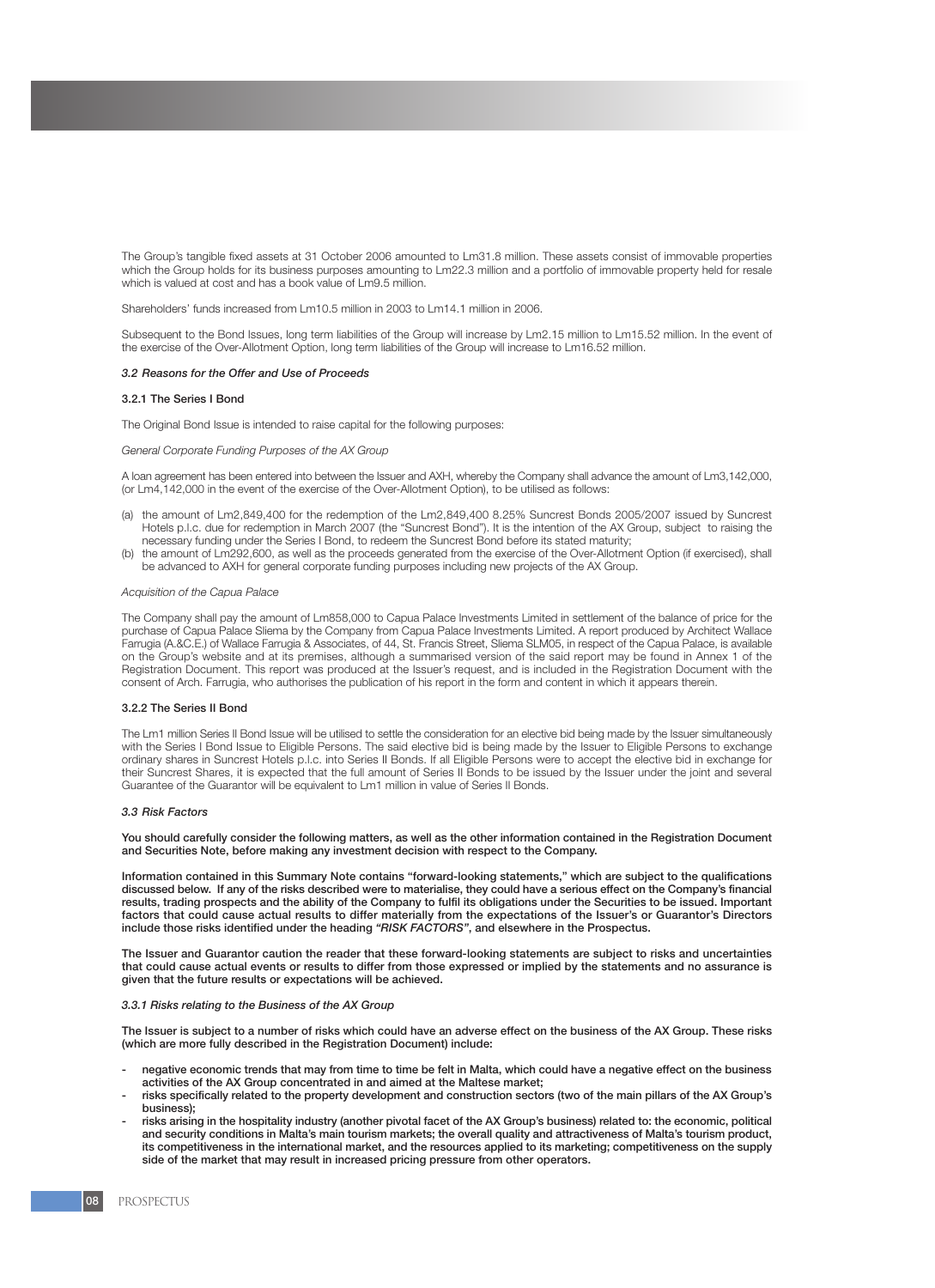The Group's tangible fixed assets at 31 October 2006 amounted to Lm31.8 million. These assets consist of immovable properties which the Group holds for its business purposes amounting to Lm22.3 million and a portfolio of immovable property held for resale which is valued at cost and has a book value of Lm9.5 million.

Shareholders' funds increased from Lm10.5 million in 2003 to Lm14.1 million in 2006.

Subsequent to the Bond Issues, long term liabilities of the Group will increase by Lm2.15 million to Lm15.52 million. In the event of the exercise of the Over-Allotment Option, long term liabilities of the Group will increase to Lm16.52 million.

### *3.2 Reasons for the Offer and Use of Proceeds*

#### 3.2.1 The Series I Bond

The Original Bond Issue is intended to raise capital for the following purposes:

*General Corporate Funding Purposes of the AX Group*

A loan agreement has been entered into between the Issuer and AXH, whereby the Company shall advance the amount of Lm3,142,000, (or Lm4,142,000 in the event of the exercise of the Over-Allotment Option), to be utilised as follows:

(a) the amount of Lm2,849,400 for the redemption of the Lm2,849,400 8.25% Suncrest Bonds 2005/2007 issued by Suncrest Hotels p.l.c. due for redemption in March 2007 (the "Suncrest Bond"). It is the intention of the AX Group, subject to raising the necessary funding under the Series I Bond, to redeem the Suncrest Bond before its stated maturity;
(b) the amount of Lm292,600, as well as the proceeds generated from the exercise of the Over-Allotment Option (if exercised), shall be advanced to AXH for general corporate funding purposes including new projects of the AX Group.

*Acquisition of the Capua Palace*

The Company shall pay the amount of Lm858,000 to Capua Palace Investments Limited in settlement of the balance of price for the purchase of Capua Palace Sliema by the Company from Capua Palace Investments Limited. A report produced by Architect Wallace Farrugia (A.&C.E.) of Wallace Farrugia & Associates, of 44, St. Francis Street, Sliema SLM05, in respect of the Capua Palace, is available on the Group's website and at its premises, although a summarised version of the said report may be found in Annex 1 of the Registration Document. This report was produced at the Issuer's request, and is included in the Registration Document with the consent of Arch. Farrugia, who authorises the publication of his report in the form and content in which it appears therein.

#### 3.2.2 The Series II Bond

The Lm1 million Series II Bond Issue will be utilised to settle the consideration for an elective bid being made by the Issuer simultaneously with the Series I Bond Issue to Eligible Persons. The said elective bid is being made by the Issuer to Eligible Persons to exchange ordinary shares in Suncrest Hotels p.l.c. into Series II Bonds. If all Eligible Persons were to accept the elective bid in exchange for their Suncrest Shares, it is expected that the full amount of Series II Bonds to be issued by the Issuer under the joint and several Guarantee of the Guarantor will be equivalent to Lm1 million in value of Series II Bonds.

### *3.3 Risk Factors*

**You should carefully consider the following matters, as well as the other information contained in the Registration Document and Securities Note, before making any investment decision with respect to the Company.**

**Information contained in this Summary Note contains "forward-looking statements," which are subject to the qualifications discussed below. If any of the risks described were to materialise, they could have a serious effect on the Company's financial results, trading prospects and the ability of the Company to fulfil its obligations under the Securities to be issued. Important factors that could cause actual results to differ materially from the expectations of the Issuer's or Guarantor's Directors include those risks identified under the heading *"RISK FACTORS"*, and elsewhere in the Prospectus.**

**The Issuer and Guarantor caution the reader that these forward-looking statements are subject to risks and uncertainties that could cause actual events or results to differ from those expressed or implied by the statements and no assurance is given that the future results or expectations will be achieved.**

#### *3.3.1 Risks relating to the Business of the AX Group*

**The Issuer is subject to a number of risks which could have an adverse effect on the business of the AX Group. These risks (which are more fully described in the Registration Document) include:**

- **negative economic trends that may from time to time be felt in Malta, which could have a negative effect on the business activities of the AX Group concentrated in and aimed at the Maltese market;**
- **risks specifically related to the property development and construction sectors (two of the main pillars of the AX Group's business);**
- **risks arising in the hospitality industry (another pivotal facet of the AX Group's business) related to: the economic, political and security conditions in Malta's main tourism markets; the overall quality and attractiveness of Malta's tourism product, its competitiveness in the international market, and the resources applied to its marketing; competitiveness on the supply side of the market that may result in increased pricing pressure from other operators.**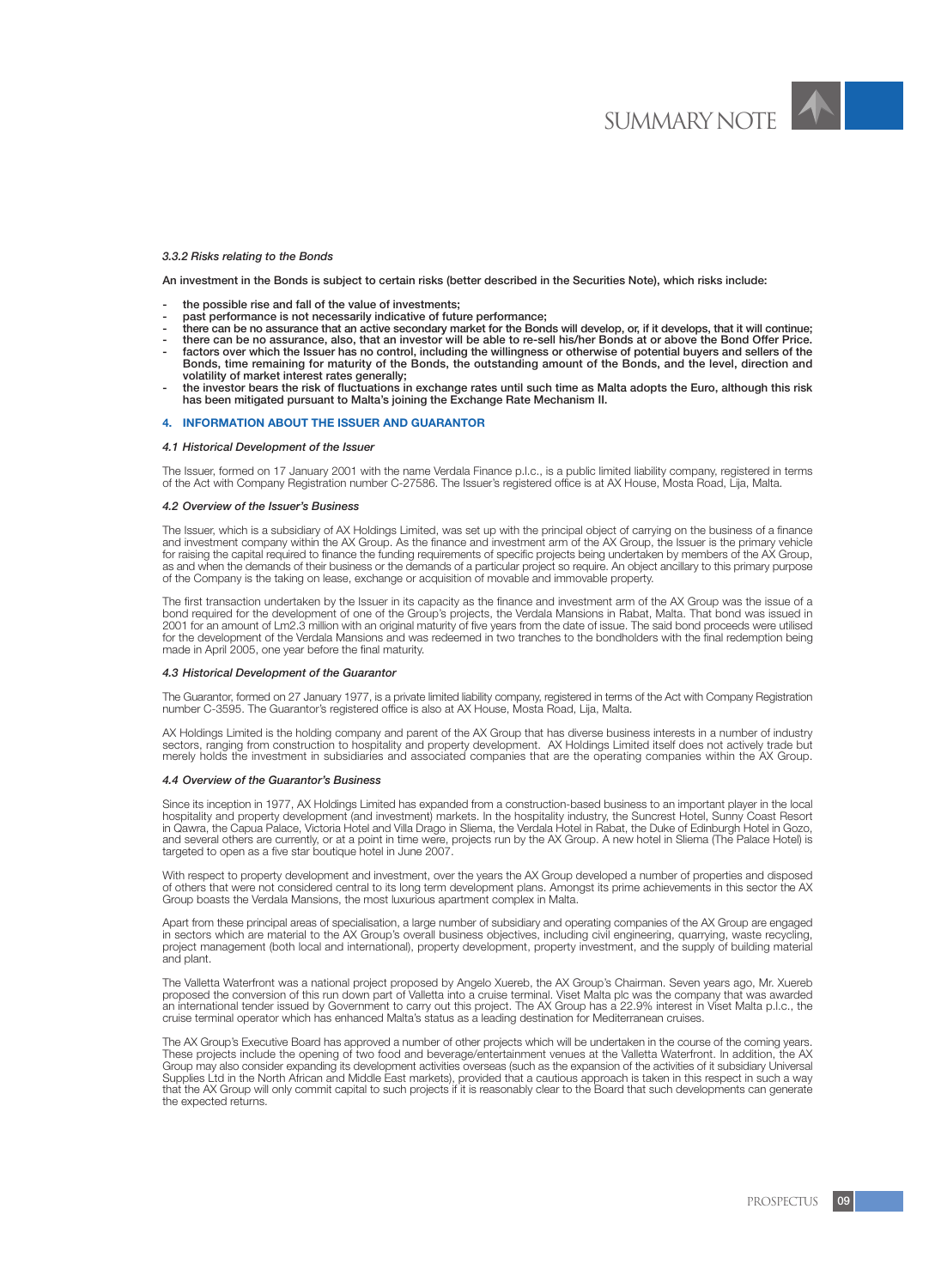#### *3.3.2 Risks relating to the Bonds*

**An investment in the Bonds is subject to certain risks (better described in the Securities Note), which risks include:**

- **the possible rise and fall of the value of investments;**
- **past performance is not necessarily indicative of future performance;**
- **there can be no assurance that an active secondary market for the Bonds will develop, or, if it develops, that it will continue;**
- **there can be no assurance, also, that an investor will be able to re-sell his/her Bonds at or above the Bond Offer Price.**
- **factors over which the Issuer has no control, including the willingness or otherwise of potential buyers and sellers of the Bonds, time remaining for maturity of the Bonds, the outstanding amount of the Bonds, and the level, direction and volatility of market interest rates generally;**
- **the investor bears the risk of fluctuations in exchange rates until such time as Malta adopts the Euro, although this risk has been mitigated pursuant to Malta's joining the Exchange Rate Mechanism II.**

## 4. INFORMATION ABOUT THE ISSUER AND GUARANTOR

#### *4.1 Historical Development of the Issuer*

The Issuer, formed on 17 January 2001 with the name Verdala Finance p.l.c., is a public limited liability company, registered in terms of the Act with Company Registration number C-27586. The Issuer's registered office is at AX House, Mosta Road, Lija, Malta.

#### *4.2 Overview of the Issuer's Business*

The Issuer, which is a subsidiary of AX Holdings Limited, was set up with the principal object of carrying on the business of a finance and investment company within the AX Group. As the finance and investment arm of the AX Group, the Issuer is the primary vehicle for raising the capital required to finance the funding requirements of specific projects being undertaken by members of the AX Group, as and when the demands of their business or the demands of a particular project so require. An object ancillary to this primary purpose of the Company is the taking on lease, exchange or acquisition of movable and immovable property.

The first transaction undertaken by the Issuer in its capacity as the finance and investment arm of the AX Group was the issue of a bond required for the development of one of the Group's projects, the Verdala Mansions in Rabat, Malta. That bond was issued in 2001 for an amount of Lm2.3 million with an original maturity of five years from the date of issue. The said bond proceeds were utilised for the development of the Verdala Mansions and was redeemed in two tranches to the bondholders with the final redemption being made in April 2005, one year before the final maturity.

#### *4.3 Historical Development of the Guarantor*

The Guarantor, formed on 27 January 1977, is a private limited liability company, registered in terms of the Act with Company Registration number C-3595. The Guarantor's registered office is also at AX House, Mosta Road, Lija, Malta.

AX Holdings Limited is the holding company and parent of the AX Group that has diverse business interests in a number of industry sectors, ranging from construction to hospitality and property development. AX Holdings Limited itself does not actively trade but merely holds the investment in subsidiaries and associated companies that are the operating companies within the AX Group.

#### *4.4 Overview of the Guarantor's Business*

Since its inception in 1977, AX Holdings Limited has expanded from a construction-based business to an important player in the local hospitality and property development (and investment) markets. In the hospitality industry, the Suncrest Hotel, Sunny Coast Resort in Qawra, the Capua Palace, Victoria Hotel and Villa Drago in Sliema, the Verdala Hotel in Rabat, the Duke of Edinburgh Hotel in Gozo, and several others are currently, or at a point in time were, projects run by the AX Group. A new hotel in Sliema (The Palace Hotel) is targeted to open as a five star boutique hotel in June 2007.

With respect to property development and investment, over the years the AX Group developed a number of properties and disposed of others that were not considered central to its long term development plans. Amongst its prime achievements in this sector the AX Group boasts the Verdala Mansions, the most luxurious apartment complex in Malta.

Apart from these principal areas of specialisation, a large number of subsidiary and operating companies of the AX Group are engaged in sectors which are material to the AX Group's overall business objectives, including civil engineering, quarrying, waste recycling, project management (both local and international), property development, property investment, and the supply of building material and plant.

The Valletta Waterfront was a national project proposed by Angelo Xuereb, the AX Group's Chairman. Seven years ago, Mr. Xuereb proposed the conversion of this run down part of Valletta into a cruise terminal. Viset Malta plc was the company that was awarded an international tender issued by Government to carry out this project. The AX Group has a 22.9% interest in Viset Malta p.l.c., the cruise terminal operator which has enhanced Malta's status as a leading destination for Mediterranean cruises.

The AX Group's Executive Board has approved a number of other projects which will be undertaken in the course of the coming years. These projects include the opening of two food and beverage/entertainment venues at the Valletta Waterfront. In addition, the AX Group may also consider expanding its development activities overseas (such as the expansion of the activities of it subsidiary Universal Supplies Ltd in the North African and Middle East markets), provided that a cautious approach is taken in this respect in such a way that the AX Group will only commit capital to such projects if it is reasonably clear to the Board that such developments can generate the expected returns.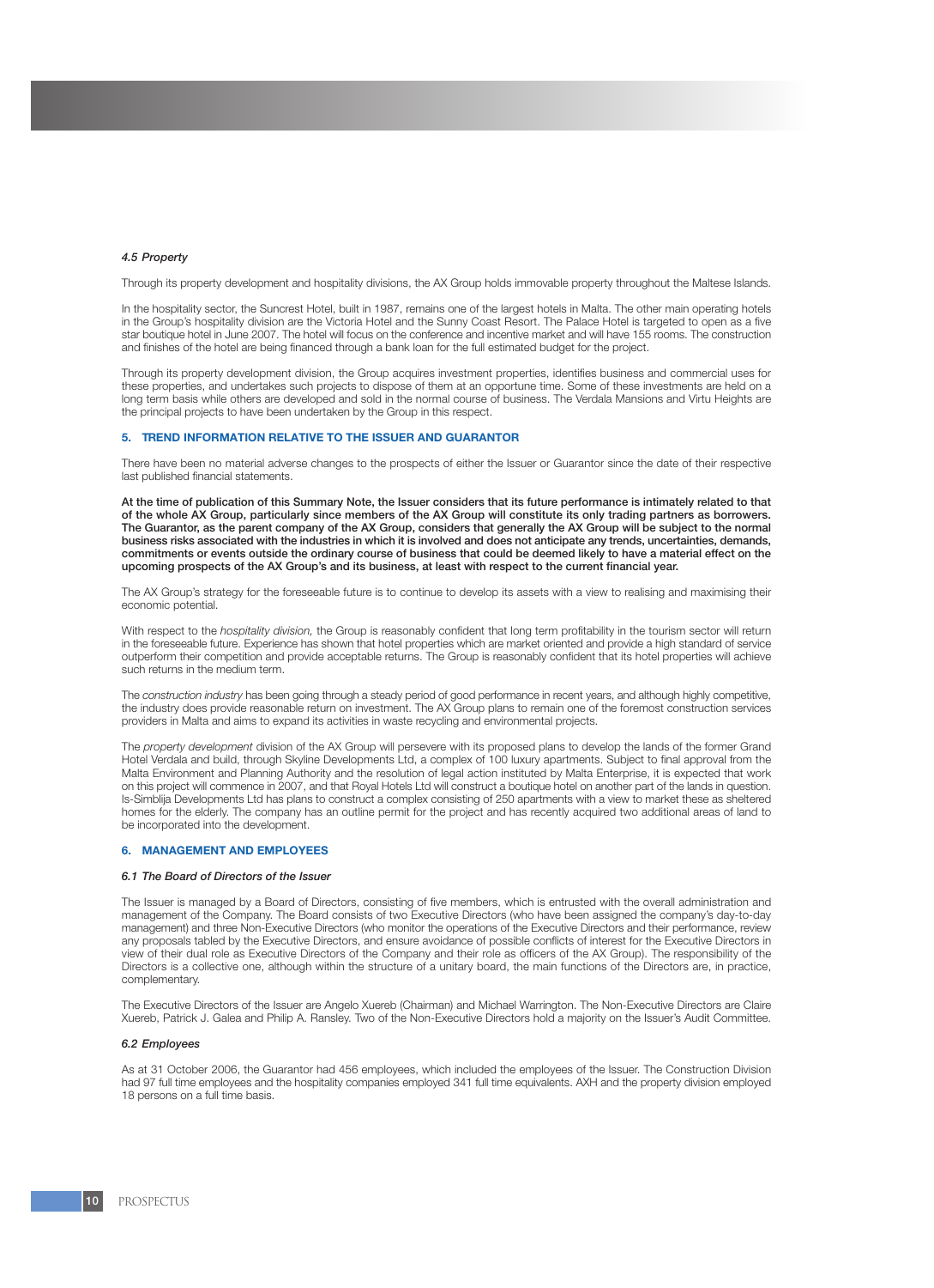#### *4.5 Property*

Through its property development and hospitality divisions, the AX Group holds immovable property throughout the Maltese Islands.

In the hospitality sector, the Suncrest Hotel, built in 1987, remains one of the largest hotels in Malta. The other main operating hotels in the Group's hospitality division are the Victoria Hotel and the Sunny Coast Resort. The Palace Hotel is targeted to open as a five star boutique hotel in June 2007. The hotel will focus on the conference and incentive market and will have 155 rooms. The construction and finishes of the hotel are being financed through a bank loan for the full estimated budget for the project.

Through its property development division, the Group acquires investment properties, identifies business and commercial uses for these properties, and undertakes such projects to dispose of them at an opportune time. Some of these investments are held on a long term basis while others are developed and sold in the normal course of business. The Verdala Mansions and Virtu Heights are the principal projects to have been undertaken by the Group in this respect.

## 5. TREND INFORMATION RELATIVE TO THE ISSUER AND GUARANTOR

There have been no material adverse changes to the prospects of either the Issuer or Guarantor since the date of their respective last published financial statements.

**At the time of publication of this Summary Note, the Issuer considers that its future performance is intimately related to that of the whole AX Group, particularly since members of the AX Group will constitute its only trading partners as borrowers. The Guarantor, as the parent company of the AX Group, considers that generally the AX Group will be subject to the normal business risks associated with the industries in which it is involved and does not anticipate any trends, uncertainties, demands, commitments or events outside the ordinary course of business that could be deemed likely to have a material effect on the upcoming prospects of the AX Group's and its business, at least with respect to the current financial year.**

The AX Group's strategy for the foreseeable future is to continue to develop its assets with a view to realising and maximising their economic potential.

With respect to the *hospitality division,* the Group is reasonably confident that long term profitability in the tourism sector will return in the foreseeable future. Experience has shown that hotel properties which are market oriented and provide a high standard of service outperform their competition and provide acceptable returns. The Group is reasonably confident that its hotel properties will achieve such returns in the medium term.

The *construction industry* has been going through a steady period of good performance in recent years, and although highly competitive, the industry does provide reasonable return on investment. The AX Group plans to remain one of the foremost construction services providers in Malta and aims to expand its activities in waste recycling and environmental projects.

The *property development* division of the AX Group will persevere with its proposed plans to develop the lands of the former Grand Hotel Verdala and build, through Skyline Developments Ltd, a complex of 100 luxury apartments. Subject to final approval from the Malta Environment and Planning Authority and the resolution of legal action instituted by Malta Enterprise, it is expected that work on this project will commence in 2007, and that Royal Hotels Ltd will construct a boutique hotel on another part of the lands in question. Is-Simblija Developments Ltd has plans to construct a complex consisting of 250 apartments with a view to market these as sheltered homes for the elderly. The company has an outline permit for the project and has recently acquired two additional areas of land to be incorporated into the development.

## 6. MANAGEMENT AND EMPLOYEES

#### *6.1 The Board of Directors of the Issuer*

The Issuer is managed by a Board of Directors, consisting of five members, which is entrusted with the overall administration and management of the Company. The Board consists of two Executive Directors (who have been assigned the company's day-to-day management) and three Non-Executive Directors (who monitor the operations of the Executive Directors and their performance, review any proposals tabled by the Executive Directors, and ensure avoidance of possible conflicts of interest for the Executive Directors in view of their dual role as Executive Directors of the Company and their role as officers of the AX Group). The responsibility of the Directors is a collective one, although within the structure of a unitary board, the main functions of the Directors are, in practice, complementary.

The Executive Directors of the Issuer are Angelo Xuereb (Chairman) and Michael Warrington. The Non-Executive Directors are Claire Xuereb, Patrick J. Galea and Philip A. Ransley. Two of the Non-Executive Directors hold a majority on the Issuer's Audit Committee.

#### *6.2 Employees*

As at 31 October 2006, the Guarantor had 456 employees, which included the employees of the Issuer. The Construction Division had 97 full time employees and the hospitality companies employed 341 full time equivalents. AXH and the property division employed 18 persons on a full time basis.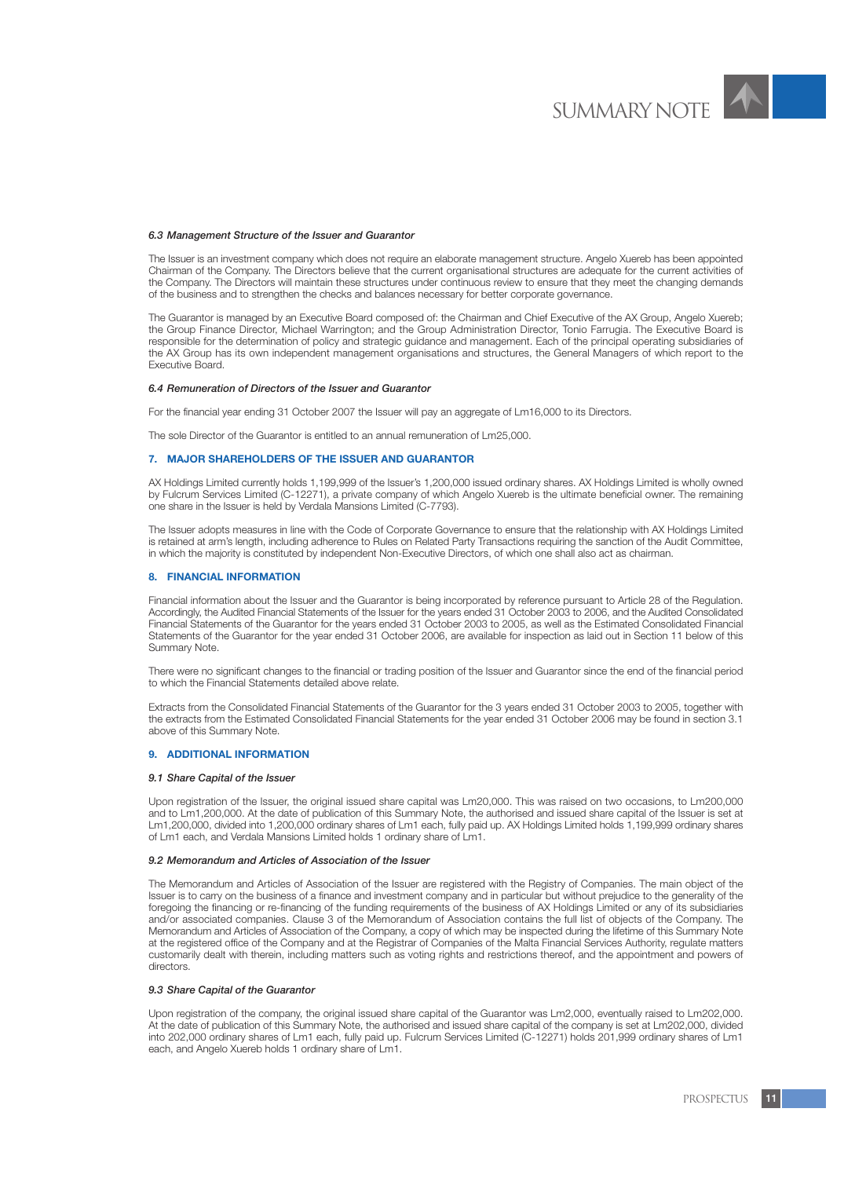### *6.3 Management Structure of the Issuer and Guarantor*

The Issuer is an investment company which does not require an elaborate management structure. Angelo Xuereb has been appointed Chairman of the Company. The Directors believe that the current organisational structures are adequate for the current activities of the Company. The Directors will maintain these structures under continuous review to ensure that they meet the changing demands of the business and to strengthen the checks and balances necessary for better corporate governance.

The Guarantor is managed by an Executive Board composed of: the Chairman and Chief Executive of the AX Group, Angelo Xuereb; the Group Finance Director, Michael Warrington; and the Group Administration Director, Tonio Farrugia. The Executive Board is responsible for the determination of policy and strategic guidance and management. Each of the principal operating subsidiaries of the AX Group has its own independent management organisations and structures, the General Managers of which report to the Executive Board.

### *6.4 Remuneration of Directors of the Issuer and Guarantor*

For the financial year ending 31 October 2007 the Issuer will pay an aggregate of Lm16,000 to its Directors.

The sole Director of the Guarantor is entitled to an annual remuneration of Lm25,000.

## 7. MAJOR SHAREHOLDERS OF THE ISSUER AND GUARANTOR

AX Holdings Limited currently holds 1,199,999 of the Issuer's 1,200,000 issued ordinary shares. AX Holdings Limited is wholly owned by Fulcrum Services Limited (C-12271), a private company of which Angelo Xuereb is the ultimate beneficial owner. The remaining one share in the Issuer is held by Verdala Mansions Limited (C-7793).

The Issuer adopts measures in line with the Code of Corporate Governance to ensure that the relationship with AX Holdings Limited is retained at arm's length, including adherence to Rules on Related Party Transactions requiring the sanction of the Audit Committee, in which the majority is constituted by independent Non-Executive Directors, of which one shall also act as chairman.

## 8. FINANCIAL INFORMATION

Financial information about the Issuer and the Guarantor is being incorporated by reference pursuant to Article 28 of the Regulation. Accordingly, the Audited Financial Statements of the Issuer for the years ended 31 October 2003 to 2006, and the Audited Consolidated Financial Statements of the Guarantor for the years ended 31 October 2003 to 2005, as well as the Estimated Consolidated Financial Statements of the Guarantor for the year ended 31 October 2006, are available for inspection as laid out in Section 11 below of this Summary Note.

There were no significant changes to the financial or trading position of the Issuer and Guarantor since the end of the financial period to which the Financial Statements detailed above relate.

Extracts from the Consolidated Financial Statements of the Guarantor for the 3 years ended 31 October 2003 to 2005, together with the extracts from the Estimated Consolidated Financial Statements for the year ended 31 October 2006 may be found in section 3.1 above of this Summary Note.

## 9. ADDITIONAL INFORMATION

### *9.1 Share Capital of the Issuer*

Upon registration of the Issuer, the original issued share capital was Lm20,000. This was raised on two occasions, to Lm200,000 and to Lm1,200,000. At the date of publication of this Summary Note, the authorised and issued share capital of the Issuer is set at Lm1,200,000, divided into 1,200,000 ordinary shares of Lm1 each, fully paid up. AX Holdings Limited holds 1,199,999 ordinary shares of Lm1 each, and Verdala Mansions Limited holds 1 ordinary share of Lm1.

### *9.2 Memorandum and Articles of Association of the Issuer*

The Memorandum and Articles of Association of the Issuer are registered with the Registry of Companies. The main object of the Issuer is to carry on the business of a finance and investment company and in particular but without prejudice to the generality of the foregoing the financing or re-financing of the funding requirements of the business of AX Holdings Limited or any of its subsidiaries and/or associated companies. Clause 3 of the Memorandum of Association contains the full list of objects of the Company. The Memorandum and Articles of Association of the Company, a copy of which may be inspected during the lifetime of this Summary Note at the registered office of the Company and at the Registrar of Companies of the Malta Financial Services Authority, regulate matters customarily dealt with therein, including matters such as voting rights and restrictions thereof, and the appointment and powers of directors.

### *9.3 Share Capital of the Guarantor*

Upon registration of the company, the original issued share capital of the Guarantor was Lm2,000, eventually raised to Lm202,000. At the date of publication of this Summary Note, the authorised and issued share capital of the company is set at Lm202,000, divided into 202,000 ordinary shares of Lm1 each, fully paid up. Fulcrum Services Limited (C-12271) holds 201,999 ordinary shares of Lm1 each, and Angelo Xuereb holds 1 ordinary share of Lm1.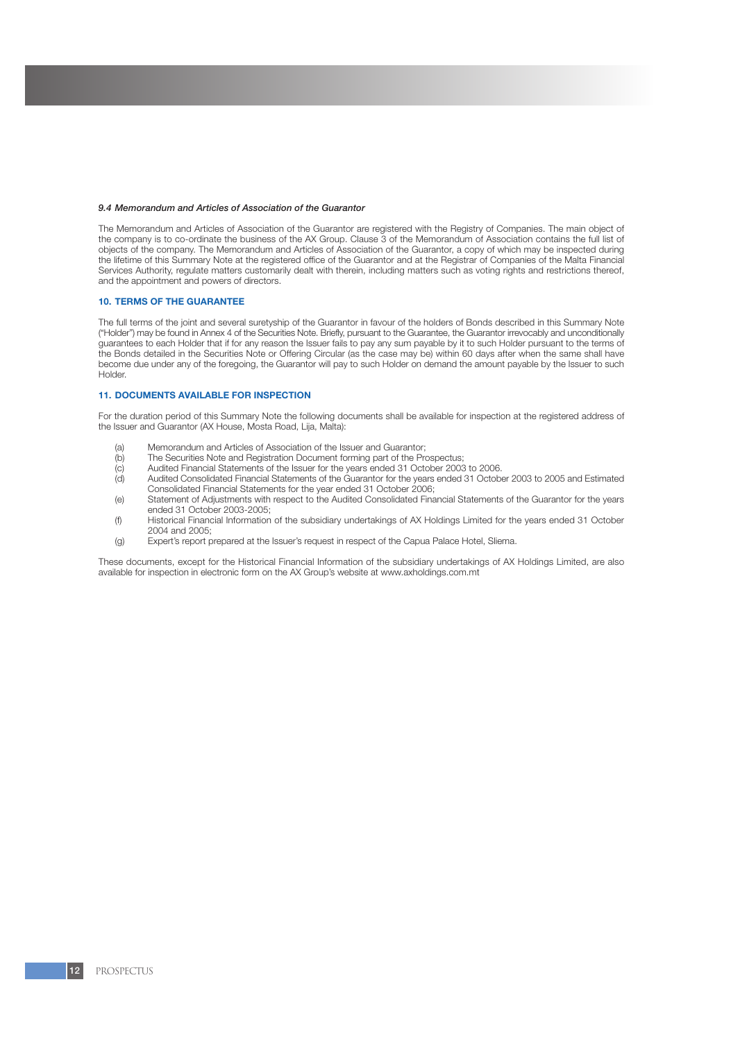### *9.4 Memorandum and Articles of Association of the Guarantor*

The Memorandum and Articles of Association of the Guarantor are registered with the Registry of Companies. The main object of the company is to co-ordinate the business of the AX Group. Clause 3 of the Memorandum of Association contains the full list of objects of the company. The Memorandum and Articles of Association of the Guarantor, a copy of which may be inspected during the lifetime of this Summary Note at the registered office of the Guarantor and at the Registrar of Companies of the Malta Financial Services Authority, regulate matters customarily dealt with therein, including matters such as voting rights and restrictions thereof, and the appointment and powers of directors.

## 10. TERMS OF THE GUARANTEE

The full terms of the joint and several suretyship of the Guarantor in favour of the holders of Bonds described in this Summary Note ("Holder") may be found in Annex 4 of the Securities Note. Briefly, pursuant to the Guarantee, the Guarantor irrevocably and unconditionally guarantees to each Holder that if for any reason the Issuer fails to pay any sum payable by it to such Holder pursuant to the terms of the Bonds detailed in the Securities Note or Offering Circular (as the case may be) within 60 days after when the same shall have become due under any of the foregoing, the Guarantor will pay to such Holder on demand the amount payable by the Issuer to such Holder.

## 11. DOCUMENTS AVAILABLE FOR INSPECTION

For the duration period of this Summary Note the following documents shall be available for inspection at the registered address of the Issuer and Guarantor (AX House, Mosta Road, Lija, Malta):

(a) Memorandum and Articles of Association of the Issuer and Guarantor;
(b) The Securities Note and Registration Document forming part of the Prospectus;
(c) Audited Financial Statements of the Issuer for the years ended 31 October 2003 to 2006.
(d) Audited Consolidated Financial Statements of the Guarantor for the years ended 31 October 2003 to 2005 and Estimated Consolidated Financial Statements for the year ended 31 October 2006;
(e) Statement of Adjustments with respect to the Audited Consolidated Financial Statements of the Guarantor for the years ended 31 October 2003-2005;
(f) Historical Financial Information of the subsidiary undertakings of AX Holdings Limited for the years ended 31 October 2004 and 2005;
(g) Expert's report prepared at the Issuer's request in respect of the Capua Palace Hotel, Sliema.

These documents, except for the Historical Financial Information of the subsidiary undertakings of AX Holdings Limited, are also available for inspection in electronic form on the AX Group's website at www.axholdings.com.mt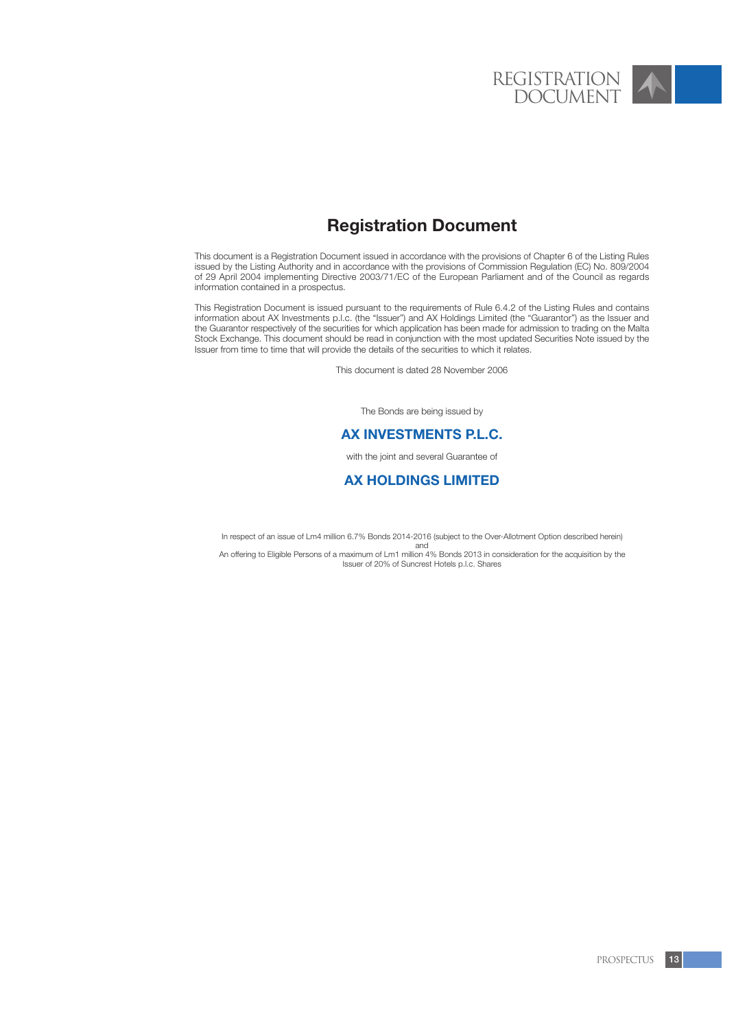# Registration Document

This document is a Registration Document issued in accordance with the provisions of Chapter 6 of the Listing Rules issued by the Listing Authority and in accordance with the provisions of Commission Regulation (EC) No. 809/2004 of 29 April 2004 implementing Directive 2003/71/EC of the European Parliament and of the Council as regards information contained in a prospectus.

This Registration Document is issued pursuant to the requirements of Rule 6.4.2 of the Listing Rules and contains information about AX Investments p.l.c. (the "Issuer") and AX Holdings Limited (the "Guarantor") as the Issuer and the Guarantor respectively of the securities for which application has been made for admission to trading on the Malta Stock Exchange. This document should be read in conjunction with the most updated Securities Note issued by the Issuer from time to time that will provide the details of the securities to which it relates.

This document is dated 28 November 2006

The Bonds are being issued by

## AX INVESTMENTS P.L.C.

with the joint and several Guarantee of

## AX HOLDINGS LIMITED

In respect of an issue of Lm4 million 6.7% Bonds 2014-2016 (subject to the Over-Allotment Option described herein)
and
An offering to Eligible Persons of a maximum of Lm1 million 4% Bonds 2013 in consideration for the acquisition by the Issuer of 20% of Suncrest Hotels p.l.c. Shares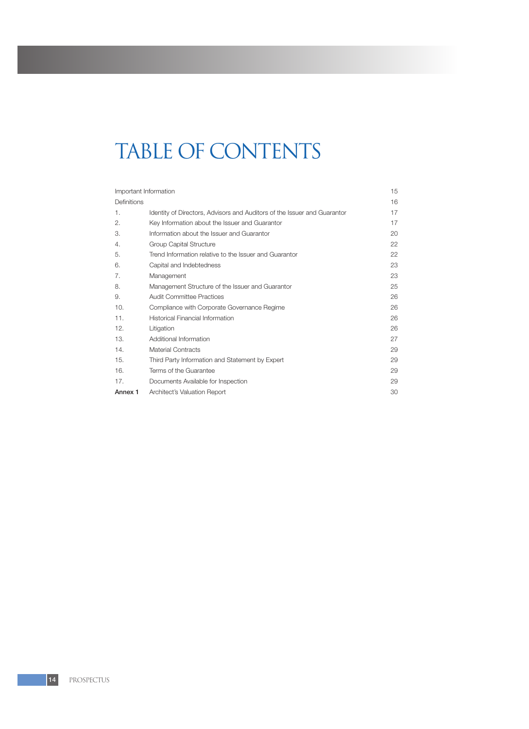# TABLE OF CONTENTS

| | | |
|---|---|---|
| Important Information | | 15 |
| Definitions | | 16 |
| 1. | Identity of Directors, Advisors and Auditors of the Issuer and Guarantor | 17 |
| 2. | Key Information about the Issuer and Guarantor | 17 |
| 3. | Information about the Issuer and Guarantor | 20 |
| 4. | Group Capital Structure | 22 |
| 5. | Trend Information relative to the Issuer and Guarantor | 22 |
| 6. | Capital and Indebtedness | 23 |
| 7. | Management | 23 |
| 8. | Management Structure of the Issuer and Guarantor | 25 |
| 9. | Audit Committee Practices | 26 |
| 10. | Compliance with Corporate Governance Regime | 26 |
| 11. | Historical Financial Information | 26 |
| 12. | Litigation | 26 |
| 13. | Additional Information | 27 |
| 14. | Material Contracts | 29 |
| 15. | Third Party Information and Statement by Expert | 29 |
| 16. | Terms of the Guarantee | 29 |
| 17. | Documents Available for Inspection | 29 |
| **Annex 1** | Architect's Valuation Report | 30 |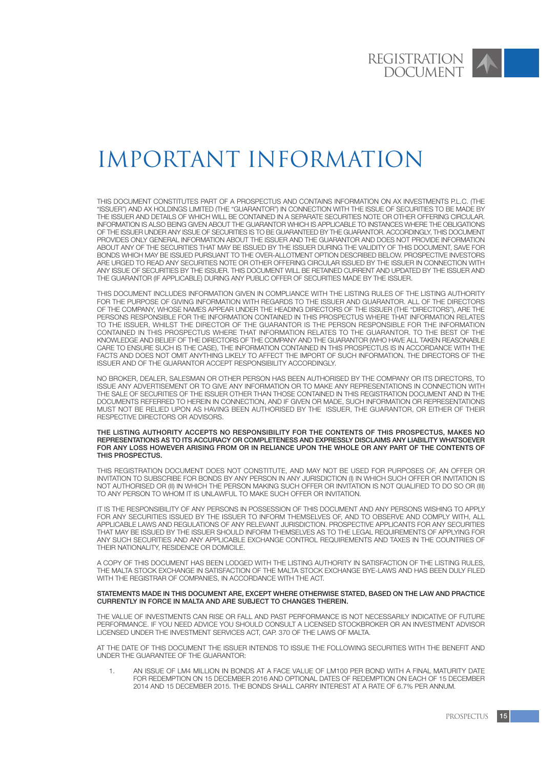# IMPORTANT INFORMATION

THIS DOCUMENT CONSTITUTES PART OF A PROSPECTUS AND CONTAINS INFORMATION ON AX INVESTMENTS P.L.C. (THE "ISSUER") AND AX HOLDINGS LIMITED (THE "GUARANTOR") IN CONNECTION WITH THE ISSUE OF SECURITIES TO BE MADE BY THE ISSUER AND DETAILS OF WHICH WILL BE CONTAINED IN A SEPARATE SECURITIES NOTE OR OTHER OFFERING CIRCULAR. INFORMATION IS ALSO BEING GIVEN ABOUT THE GUARANTOR WHICH IS APPLICABLE TO INSTANCES WHERE THE OBLIGATIONS OF THE ISSUER UNDER ANY ISSUE OF SECURITIES IS TO BE GUARANTEED BY THE GUARANTOR. ACCORDINGLY, THIS DOCUMENT PROVIDES ONLY GENERAL INFORMATION ABOUT THE ISSUER AND THE GUARANTOR AND DOES NOT PROVIDE INFORMATION ABOUT ANY OF THE SECURITIES THAT MAY BE ISSUED BY THE ISSUER DURING THE VALIDITY OF THIS DOCUMENT, SAVE FOR BONDS WHICH MAY BE ISSUED PURSUANT TO THE OVER-ALLOTMENT OPTION DESCRIBED BELOW. PROSPECTIVE INVESTORS ARE URGED TO READ ANY SECURITIES NOTE OR OTHER OFFERING CIRCULAR ISSUED BY THE ISSUER IN CONNECTION WITH ANY ISSUE OF SECURITIES BY THE ISSUER. THIS DOCUMENT WILL BE RETAINED CURRENT AND UPDATED BY THE ISSUER AND THE GUARANTOR (IF APPLICABLE) DURING ANY PUBLIC OFFER OF SECURITIES MADE BY THE ISSUER.

THIS DOCUMENT INCLUDES INFORMATION GIVEN IN COMPLIANCE WITH THE LISTING RULES OF THE LISTING AUTHORITY FOR THE PURPOSE OF GIVING INFORMATION WITH REGARDS TO THE ISSUER AND GUARANTOR. ALL OF THE DIRECTORS OF THE COMPANY, WHOSE NAMES APPEAR UNDER THE HEADING DIRECTORS OF THE ISSUER (THE "DIRECTORS"), ARE THE PERSONS RESPONSIBLE FOR THE INFORMATION CONTAINED IN THIS PROSPECTUS WHERE THAT INFORMATION RELATES TO THE ISSUER, WHILST THE DIRECTOR OF THE GUARANTOR IS THE PERSON RESPONSIBLE FOR THE INFORMATION CONTAINED IN THIS PROSPECTUS WHERE THAT INFORMATION RELATES TO THE GUARANTOR. TO THE BEST OF THE KNOWLEDGE AND BELIEF OF THE DIRECTORS OF THE COMPANY AND THE GUARANTOR (WHO HAVE ALL TAKEN REASONABLE CARE TO ENSURE SUCH IS THE CASE), THE INFORMATION CONTAINED IN THIS PROSPECTUS IS IN ACCORDANCE WITH THE FACTS AND DOES NOT OMIT ANYTHING LIKELY TO AFFECT THE IMPORT OF SUCH INFORMATION. THE DIRECTORS OF THE ISSUER AND OF THE GUARANTOR ACCEPT RESPONSIBILITY ACCORDINGLY.

NO BROKER, DEALER, SALESMAN OR OTHER PERSON HAS BEEN AUTHORISED BY THE COMPANY OR ITS DIRECTORS, TO ISSUE ANY ADVERTISEMENT OR TO GIVE ANY INFORMATION OR TO MAKE ANY REPRESENTATIONS IN CONNECTION WITH THE SALE OF SECURITIES OF THE ISSUER OTHER THAN THOSE CONTAINED IN THIS REGISTRATION DOCUMENT AND IN THE DOCUMENTS REFERRED TO HEREIN IN CONNECTION, AND IF GIVEN OR MADE, SUCH INFORMATION OR REPRESENTATIONS MUST NOT BE RELIED UPON AS HAVING BEEN AUTHORISED BY THE ISSUER, THE GUARANTOR, OR EITHER OF THEIR RESPECTIVE DIRECTORS OR ADVISORS.

**THE LISTING AUTHORITY ACCEPTS NO RESPONSIBILITY FOR THE CONTENTS OF THIS PROSPECTUS, MAKES NO REPRESENTATIONS AS TO ITS ACCURACY OR COMPLETENESS AND EXPRESSLY DISCLAIMS ANY LIABILITY WHATSOEVER FOR ANY LOSS HOWEVER ARISING FROM OR IN RELIANCE UPON THE WHOLE OR ANY PART OF THE CONTENTS OF THIS PROSPECTUS.**

THIS REGISTRATION DOCUMENT DOES NOT CONSTITUTE, AND MAY NOT BE USED FOR PURPOSES OF, AN OFFER OR INVITATION TO SUBSCRIBE FOR BONDS BY ANY PERSON IN ANY JURISDICTION (I) IN WHICH SUCH OFFER OR INVITATION IS NOT AUTHORISED OR (II) IN WHICH THE PERSON MAKING SUCH OFFER OR INVITATION IS NOT QUALIFIED TO DO SO OR (III) TO ANY PERSON TO WHOM IT IS UNLAWFUL TO MAKE SUCH OFFER OR INVITATION.

IT IS THE RESPONSIBILITY OF ANY PERSONS IN POSSESSION OF THIS DOCUMENT AND ANY PERSONS WISHING TO APPLY FOR ANY SECURITIES ISSUED BY THE ISSUER TO INFORM THEMSELVES OF, AND TO OBSERVE AND COMPLY WITH, ALL APPLICABLE LAWS AND REGULATIONS OF ANY RELEVANT JURISDICTION. PROSPECTIVE APPLICANTS FOR ANY SECURITIES THAT MAY BE ISSUED BY THE ISSUER SHOULD INFORM THEMSELVES AS TO THE LEGAL REQUIREMENTS OF APPLYING FOR ANY SUCH SECURITIES AND ANY APPLICABLE EXCHANGE CONTROL REQUIREMENTS AND TAXES IN THE COUNTRIES OF THEIR NATIONALITY, RESIDENCE OR DOMICILE.

A COPY OF THIS DOCUMENT HAS BEEN LODGED WITH THE LISTING AUTHORITY IN SATISFACTION OF THE LISTING RULES, THE MALTA STOCK EXCHANGE IN SATISFACTION OF THE MALTA STOCK EXCHANGE BYE-LAWS AND HAS BEEN DULY FILED WITH THE REGISTRAR OF COMPANIES, IN ACCORDANCE WITH THE ACT.

**STATEMENTS MADE IN THIS DOCUMENT ARE, EXCEPT WHERE OTHERWISE STATED, BASED ON THE LAW AND PRACTICE CURRENTLY IN FORCE IN MALTA AND ARE SUBJECT TO CHANGES THEREIN.**

THE VALUE OF INVESTMENTS CAN RISE OR FALL AND PAST PERFORMANCE IS NOT NECESSARILY INDICATIVE OF FUTURE PERFORMANCE. IF YOU NEED ADVICE YOU SHOULD CONSULT A LICENSED STOCKBROKER OR AN INVESTMENT ADVISOR LICENSED UNDER THE INVESTMENT SERVICES ACT, CAP. 370 OF THE LAWS OF MALTA.

AT THE DATE OF THIS DOCUMENT THE ISSUER INTENDS TO ISSUE THE FOLLOWING SECURITIES WITH THE BENEFIT AND UNDER THE GUARANTEE OF THE GUARANTOR:

1. AN ISSUE OF LM4 MILLION IN BONDS AT A FACE VALUE OF LM100 PER BOND WITH A FINAL MATURITY DATE FOR REDEMPTION ON 15 DECEMBER 2016 AND OPTIONAL DATES OF REDEMPTION ON EACH OF 15 DECEMBER 2014 AND 15 DECEMBER 2015. THE BONDS SHALL CARRY INTEREST AT A RATE OF 6.7% PER ANNUM.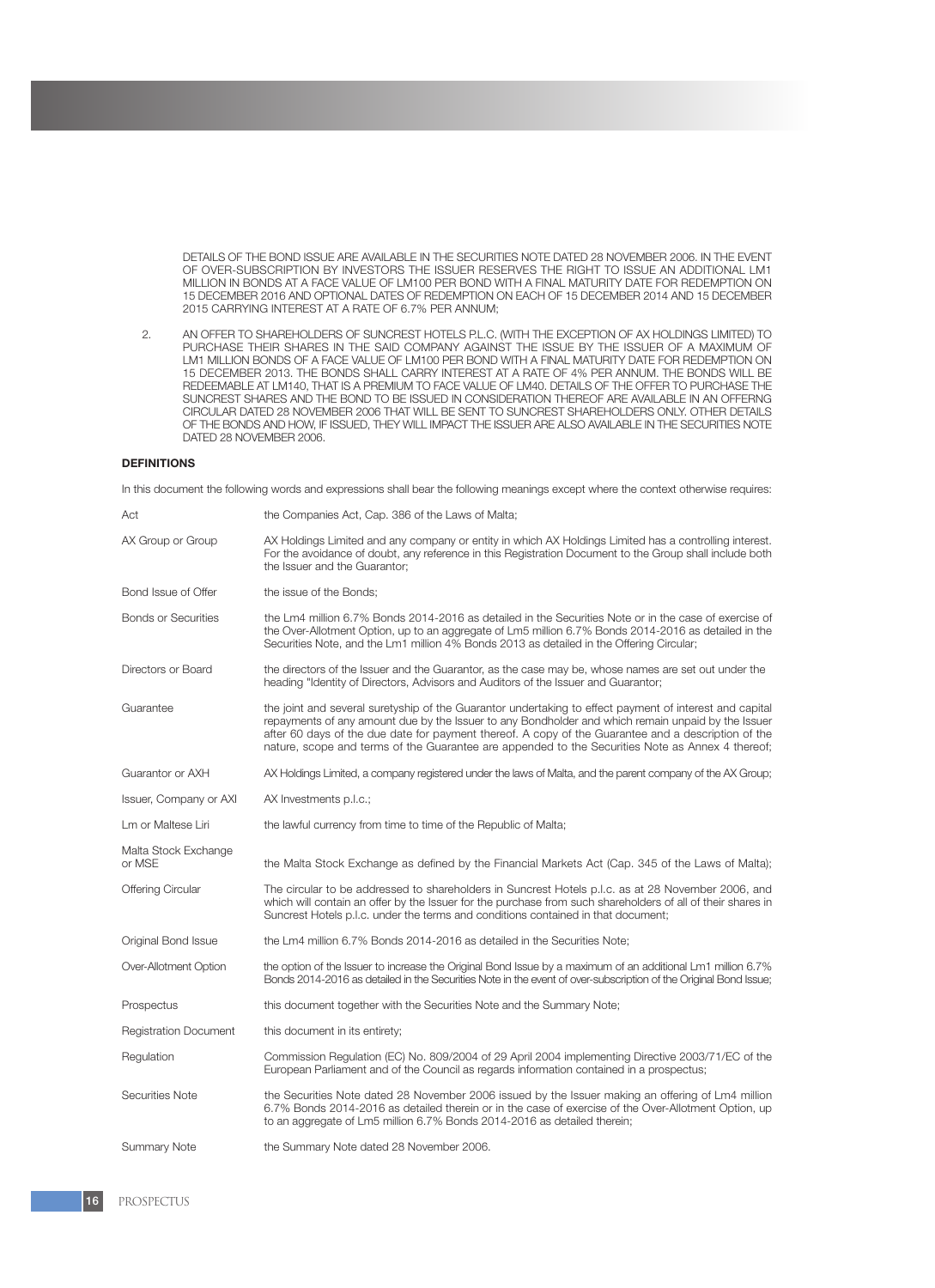DETAILS OF THE BOND ISSUE ARE AVAILABLE IN THE SECURITIES NOTE DATED 28 NOVEMBER 2006. IN THE EVENT OF OVER-SUBSCRIPTION BY INVESTORS THE ISSUER RESERVES THE RIGHT TO ISSUE AN ADDITIONAL LM1 MILLION IN BONDS AT A FACE VALUE OF LM100 PER BOND WITH A FINAL MATURITY DATE FOR REDEMPTION ON 15 DECEMBER 2016 AND OPTIONAL DATES OF REDEMPTION ON EACH OF 15 DECEMBER 2014 AND 15 DECEMBER 2015 CARRYING INTEREST AT A RATE OF 6.7% PER ANNUM;

2. AN OFFER TO SHAREHOLDERS OF SUNCREST HOTELS P.L.C. (WITH THE EXCEPTION OF AX HOLDINGS LIMITED) TO PURCHASE THEIR SHARES IN THE SAID COMPANY AGAINST THE ISSUE BY THE ISSUER OF A MAXIMUM OF LM1 MILLION BONDS OF A FACE VALUE OF LM100 PER BOND WITH A FINAL MATURITY DATE FOR REDEMPTION ON 15 DECEMBER 2013. THE BONDS SHALL CARRY INTEREST AT A RATE OF 4% PER ANNUM. THE BONDS WILL BE REDEEMABLE AT LM140, THAT IS A PREMIUM TO FACE VALUE OF LM40. DETAILS OF THE OFFER TO PURCHASE THE SUNCREST SHARES AND THE BOND TO BE ISSUED IN CONSIDERATION THEREOF ARE AVAILABLE IN AN OFFERNG CIRCULAR DATED 28 NOVEMBER 2006 THAT WILL BE SENT TO SUNCREST SHAREHOLDERS ONLY. OTHER DETAILS OF THE BONDS AND HOW, IF ISSUED, THEY WILL IMPACT THE ISSUER ARE ALSO AVAILABLE IN THE SECURITIES NOTE DATED 28 NOVEMBER 2006.

**DEFINITIONS**

In this document the following words and expressions shall bear the following meanings except where the context otherwise requires:

| | |
|---|---|
| Act | the Companies Act, Cap. 386 of the Laws of Malta; |
| AX Group or Group | AX Holdings Limited and any company or entity in which AX Holdings Limited has a controlling interest. For the avoidance of doubt, any reference in this Registration Document to the Group shall include both the Issuer and the Guarantor; |
| Bond Issue of Offer | the issue of the Bonds; |
| Bonds or Securities | the Lm4 million 6.7% Bonds 2014-2016 as detailed in the Securities Note or in the case of exercise of the Over-Allotment Option, up to an aggregate of Lm5 million 6.7% Bonds 2014-2016 as detailed in the Securities Note, and the Lm1 million 4% Bonds 2013 as detailed in the Offering Circular; |
| Directors or Board | the directors of the Issuer and the Guarantor, as the case may be, whose names are set out under the heading "Identity of Directors, Advisors and Auditors of the Issuer and Guarantor; |
| Guarantee | the joint and several suretyship of the Guarantor undertaking to effect payment of interest and capital repayments of any amount due by the Issuer to any Bondholder and which remain unpaid by the Issuer after 60 days of the due date for payment thereof. A copy of the Guarantee and a description of the nature, scope and terms of the Guarantee are appended to the Securities Note as Annex 4 thereof; |
| Guarantor or AXH | AX Holdings Limited, a company registered under the laws of Malta, and the parent company of the AX Group; |
| Issuer, Company or AXI | AX Investments p.l.c.; |
| Lm or Maltese Liri | the lawful currency from time to time of the Republic of Malta; |
| Malta Stock Exchange or MSE | the Malta Stock Exchange as defined by the Financial Markets Act (Cap. 345 of the Laws of Malta); |
| Offering Circular | The circular to be addressed to shareholders in Suncrest Hotels p.l.c. as at 28 November 2006, and which will contain an offer by the Issuer for the purchase from such shareholders of all of their shares in Suncrest Hotels p.l.c. under the terms and conditions contained in that document; |
| Original Bond Issue | the Lm4 million 6.7% Bonds 2014-2016 as detailed in the Securities Note; |
| Over-Allotment Option | the option of the Issuer to increase the Original Bond Issue by a maximum of an additional Lm1 million 6.7% Bonds 2014-2016 as detailed in the Securities Note in the event of over-subscription of the Original Bond Issue; |
| Prospectus | this document together with the Securities Note and the Summary Note; |
| Registration Document | this document in its entirety; |
| Regulation | Commission Regulation (EC) No. 809/2004 of 29 April 2004 implementing Directive 2003/71/EC of the European Parliament and of the Council as regards information contained in a prospectus; |
| Securities Note | the Securities Note dated 28 November 2006 issued by the Issuer making an offering of Lm4 million 6.7% Bonds 2014-2016 as detailed therein or in the case of exercise of the Over-Allotment Option, up to an aggregate of Lm5 million 6.7% Bonds 2014-2016 as detailed therein; |
| Summary Note | the Summary Note dated 28 November 2006. |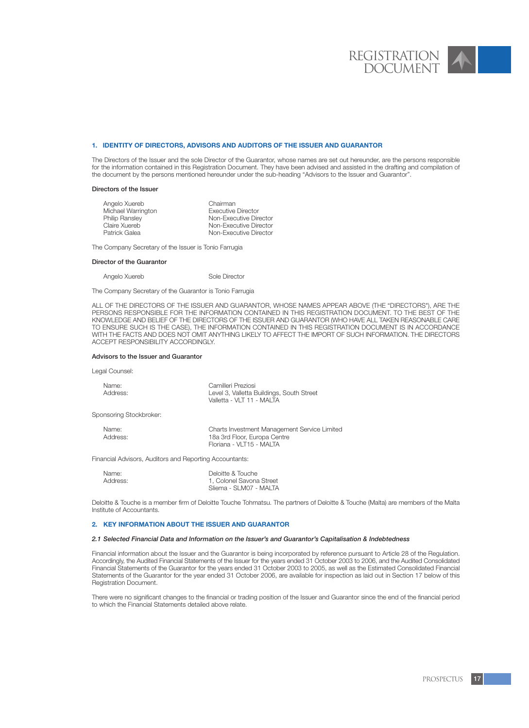## 1. IDENTITY OF DIRECTORS, ADVISORS AND AUDITORS OF THE ISSUER AND GUARANTOR

The Directors of the Issuer and the sole Director of the Guarantor, whose names are set out hereunder, are the persons responsible for the information contained in this Registration Document. They have been advised and assisted in the drafting and compilation of the document by the persons mentioned hereunder under the sub-heading "Advisors to the Issuer and Guarantor".

**Directors of the Issuer**

| | |
|---|---|
| Angelo Xuereb | Chairman |
| Michael Warrington | Executive Director |
| Philip Ransley | Non-Executive Director |
| Claire Xuereb | Non-Executive Director |
| Patrick Galea | Non-Executive Director |

The Company Secretary of the Issuer is Tonio Farrugia

**Director of the Guarantor**

| | |
|---|---|
| Angelo Xuereb | Sole Director |

The Company Secretary of the Guarantor is Tonio Farrugia

ALL OF THE DIRECTORS OF THE ISSUER AND GUARANTOR, WHOSE NAMES APPEAR ABOVE (THE "DIRECTORS"), ARE THE PERSONS RESPONSIBLE FOR THE INFORMATION CONTAINED IN THIS REGISTRATION DOCUMENT. TO THE BEST OF THE KNOWLEDGE AND BELIEF OF THE DIRECTORS OF THE ISSUER AND GUARANTOR (WHO HAVE ALL TAKEN REASONABLE CARE TO ENSURE SUCH IS THE CASE), THE INFORMATION CONTAINED IN THIS REGISTRATION DOCUMENT IS IN ACCORDANCE WITH THE FACTS AND DOES NOT OMIT ANYTHING LIKELY TO AFFECT THE IMPORT OF SUCH INFORMATION. THE DIRECTORS ACCEPT RESPONSIBILITY ACCORDINGLY.

**Advisors to the Issuer and Guarantor**

Legal Counsel:

| | |
|---|---|
| Name: | Camilleri Preziosi |
| Address: | Level 3, Valletta Buildings, South Street<br>Valletta - VLT 11 - MALTA |

Sponsoring Stockbroker:

| | |
|---|---|
| Name: | Charts Investment Management Service Limited |
| Address: | 18a 3rd Floor, Europa Centre<br>Floriana - VLT15 - MALTA |

Financial Advisors, Auditors and Reporting Accountants:

| | |
|---|---|
| Name: | Deloitte & Touche |
| Address: | 1, Colonel Savona Street<br>Sliema - SLM07 - MALTA |

Deloitte & Touche is a member firm of Deloitte Touche Tohmatsu. The partners of Deloitte & Touche (Malta) are members of the Malta Institute of Accountants.

## 2. KEY INFORMATION ABOUT THE ISSUER AND GUARANTOR

### *2.1 Selected Financial Data and Information on the Issuer's and Guarantor's Capitalisation & Indebtedness*

Financial information about the Issuer and the Guarantor is being incorporated by reference pursuant to Article 28 of the Regulation. Accordingly, the Audited Financial Statements of the Issuer for the years ended 31 October 2003 to 2006, and the Audited Consolidated Financial Statements of the Guarantor for the years ended 31 October 2003 to 2005, as well as the Estimated Consolidated Financial Statements of the Guarantor for the year ended 31 October 2006, are available for inspection as laid out in Section 17 below of this Registration Document.

There were no significant changes to the financial or trading position of the Issuer and Guarantor since the end of the financial period to which the Financial Statements detailed above relate.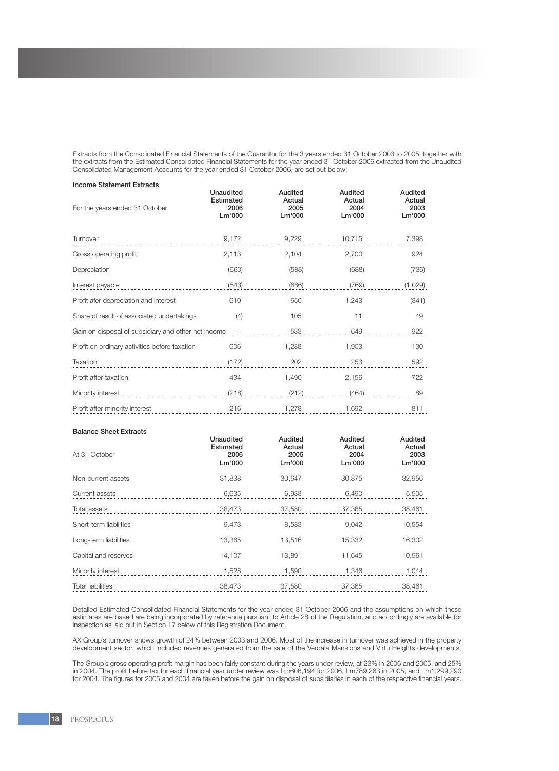Extracts from the Consolidated Financial Statements of the Guarantor for the 3 years ended 31 October 2003 to 2005, together with the extracts from the Estimated Consolidated Financial Statements for the year ended 31 October 2006 extracted from the Unaudited Consolidated Management Accounts for the year ended 31 October 2006, are set out below:

**Income Statement Extracts**

| For the years ended 31 October | Unaudited Estimated 2006 Lm'000 | Audited Actual 2005 Lm'000 | Audited Actual 2004 Lm'000 | Audited Actual 2003 Lm'000 |
|---|---|---|---|---|
| Turnover | 9,172 | 9,229 | 10,715 | 7,398 |
| Gross operating profit | 2,113 | 2,104 | 2,700 | 924 |
| Depreciation | (660) | (588) | (688) | (736) |
| Interest payable | (843) | (866) | (769) | (1,029) |
| Profit afer depreciation and interest | 610 | 650 | 1,243 | (841) |
| Share of result of associated undertakings | (4) | 105 | 11 | 49 |
| Gain on disposal of subsidiary and other net income | - | 533 | 649 | 922 |
| Profit on ordinary activities before taxation | 606 | 1,288 | 1,903 | 130 |
| Taxation | (172) | 202 | 253 | 592 |
| Profit after taxation | 434 | 1,490 | 2,156 | 722 |
| Minority interest | (218) | (212) | (464) | 89 |
| Profit after minority interest | 216 | 1,278 | 1,692 | 811 |

**Balance Sheet Extracts**

| At 31 October | Unaudited Estimated 2006 Lm'000 | Audited Actual 2005 Lm'000 | Audited Actual 2004 Lm'000 | Audited Actual 2003 Lm'000 |
|---|---|---|---|---|
| Non-current assets | 31,838 | 30,647 | 30,875 | 32,956 |
| Current assets | 6,635 | 6,933 | 6,490 | 5,505 |
| Total assets | 38,473 | 37,580 | 37,365 | 38,461 |
| Short-term liabilities | 9,473 | 8,583 | 9,042 | 10,554 |
| Long-term liabilities | 13,365 | 13,516 | 15,332 | 16,302 |
| Capital and reserves | 14,107 | 13,891 | 11,645 | 10,561 |
| Minority interest | 1,528 | 1,590 | 1,346 | 1,044 |
| Total liabilities | 38,473 | 37,580 | 37,365 | 38,461 |

Detailed Estimated Consolidated Financial Statements for the year ended 31 October 2006 and the assumptions on which these estimates are based are being incorporated by reference pursuant to Article 28 of the Regulation, and accordingly are available for inspection as laid out in Section 17 below of this Registration Document.

AX Group's turnover shows growth of 24% between 2003 and 2006. Most of the increase in turnover was achieved in the property development sector, which included revenues generated from the sale of the Verdala Mansions and Virtu Heights developments.

The Group's gross operating profit margin has been fairly constant during the years under review, at 23% in 2006 and 2005, and 25% in 2004. The profit before tax for each financial year under review was Lm606,194 for 2006, Lm789,263 in 2005, and Lm1,299,290 for 2004. The figures for 2005 and 2004 are taken before the gain on disposal of subsidiaries in each of the respective financial years.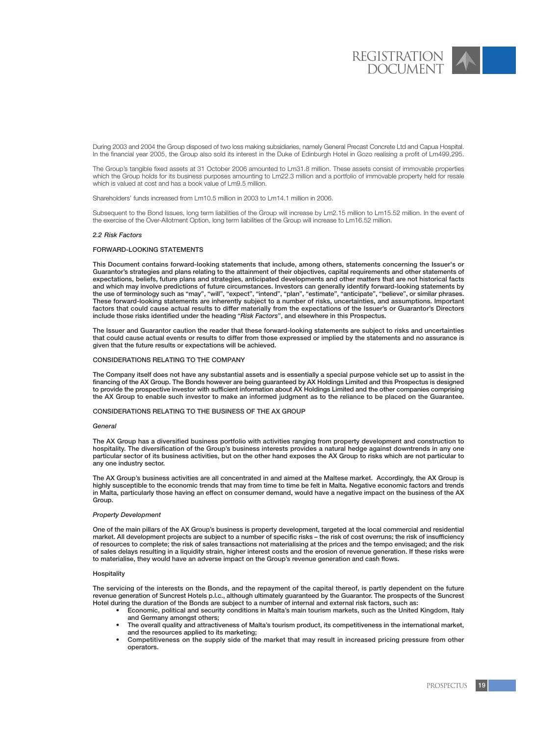During 2003 and 2004 the Group disposed of two loss making subsidiaries, namely General Precast Concrete Ltd and Capua Hospital. In the financial year 2005, the Group also sold its interest in the Duke of Edinburgh Hotel in Gozo realising a profit of Lm499,295.

The Group's tangible fixed assets at 31 October 2006 amounted to Lm31.8 million. These assets consist of immovable properties which the Group holds for its business purposes amounting to Lm22.3 million and a portfolio of immovable property held for resale which is valued at cost and has a book value of Lm9.5 million.

Shareholders' funds increased from Lm10.5 million in 2003 to Lm14.1 million in 2006.

Subsequent to the Bond Issues, long term liabilities of the Group will increase by Lm2.15 million to Lm15.52 million. In the event of the exercise of the Over-Allotment Option, long term liabilities of the Group will increase to Lm16.52 million.

### *2.2 Risk Factors*

#### FORWARD-LOOKING STATEMENTS

**This Document contains forward-looking statements that include, among others, statements concerning the Issuer's or Guarantor's strategies and plans relating to the attainment of their objectives, capital requirements and other statements of expectations, beliefs, future plans and strategies, anticipated developments and other matters that are not historical facts and which may involve predictions of future circumstances. Investors can generally identify forward-looking statements by the use of terminology such as "may", "will", "expect", "intend", "plan", "estimate", "anticipate", "believe", or similar phrases. These forward-looking statements are inherently subject to a number of risks, uncertainties, and assumptions. Important factors that could cause actual results to differ materially from the expectations of the Issuer's or Guarantor's Directors include those risks identified under the heading "*Risk Factors*", and elsewhere in this Prospectus.**

**The Issuer and Guarantor caution the reader that these forward-looking statements are subject to risks and uncertainties that could cause actual events or results to differ from those expressed or implied by the statements and no assurance is given that the future results or expectations will be achieved.**

#### CONSIDERATIONS RELATING TO THE COMPANY

**The Company itself does not have any substantial assets and is essentially a special purpose vehicle set up to assist in the financing of the AX Group. The Bonds however are being guaranteed by AX Holdings Limited and this Prospectus is designed to provide the prospective investor with sufficient information about AX Holdings Limited and the other companies comprising the AX Group to enable such investor to make an informed judgment as to the reliance to be placed on the Guarantee.**

#### CONSIDERATIONS RELATING TO THE BUSINESS OF THE AX GROUP

*General*

**The AX Group has a diversified business portfolio with activities ranging from property development and construction to hospitality. The diversification of the Group's business interests provides a natural hedge against downtrends in any one particular sector of its business activities, but on the other hand exposes the AX Group to risks which are not particular to any one industry sector.**

**The AX Group's business activities are all concentrated in and aimed at the Maltese market. Accordingly, the AX Group is highly susceptible to the economic trends that may from time to time be felt in Malta. Negative economic factors and trends in Malta, particularly those having an effect on consumer demand, would have a negative impact on the business of the AX Group.**

*Property Development*

**One of the main pillars of the AX Group's business is property development, targeted at the local commercial and residential market. All development projects are subject to a number of specific risks – the risk of cost overruns; the risk of insufficiency of resources to complete; the risk of sales transactions not materialising at the prices and the tempo envisaged; and the risk of sales delays resulting in a liquidity strain, higher interest costs and the erosion of revenue generation. If these risks were to materialise, they would have an adverse impact on the Group's revenue generation and cash flows.**

Hospitality

**The servicing of the interests on the Bonds, and the repayment of the capital thereof, is partly dependent on the future revenue generation of Suncrest Hotels p.l.c., although ultimately guaranteed by the Guarantor. The prospects of the Suncrest Hotel during the duration of the Bonds are subject to a number of internal and external risk factors, such as:**

- **Economic, political and security conditions in Malta's main tourism markets, such as the United Kingdom, Italy and Germany amongst others;**
- **The overall quality and attractiveness of Malta's tourism product, its competitiveness in the international market, and the resources applied to its marketing;**
- **Competitiveness on the supply side of the market that may result in increased pricing pressure from other operators.**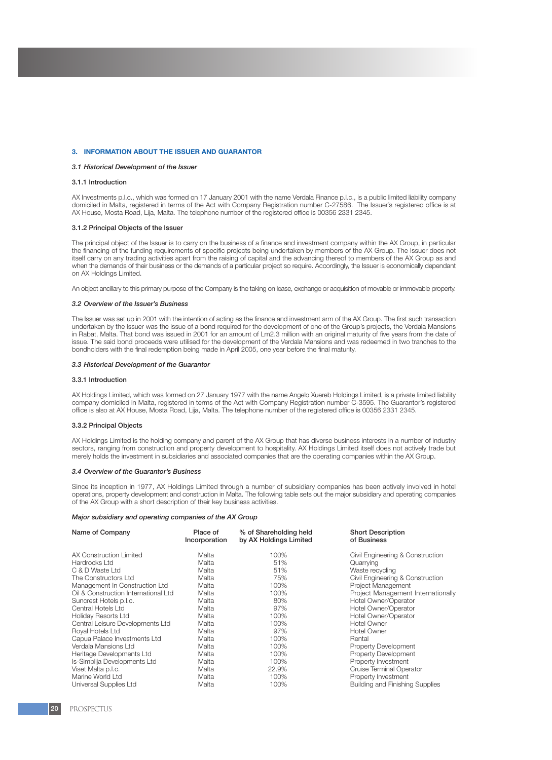## 3. INFORMATION ABOUT THE ISSUER AND GUARANTOR

### *3.1 Historical Development of the Issuer*

#### 3.1.1 Introduction

AX Investments p.l.c., which was formed on 17 January 2001 with the name Verdala Finance p.l.c., is a public limited liability company domiciled in Malta, registered in terms of the Act with Company Registration number C-27586. The Issuer's registered office is at AX House, Mosta Road, Lija, Malta. The telephone number of the registered office is 00356 2331 2345.

#### 3.1.2 Principal Objects of the Issuer

The principal object of the Issuer is to carry on the business of a finance and investment company within the AX Group, in particular the financing of the funding requirements of specific projects being undertaken by members of the AX Group. The Issuer does not itself carry on any trading activities apart from the raising of capital and the advancing thereof to members of the AX Group as and when the demands of their business or the demands of a particular project so require. Accordingly, the Issuer is economically dependant on AX Holdings Limited.

An object ancillary to this primary purpose of the Company is the taking on lease, exchange or acquisition of movable or immovable property.

### *3.2 Overview of the Issuer's Business*

The Issuer was set up in 2001 with the intention of acting as the finance and investment arm of the AX Group. The first such transaction undertaken by the Issuer was the issue of a bond required for the development of one of the Group's projects, the Verdala Mansions in Rabat, Malta. That bond was issued in 2001 for an amount of Lm2.3 million with an original maturity of five years from the date of issue. The said bond proceeds were utilised for the development of the Verdala Mansions and was redeemed in two tranches to the bondholders with the final redemption being made in April 2005, one year before the final maturity.

### *3.3 Historical Development of the Guarantor*

#### 3.3.1 Introduction

AX Holdings Limited, which was formed on 27 January 1977 with the name Angelo Xuereb Holdings Limited, is a private limited liability company domiciled in Malta, registered in terms of the Act with Company Registration number C-3595. The Guarantor's registered office is also at AX House, Mosta Road, Lija, Malta. The telephone number of the registered office is 00356 2331 2345.

#### 3.3.2 Principal Objects

AX Holdings Limited is the holding company and parent of the AX Group that has diverse business interests in a number of industry sectors, ranging from construction and property development to hospitality. AX Holdings Limited itself does not actively trade but merely holds the investment in subsidiaries and associated companies that are the operating companies within the AX Group.

### *3.4 Overview of the Guarantor's Business*

Since its inception in 1977, AX Holdings Limited through a number of subsidiary companies has been actively involved in hotel operations, property development and construction in Malta. The following table sets out the major subsidiary and operating companies of the AX Group with a short description of their key business activities.

***Major subsidiary and operating companies of the AX Group***

| Name of Company | Place of Incorporation | % of Shareholding held by AX Holdings Limited | Short Description of Business |
|---|---|---|---|
| AX Construction Limited | Malta | 100% | Civil Engineering & Construction |
| Hardrocks Ltd | Malta | 51% | Quarrying |
| C & D Waste Ltd | Malta | 51% | Waste recycling |
| The Constructors Ltd | Malta | 75% | Civil Engineering & Construction |
| Management In Construction Ltd | Malta | 100% | Project Management |
| Oil & Construction International Ltd | Malta | 100% | Project Management Internationally |
| Suncrest Hotels p.l.c. | Malta | 80% | Hotel Owner/Operator |
| Central Hotels Ltd | Malta | 97% | Hotel Owner/Operator |
| Holiday Resorts Ltd | Malta | 100% | Hotel Owner/Operator |
| Central Leisure Developments Ltd | Malta | 100% | Hotel Owner |
| Royal Hotels Ltd | Malta | 97% | Hotel Owner |
| Capua Palace Investments Ltd | Malta | 100% | Rental |
| Verdala Mansions Ltd | Malta | 100% | Property Development |
| Heritage Developments Ltd | Malta | 100% | Property Development |
| Is-Simblija Developments Ltd | Malta | 100% | Property Investment |
| Viset Malta p.l.c. | Malta | 22.9% | Cruise Terminal Operator |
| Marine World Ltd | Malta | 100% | Property Investment |
| Universal Supplies Ltd | Malta | 100% | Building and Finishing Supplies |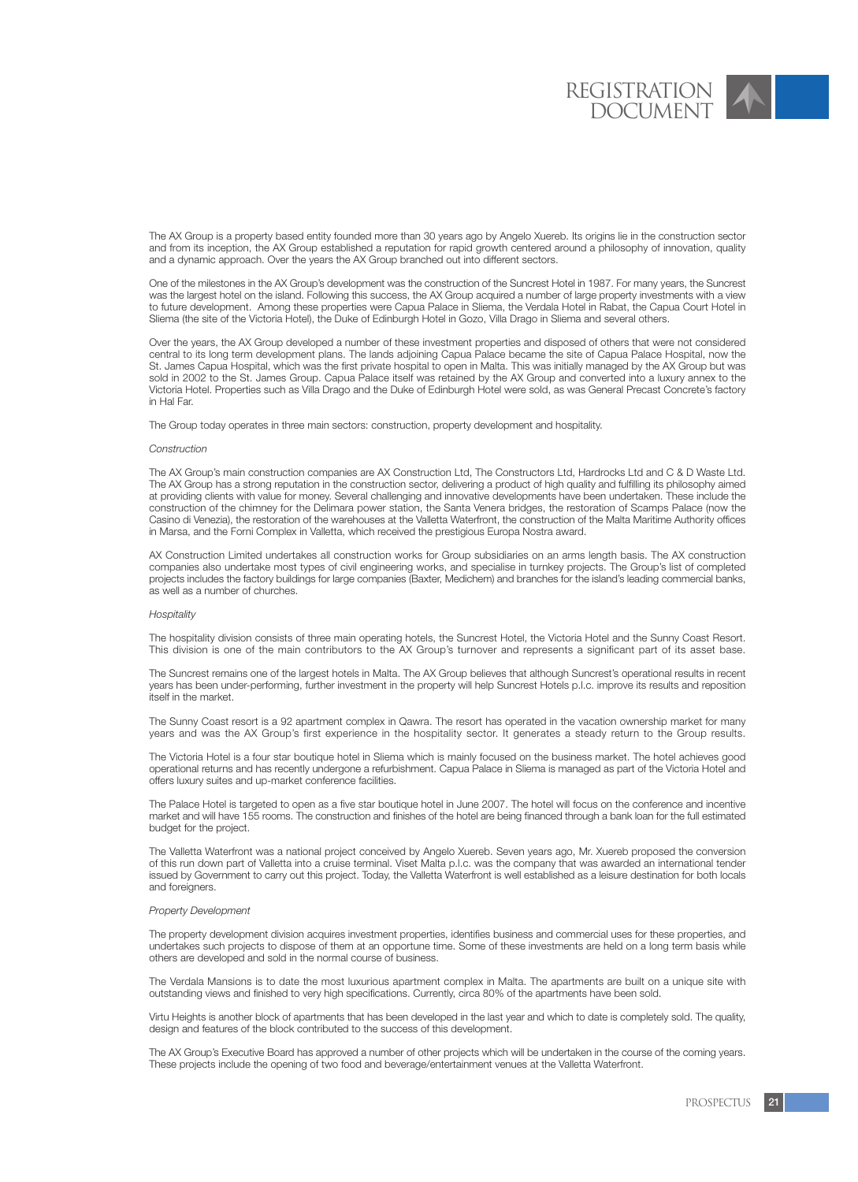The AX Group is a property based entity founded more than 30 years ago by Angelo Xuereb. Its origins lie in the construction sector and from its inception, the AX Group established a reputation for rapid growth centered around a philosophy of innovation, quality and a dynamic approach. Over the years the AX Group branched out into different sectors.

One of the milestones in the AX Group's development was the construction of the Suncrest Hotel in 1987. For many years, the Suncrest was the largest hotel on the island. Following this success, the AX Group acquired a number of large property investments with a view to future development. Among these properties were Capua Palace in Sliema, the Verdala Hotel in Rabat, the Capua Court Hotel in Sliema (the site of the Victoria Hotel), the Duke of Edinburgh Hotel in Gozo, Villa Drago in Sliema and several others.

Over the years, the AX Group developed a number of these investment properties and disposed of others that were not considered central to its long term development plans. The lands adjoining Capua Palace became the site of Capua Palace Hospital, now the St. James Capua Hospital, which was the first private hospital to open in Malta. This was initially managed by the AX Group but was sold in 2002 to the St. James Group. Capua Palace itself was retained by the AX Group and converted into a luxury annex to the Victoria Hotel. Properties such as Villa Drago and the Duke of Edinburgh Hotel were sold, as was General Precast Concrete's factory in Hal Far.

The Group today operates in three main sectors: construction, property development and hospitality.

*Construction*

The AX Group's main construction companies are AX Construction Ltd, The Constructors Ltd, Hardrocks Ltd and C & D Waste Ltd. The AX Group has a strong reputation in the construction sector, delivering a product of high quality and fulfilling its philosophy aimed at providing clients with value for money. Several challenging and innovative developments have been undertaken. These include the construction of the chimney for the Delimara power station, the Santa Venera bridges, the restoration of Scamps Palace (now the Casino di Venezia), the restoration of the warehouses at the Valletta Waterfront, the construction of the Malta Maritime Authority offices in Marsa, and the Forni Complex in Valletta, which received the prestigious Europa Nostra award.

AX Construction Limited undertakes all construction works for Group subsidiaries on an arms length basis. The AX construction companies also undertake most types of civil engineering works, and specialise in turnkey projects. The Group's list of completed projects includes the factory buildings for large companies (Baxter, Medichem) and branches for the island's leading commercial banks, as well as a number of churches.

*Hospitality*

The hospitality division consists of three main operating hotels, the Suncrest Hotel, the Victoria Hotel and the Sunny Coast Resort. This division is one of the main contributors to the AX Group's turnover and represents a significant part of its asset base.

The Suncrest remains one of the largest hotels in Malta. The AX Group believes that although Suncrest's operational results in recent years has been under-performing, further investment in the property will help Suncrest Hotels p.l.c. improve its results and reposition itself in the market.

The Sunny Coast resort is a 92 apartment complex in Qawra. The resort has operated in the vacation ownership market for many years and was the AX Group's first experience in the hospitality sector. It generates a steady return to the Group results.

The Victoria Hotel is a four star boutique hotel in Sliema which is mainly focused on the business market. The hotel achieves good operational returns and has recently undergone a refurbishment. Capua Palace in Sliema is managed as part of the Victoria Hotel and offers luxury suites and up-market conference facilities.

The Palace Hotel is targeted to open as a five star boutique hotel in June 2007. The hotel will focus on the conference and incentive market and will have 155 rooms. The construction and finishes of the hotel are being financed through a bank loan for the full estimated budget for the project.

The Valletta Waterfront was a national project conceived by Angelo Xuereb. Seven years ago, Mr. Xuereb proposed the conversion of this run down part of Valletta into a cruise terminal. Viset Malta p.l.c. was the company that was awarded an international tender issued by Government to carry out this project. Today, the Valletta Waterfront is well established as a leisure destination for both locals and foreigners.

*Property Development*

The property development division acquires investment properties, identifies business and commercial uses for these properties, and undertakes such projects to dispose of them at an opportune time. Some of these investments are held on a long term basis while others are developed and sold in the normal course of business.

The Verdala Mansions is to date the most luxurious apartment complex in Malta. The apartments are built on a unique site with outstanding views and finished to very high specifications. Currently, circa 80% of the apartments have been sold.

Virtu Heights is another block of apartments that has been developed in the last year and which to date is completely sold. The quality, design and features of the block contributed to the success of this development.

The AX Group's Executive Board has approved a number of other projects which will be undertaken in the course of the coming years. These projects include the opening of two food and beverage/entertainment venues at the Valletta Waterfront.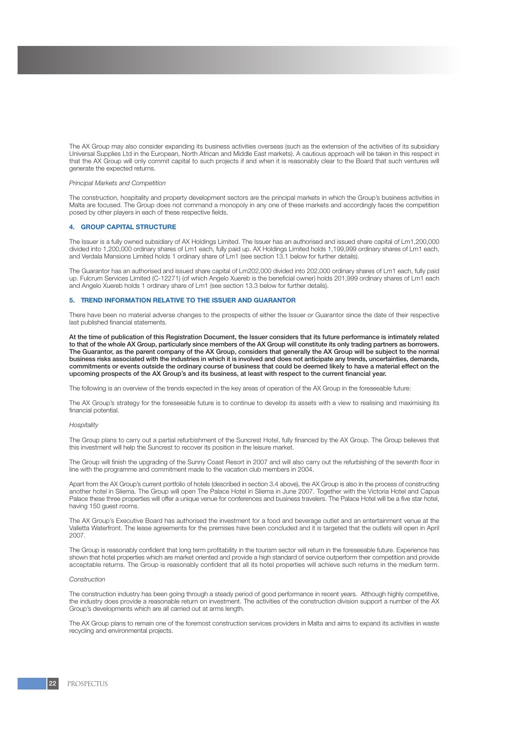The AX Group may also consider expanding its business activities overseas (such as the extension of the activities of its subsidiary Universal Supplies Ltd in the European, North African and Middle East markets). A cautious approach will be taken in this respect in that the AX Group will only commit capital to such projects if and when it is reasonably clear to the Board that such ventures will generate the expected returns.

*Principal Markets and Competition*

The construction, hospitality and property development sectors are the principal markets in which the Group's business activities in Malta are focused. The Group does not command a monopoly in any one of these markets and accordingly faces the competition posed by other players in each of these respective fields.

## 4. GROUP CAPITAL STRUCTURE

The Issuer is a fully owned subsidiary of AX Holdings Limited. The Issuer has an authorised and issued share capital of Lm1,200,000 divided into 1,200,000 ordinary shares of Lm1 each, fully paid up. AX Holdings Limited holds 1,199,999 ordinary shares of Lm1 each, and Verdala Mansions Limited holds 1 ordinary share of Lm1 (see section 13.1 below for further details).

The Guarantor has an authorised and issued share capital of Lm202,000 divided into 202,000 ordinary shares of Lm1 each, fully paid up. Fulcrum Services Limited (C-12271) (of which Angelo Xuereb is the beneficial owner) holds 201,999 ordinary shares of Lm1 each and Angelo Xuereb holds 1 ordinary share of Lm1 (see section 13.3 below for further details).

## 5. TREND INFORMATION RELATIVE TO THE ISSUER AND GUARANTOR

There have been no material adverse changes to the prospects of either the Issuer or Guarantor since the date of their respective last published financial statements.

**At the time of publication of this Registration Document, the Issuer considers that its future performance is intimately related to that of the whole AX Group, particularly since members of the AX Group will constitute its only trading partners as borrowers. The Guarantor, as the parent company of the AX Group, considers that generally the AX Group will be subject to the normal business risks associated with the industries in which it is involved and does not anticipate any trends, uncertainties, demands, commitments or events outside the ordinary course of business that could be deemed likely to have a material effect on the upcoming prospects of the AX Group's and its business, at least with respect to the current financial year.**

The following is an overview of the trends expected in the key areas of operation of the AX Group in the foreseeable future:

The AX Group's strategy for the foreseeable future is to continue to develop its assets with a view to realising and maximising its financial potential.

*Hospitality*

The Group plans to carry out a partial refurbishment of the Suncrest Hotel, fully financed by the AX Group. The Group believes that this investment will help the Suncrest to recover its position in the leisure market.

The Group will finish the upgrading of the Sunny Coast Resort in 2007 and will also carry out the refurbishing of the seventh floor in line with the programme and commitment made to the vacation club members in 2004.

Apart from the AX Group's current portfolio of hotels (described in section 3.4 above), the AX Group is also in the process of constructing another hotel in Sliema. The Group will open The Palace Hotel in Sliema in June 2007. Together with the Victoria Hotel and Capua Palace these three properties will offer a unique venue for conferences and business travelers. The Palace Hotel will be a five star hotel, having 150 guest rooms.

The AX Group's Executive Board has authorised the investment for a food and beverage outlet and an entertainment venue at the Valletta Waterfront. The lease agreements for the premises have been concluded and it is targeted that the outlets will open in April 2007.

The Group is reasonably confident that long term profitability in the tourism sector will return in the foreseeable future. Experience has shown that hotel properties which are market oriented and provide a high standard of service outperform their competition and provide acceptable returns. The Group is reasonably confident that all its hotel properties will achieve such returns in the medium term.

*Construction*

The construction industry has been going through a steady period of good performance in recent years. Although highly competitive, the industry does provide a reasonable return on investment. The activities of the construction division support a number of the AX Group's developments which are all carried out at arms length.

The AX Group plans to remain one of the foremost construction services providers in Malta and aims to expand its activities in waste recycling and environmental projects.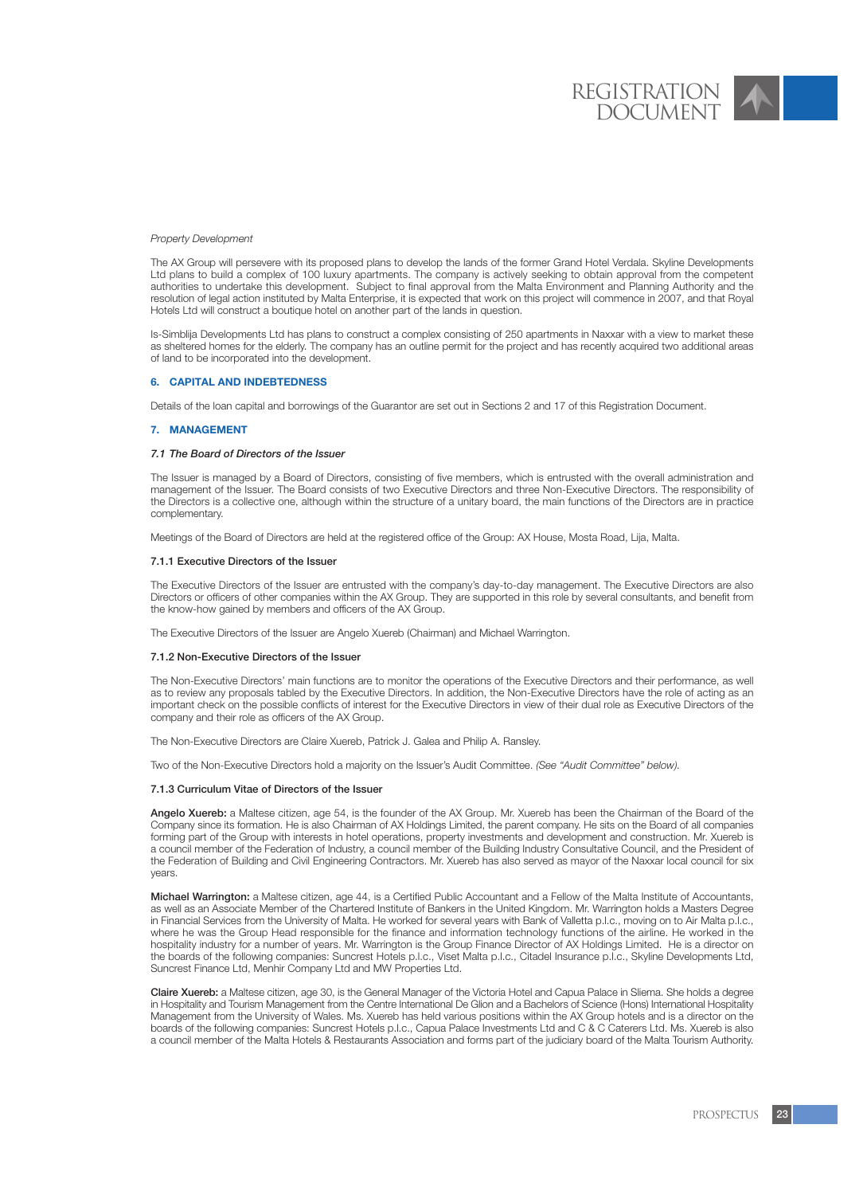*Property Development*

The AX Group will persevere with its proposed plans to develop the lands of the former Grand Hotel Verdala. Skyline Developments Ltd plans to build a complex of 100 luxury apartments. The company is actively seeking to obtain approval from the competent authorities to undertake this development. Subject to final approval from the Malta Environment and Planning Authority and the resolution of legal action instituted by Malta Enterprise, it is expected that work on this project will commence in 2007, and that Royal Hotels Ltd will construct a boutique hotel on another part of the lands in question.

Is-Simblija Developments Ltd has plans to construct a complex consisting of 250 apartments in Naxxar with a view to market these as sheltered homes for the elderly. The company has an outline permit for the project and has recently acquired two additional areas of land to be incorporated into the development.

## 6. CAPITAL AND INDEBTEDNESS

Details of the loan capital and borrowings of the Guarantor are set out in Sections 2 and 17 of this Registration Document.

## 7. MANAGEMENT

### *7.1 The Board of Directors of the Issuer*

The Issuer is managed by a Board of Directors, consisting of five members, which is entrusted with the overall administration and management of the Issuer. The Board consists of two Executive Directors and three Non-Executive Directors. The responsibility of the Directors is a collective one, although within the structure of a unitary board, the main functions of the Directors are in practice complementary.

Meetings of the Board of Directors are held at the registered office of the Group: AX House, Mosta Road, Lija, Malta.

#### 7.1.1 Executive Directors of the Issuer

The Executive Directors of the Issuer are entrusted with the company's day-to-day management. The Executive Directors are also Directors or officers of other companies within the AX Group. They are supported in this role by several consultants, and benefit from the know-how gained by members and officers of the AX Group.

The Executive Directors of the Issuer are Angelo Xuereb (Chairman) and Michael Warrington.

#### 7.1.2 Non-Executive Directors of the Issuer

The Non-Executive Directors' main functions are to monitor the operations of the Executive Directors and their performance, as well as to review any proposals tabled by the Executive Directors. In addition, the Non-Executive Directors have the role of acting as an important check on the possible conflicts of interest for the Executive Directors in view of their dual role as Executive Directors of the company and their role as officers of the AX Group.

The Non-Executive Directors are Claire Xuereb, Patrick J. Galea and Philip A. Ransley.

Two of the Non-Executive Directors hold a majority on the Issuer's Audit Committee. *(See "Audit Committee" below).*

#### 7.1.3 Curriculum Vitae of Directors of the Issuer

**Angelo Xuereb:** a Maltese citizen, age 54, is the founder of the AX Group. Mr. Xuereb has been the Chairman of the Board of the Company since its formation. He is also Chairman of AX Holdings Limited, the parent company. He sits on the Board of all companies forming part of the Group with interests in hotel operations, property investments and development and construction. Mr. Xuereb is a council member of the Federation of Industry, a council member of the Building Industry Consultative Council, and the President of the Federation of Building and Civil Engineering Contractors. Mr. Xuereb has also served as mayor of the Naxxar local council for six years.

**Michael Warrington:** a Maltese citizen, age 44, is a Certified Public Accountant and a Fellow of the Malta Institute of Accountants, as well as an Associate Member of the Chartered Institute of Bankers in the United Kingdom. Mr. Warrington holds a Masters Degree in Financial Services from the University of Malta. He worked for several years with Bank of Valletta p.l.c., moving on to Air Malta p.l.c., where he was the Group Head responsible for the finance and information technology functions of the airline. He worked in the hospitality industry for a number of years. Mr. Warrington is the Group Finance Director of AX Holdings Limited. He is a director on the boards of the following companies: Suncrest Hotels p.l.c., Viset Malta p.l.c., Citadel Insurance p.l.c., Skyline Developments Ltd, Suncrest Finance Ltd, Menhir Company Ltd and MW Properties Ltd.

**Claire Xuereb:** a Maltese citizen, age 30, is the General Manager of the Victoria Hotel and Capua Palace in Sliema. She holds a degree in Hospitality and Tourism Management from the Centre International De Glion and a Bachelors of Science (Hons) International Hospitality Management from the University of Wales. Ms. Xuereb has held various positions within the AX Group hotels and is a director on the boards of the following companies: Suncrest Hotels p.l.c., Capua Palace Investments Ltd and C & C Caterers Ltd. Ms. Xuereb is also a council member of the Malta Hotels & Restaurants Association and forms part of the judiciary board of the Malta Tourism Authority.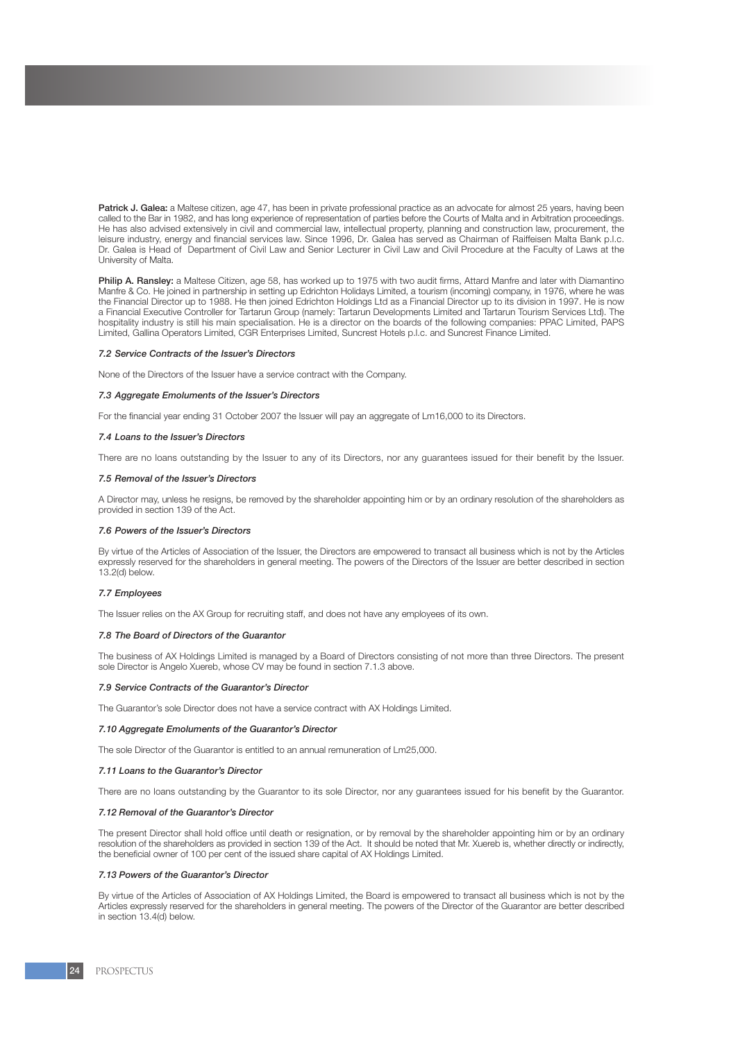**Patrick J. Galea:** a Maltese citizen, age 47, has been in private professional practice as an advocate for almost 25 years, having been called to the Bar in 1982, and has long experience of representation of parties before the Courts of Malta and in Arbitration proceedings. He has also advised extensively in civil and commercial law, intellectual property, planning and construction law, procurement, the leisure industry, energy and financial services law. Since 1996, Dr. Galea has served as Chairman of Raiffeisen Malta Bank p.l.c. Dr. Galea is Head of Department of Civil Law and Senior Lecturer in Civil Law and Civil Procedure at the Faculty of Laws at the University of Malta.

**Philip A. Ransley:** a Maltese Citizen, age 58, has worked up to 1975 with two audit firms, Attard Manfre and later with Diamantino Manfre & Co. He joined in partnership in setting up Edrichton Holidays Limited, a tourism (incoming) company, in 1976, where he was the Financial Director up to 1988. He then joined Edrichton Holdings Ltd as a Financial Director up to its division in 1997. He is now a Financial Executive Controller for Tartarun Group (namely: Tartarun Developments Limited and Tartarun Tourism Services Ltd). The hospitality industry is still his main specialisation. He is a director on the boards of the following companies: PPAC Limited, PAPS Limited, Gallina Operators Limited, CGR Enterprises Limited, Suncrest Hotels p.l.c. and Suncrest Finance Limited.

#### *7.2 Service Contracts of the Issuer's Directors*

None of the Directors of the Issuer have a service contract with the Company.

#### *7.3 Aggregate Emoluments of the Issuer's Directors*

For the financial year ending 31 October 2007 the Issuer will pay an aggregate of Lm16,000 to its Directors.

#### *7.4 Loans to the Issuer's Directors*

There are no loans outstanding by the Issuer to any of its Directors, nor any guarantees issued for their benefit by the Issuer.

#### *7.5 Removal of the Issuer's Directors*

A Director may, unless he resigns, be removed by the shareholder appointing him or by an ordinary resolution of the shareholders as provided in section 139 of the Act.

#### *7.6 Powers of the Issuer's Directors*

By virtue of the Articles of Association of the Issuer, the Directors are empowered to transact all business which is not by the Articles expressly reserved for the shareholders in general meeting. The powers of the Directors of the Issuer are better described in section 13.2(d) below.

#### *7.7 Employees*

The Issuer relies on the AX Group for recruiting staff, and does not have any employees of its own.

#### *7.8 The Board of Directors of the Guarantor*

The business of AX Holdings Limited is managed by a Board of Directors consisting of not more than three Directors. The present sole Director is Angelo Xuereb, whose CV may be found in section 7.1.3 above.

#### *7.9 Service Contracts of the Guarantor's Director*

The Guarantor's sole Director does not have a service contract with AX Holdings Limited.

#### *7.10 Aggregate Emoluments of the Guarantor's Director*

The sole Director of the Guarantor is entitled to an annual remuneration of Lm25,000.

#### *7.11 Loans to the Guarantor's Director*

There are no loans outstanding by the Guarantor to its sole Director, nor any guarantees issued for his benefit by the Guarantor.

#### *7.12 Removal of the Guarantor's Director*

The present Director shall hold office until death or resignation, or by removal by the shareholder appointing him or by an ordinary resolution of the shareholders as provided in section 139 of the Act. It should be noted that Mr. Xuereb is, whether directly or indirectly, the beneficial owner of 100 per cent of the issued share capital of AX Holdings Limited.

#### *7.13 Powers of the Guarantor's Director*

By virtue of the Articles of Association of AX Holdings Limited, the Board is empowered to transact all business which is not by the Articles expressly reserved for the shareholders in general meeting. The powers of the Director of the Guarantor are better described in section 13.4(d) below.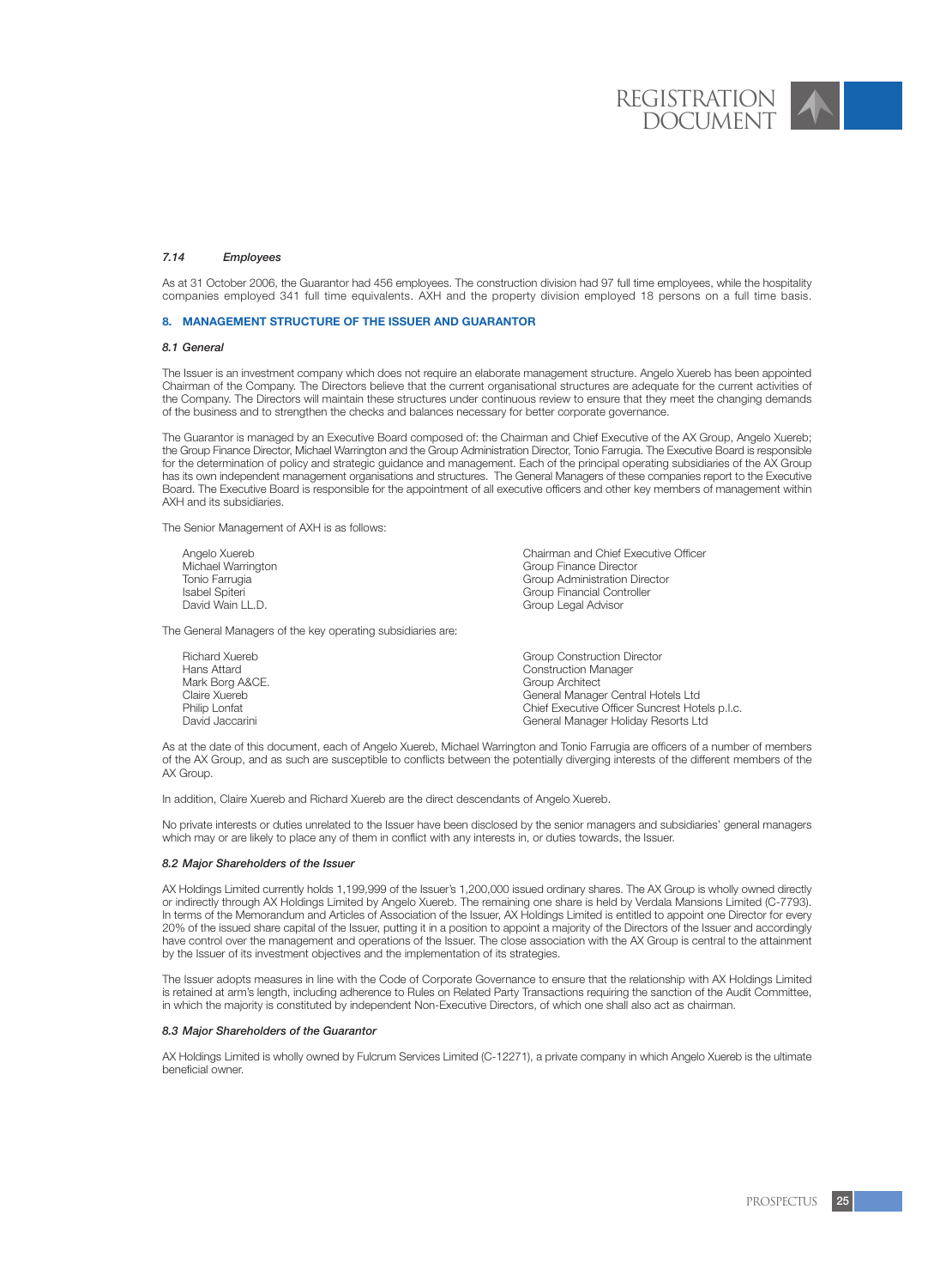*7.14 Employees*

As at 31 October 2006, the Guarantor had 456 employees. The construction division had 97 full time employees, while the hospitality companies employed 341 full time equivalents. AXH and the property division employed 18 persons on a full time basis.

## 8. MANAGEMENT STRUCTURE OF THE ISSUER AND GUARANTOR

### *8.1 General*

The Issuer is an investment company which does not require an elaborate management structure. Angelo Xuereb has been appointed Chairman of the Company. The Directors believe that the current organisational structures are adequate for the current activities of the Company. The Directors will maintain these structures under continuous review to ensure that they meet the changing demands of the business and to strengthen the checks and balances necessary for better corporate governance.

The Guarantor is managed by an Executive Board composed of: the Chairman and Chief Executive of the AX Group, Angelo Xuereb; the Group Finance Director, Michael Warrington and the Group Administration Director, Tonio Farrugia. The Executive Board is responsible for the determination of policy and strategic guidance and management. Each of the principal operating subsidiaries of the AX Group has its own independent management organisations and structures. The General Managers of these companies report to the Executive Board. The Executive Board is responsible for the appointment of all executive officers and other key members of management within AXH and its subsidiaries.

The Senior Management of AXH is as follows:

| | |
|---|---|
| Angelo Xuereb | Chairman and Chief Executive Officer |
| Michael Warrington | Group Finance Director |
| Tonio Farrugia | Group Administration Director |
| Isabel Spiteri | Group Financial Controller |
| David Wain LL.D. | Group Legal Advisor |

The General Managers of the key operating subsidiaries are:

| | |
|---|---|
| Richard Xuereb | Group Construction Director |
| Hans Attard | Construction Manager |
| Mark Borg A&CE. | Group Architect |
| Claire Xuereb | General Manager Central Hotels Ltd |
| Philip Lonfat | Chief Executive Officer Suncrest Hotels p.l.c. |
| David Jaccarini | General Manager Holiday Resorts Ltd |

As at the date of this document, each of Angelo Xuereb, Michael Warrington and Tonio Farrugia are officers of a number of members of the AX Group, and as such are susceptible to conflicts between the potentially diverging interests of the different members of the AX Group.

In addition, Claire Xuereb and Richard Xuereb are the direct descendants of Angelo Xuereb.

No private interests or duties unrelated to the Issuer have been disclosed by the senior managers and subsidiaries' general managers which may or are likely to place any of them in conflict with any interests in, or duties towards, the Issuer.

### *8.2 Major Shareholders of the Issuer*

AX Holdings Limited currently holds 1,199,999 of the Issuer's 1,200,000 issued ordinary shares. The AX Group is wholly owned directly or indirectly through AX Holdings Limited by Angelo Xuereb. The remaining one share is held by Verdala Mansions Limited (C-7793). In terms of the Memorandum and Articles of Association of the Issuer, AX Holdings Limited is entitled to appoint one Director for every 20% of the issued share capital of the Issuer, putting it in a position to appoint a majority of the Directors of the Issuer and accordingly have control over the management and operations of the Issuer. The close association with the AX Group is central to the attainment by the Issuer of its investment objectives and the implementation of its strategies.

The Issuer adopts measures in line with the Code of Corporate Governance to ensure that the relationship with AX Holdings Limited is retained at arm's length, including adherence to Rules on Related Party Transactions requiring the sanction of the Audit Committee, in which the majority is constituted by independent Non-Executive Directors, of which one shall also act as chairman.

### *8.3 Major Shareholders of the Guarantor*

AX Holdings Limited is wholly owned by Fulcrum Services Limited (C-12271), a private company in which Angelo Xuereb is the ultimate beneficial owner.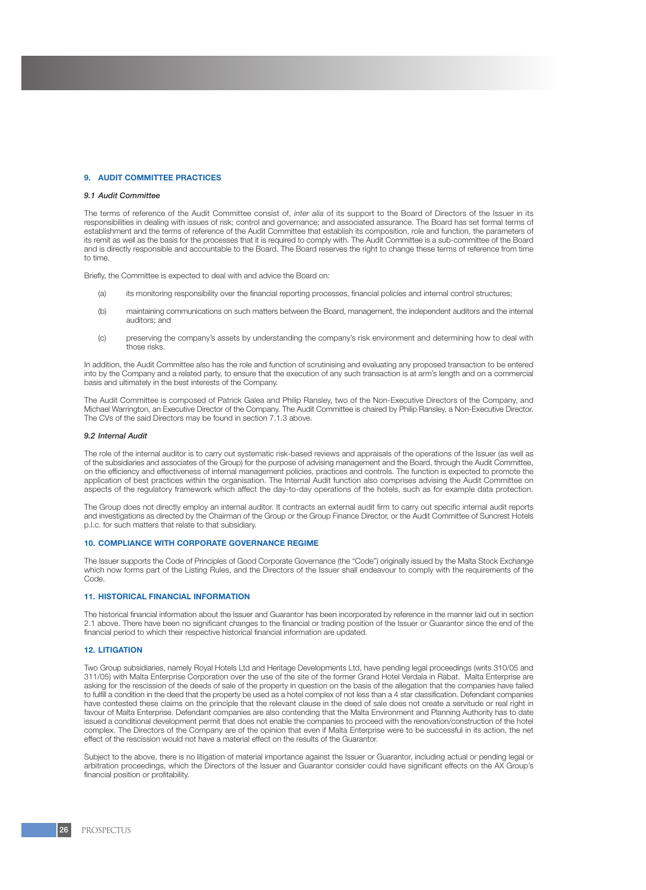## 9. AUDIT COMMITTEE PRACTICES

### *9.1 Audit Committee*

The terms of reference of the Audit Committee consist of, *inter alia* of its support to the Board of Directors of the Issuer in its responsibilities in dealing with issues of risk; control and governance; and associated assurance. The Board has set formal terms of establishment and the terms of reference of the Audit Committee that establish its composition, role and function, the parameters of its remit as well as the basis for the processes that it is required to comply with. The Audit Committee is a sub-committee of the Board and is directly responsible and accountable to the Board. The Board reserves the right to change these terms of reference from time to time.

Briefly, the Committee is expected to deal with and advice the Board on:

(a) its monitoring responsibility over the financial reporting processes, financial policies and internal control structures;

(b) maintaining communications on such matters between the Board, management, the independent auditors and the internal auditors; and

(c) preserving the company's assets by understanding the company's risk environment and determining how to deal with those risks.

In addition, the Audit Committee also has the role and function of scrutinising and evaluating any proposed transaction to be entered into by the Company and a related party, to ensure that the execution of any such transaction is at arm's length and on a commercial basis and ultimately in the best interests of the Company.

The Audit Committee is composed of Patrick Galea and Philip Ransley, two of the Non-Executive Directors of the Company, and Michael Warrington, an Executive Director of the Company. The Audit Committee is chaired by Philip Ransley, a Non-Executive Director. The CVs of the said Directors may be found in section 7.1.3 above.

### *9.2 Internal Audit*

The role of the internal auditor is to carry out systematic risk-based reviews and appraisals of the operations of the Issuer (as well as of the subsidiaries and associates of the Group) for the purpose of advising management and the Board, through the Audit Committee, on the efficiency and effectiveness of internal management policies, practices and controls. The function is expected to promote the application of best practices within the organisation. The Internal Audit function also comprises advising the Audit Committee on aspects of the regulatory framework which affect the day-to-day operations of the hotels, such as for example data protection.

The Group does not directly employ an internal auditor. It contracts an external audit firm to carry out specific internal audit reports and investigations as directed by the Chairman of the Group or the Group Finance Director, or the Audit Committee of Suncrest Hotels p.l.c. for such matters that relate to that subsidiary.

## 10. COMPLIANCE WITH CORPORATE GOVERNANCE REGIME

The Issuer supports the Code of Principles of Good Corporate Governance (the "Code") originally issued by the Malta Stock Exchange which now forms part of the Listing Rules, and the Directors of the Issuer shall endeavour to comply with the requirements of the Code.

## 11. HISTORICAL FINANCIAL INFORMATION

The historical financial information about the Issuer and Guarantor has been incorporated by reference in the manner laid out in section 2.1 above. There have been no significant changes to the financial or trading position of the Issuer or Guarantor since the end of the financial period to which their respective historical financial information are updated.

## 12. LITIGATION

Two Group subsidiaries, namely Royal Hotels Ltd and Heritage Developments Ltd, have pending legal proceedings (writs 310/05 and 311/05) with Malta Enterprise Corporation over the use of the site of the former Grand Hotel Verdala in Rabat. Malta Enterprise are asking for the rescission of the deeds of sale of the property in question on the basis of the allegation that the companies have failed to fulfill a condition in the deed that the property be used as a hotel complex of not less than a 4 star classification. Defendant companies have contested these claims on the principle that the relevant clause in the deed of sale does not create a servitude or real right in favour of Malta Enterprise. Defendant companies are also contending that the Malta Environment and Planning Authority has to date issued a conditional development permit that does not enable the companies to proceed with the renovation/construction of the hotel complex. The Directors of the Company are of the opinion that even if Malta Enterprise were to be successful in its action, the net effect of the rescission would not have a material effect on the results of the Guarantor.

Subject to the above, there is no litigation of material importance against the Issuer or Guarantor, including actual or pending legal or arbitration proceedings, which the Directors of the Issuer and Guarantor consider could have significant effects on the AX Group's financial position or profitability.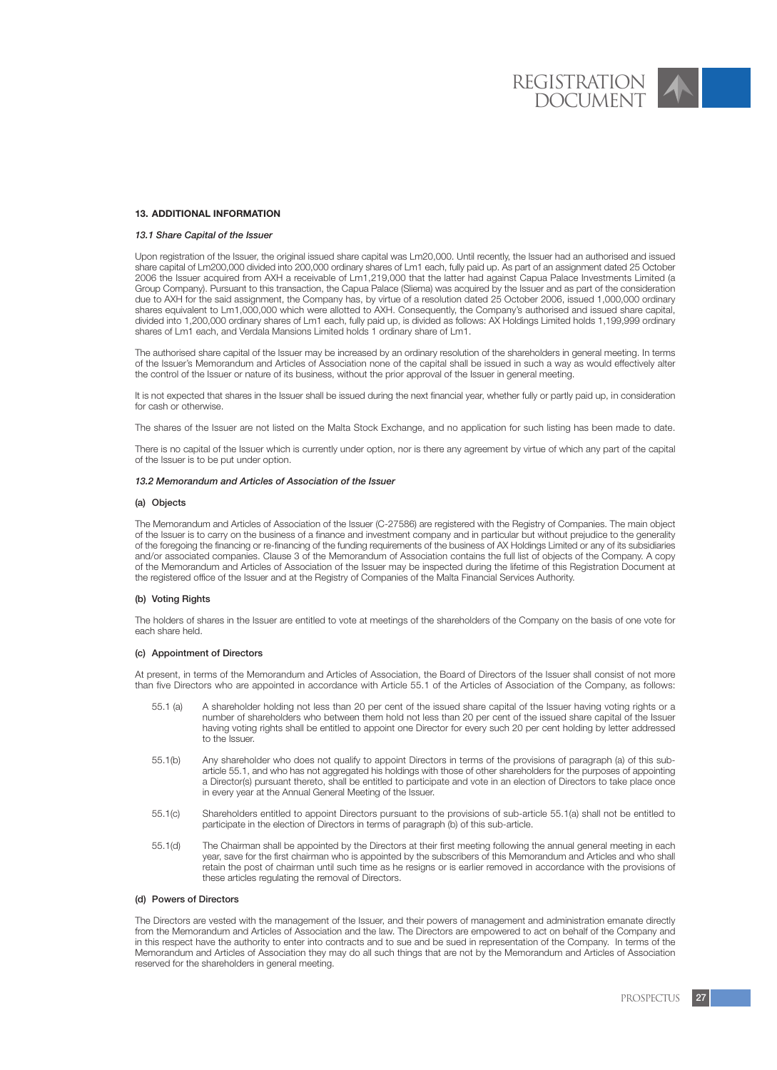## 13. ADDITIONAL INFORMATION

### *13.1 Share Capital of the Issuer*

Upon registration of the Issuer, the original issued share capital was Lm20,000. Until recently, the Issuer had an authorised and issued share capital of Lm200,000 divided into 200,000 ordinary shares of Lm1 each, fully paid up. As part of an assignment dated 25 October 2006 the Issuer acquired from AXH a receivable of Lm1,219,000 that the latter had against Capua Palace Investments Limited (a Group Company). Pursuant to this transaction, the Capua Palace (Sliema) was acquired by the Issuer and as part of the consideration due to AXH for the said assignment, the Company has, by virtue of a resolution dated 25 October 2006, issued 1,000,000 ordinary shares equivalent to Lm1,000,000 which were allotted to AXH. Consequently, the Company's authorised and issued share capital, divided into 1,200,000 ordinary shares of Lm1 each, fully paid up, is divided as follows: AX Holdings Limited holds 1,199,999 ordinary shares of Lm1 each, and Verdala Mansions Limited holds 1 ordinary share of Lm1.

The authorised share capital of the Issuer may be increased by an ordinary resolution of the shareholders in general meeting. In terms of the Issuer's Memorandum and Articles of Association none of the capital shall be issued in such a way as would effectively alter the control of the Issuer or nature of its business, without the prior approval of the Issuer in general meeting.

It is not expected that shares in the Issuer shall be issued during the next financial year, whether fully or partly paid up, in consideration for cash or otherwise.

The shares of the Issuer are not listed on the Malta Stock Exchange, and no application for such listing has been made to date.

There is no capital of the Issuer which is currently under option, nor is there any agreement by virtue of which any part of the capital of the Issuer is to be put under option.

### *13.2 Memorandum and Articles of Association of the Issuer*

**(a) Objects**

The Memorandum and Articles of Association of the Issuer (C-27586) are registered with the Registry of Companies. The main object of the Issuer is to carry on the business of a finance and investment company and in particular but without prejudice to the generality of the foregoing the financing or re-financing of the funding requirements of the business of AX Holdings Limited or any of its subsidiaries and/or associated companies. Clause 3 of the Memorandum of Association contains the full list of objects of the Company. A copy of the Memorandum and Articles of Association of the Issuer may be inspected during the lifetime of this Registration Document at the registered office of the Issuer and at the Registry of Companies of the Malta Financial Services Authority.

**(b) Voting Rights**

The holders of shares in the Issuer are entitled to vote at meetings of the shareholders of the Company on the basis of one vote for each share held.

**(c) Appointment of Directors**

At present, in terms of the Memorandum and Articles of Association, the Board of Directors of the Issuer shall consist of not more than five Directors who are appointed in accordance with Article 55.1 of the Articles of Association of the Company, as follows:

55.1 (a) A shareholder holding not less than 20 per cent of the issued share capital of the Issuer having voting rights or a number of shareholders who between them hold not less than 20 per cent of the issued share capital of the Issuer having voting rights shall be entitled to appoint one Director for every such 20 per cent holding by letter addressed to the Issuer.

55.1(b) Any shareholder who does not qualify to appoint Directors in terms of the provisions of paragraph (a) of this sub-article 55.1, and who has not aggregated his holdings with those of other shareholders for the purposes of appointing a Director(s) pursuant thereto, shall be entitled to participate and vote in an election of Directors to take place once in every year at the Annual General Meeting of the Issuer.

55.1(c) Shareholders entitled to appoint Directors pursuant to the provisions of sub-article 55.1(a) shall not be entitled to participate in the election of Directors in terms of paragraph (b) of this sub-article.

55.1(d) The Chairman shall be appointed by the Directors at their first meeting following the annual general meeting in each year, save for the first chairman who is appointed by the subscribers of this Memorandum and Articles and who shall retain the post of chairman until such time as he resigns or is earlier removed in accordance with the provisions of these articles regulating the removal of Directors.

**(d) Powers of Directors**

The Directors are vested with the management of the Issuer, and their powers of management and administration emanate directly from the Memorandum and Articles of Association and the law. The Directors are empowered to act on behalf of the Company and in this respect have the authority to enter into contracts and to sue and be sued in representation of the Company. In terms of the Memorandum and Articles of Association they may do all such things that are not by the Memorandum and Articles of Association reserved for the shareholders in general meeting.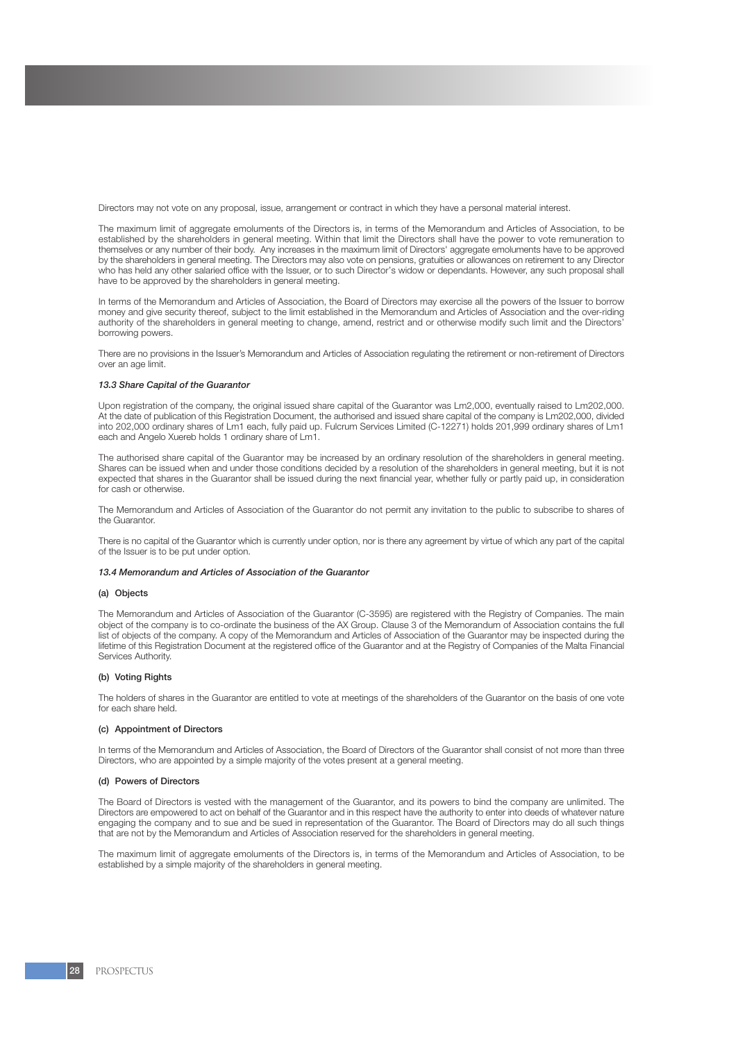Directors may not vote on any proposal, issue, arrangement or contract in which they have a personal material interest.

The maximum limit of aggregate emoluments of the Directors is, in terms of the Memorandum and Articles of Association, to be established by the shareholders in general meeting. Within that limit the Directors shall have the power to vote remuneration to themselves or any number of their body. Any increases in the maximum limit of Directors' aggregate emoluments have to be approved by the shareholders in general meeting. The Directors may also vote on pensions, gratuities or allowances on retirement to any Director who has held any other salaried office with the Issuer, or to such Director's widow or dependants. However, any such proposal shall have to be approved by the shareholders in general meeting.

In terms of the Memorandum and Articles of Association, the Board of Directors may exercise all the powers of the Issuer to borrow money and give security thereof, subject to the limit established in the Memorandum and Articles of Association and the over-riding authority of the shareholders in general meeting to change, amend, restrict and or otherwise modify such limit and the Directors' borrowing powers.

There are no provisions in the Issuer's Memorandum and Articles of Association regulating the retirement or non-retirement of Directors over an age limit.

#### *13.3 Share Capital of the Guarantor*

Upon registration of the company, the original issued share capital of the Guarantor was Lm2,000, eventually raised to Lm202,000. At the date of publication of this Registration Document, the authorised and issued share capital of the company is Lm202,000, divided into 202,000 ordinary shares of Lm1 each, fully paid up. Fulcrum Services Limited (C-12271) holds 201,999 ordinary shares of Lm1 each and Angelo Xuereb holds 1 ordinary share of Lm1.

The authorised share capital of the Guarantor may be increased by an ordinary resolution of the shareholders in general meeting. Shares can be issued when and under those conditions decided by a resolution of the shareholders in general meeting, but it is not expected that shares in the Guarantor shall be issued during the next financial year, whether fully or partly paid up, in consideration for cash or otherwise.

The Memorandum and Articles of Association of the Guarantor do not permit any invitation to the public to subscribe to shares of the Guarantor.

There is no capital of the Guarantor which is currently under option, nor is there any agreement by virtue of which any part of the capital of the Issuer is to be put under option.

#### *13.4 Memorandum and Articles of Association of the Guarantor*

**(a) Objects**

The Memorandum and Articles of Association of the Guarantor (C-3595) are registered with the Registry of Companies. The main object of the company is to co-ordinate the business of the AX Group. Clause 3 of the Memorandum of Association contains the full list of objects of the company. A copy of the Memorandum and Articles of Association of the Guarantor may be inspected during the lifetime of this Registration Document at the registered office of the Guarantor and at the Registry of Companies of the Malta Financial Services Authority.

**(b) Voting Rights**

The holders of shares in the Guarantor are entitled to vote at meetings of the shareholders of the Guarantor on the basis of one vote for each share held.

**(c) Appointment of Directors**

In terms of the Memorandum and Articles of Association, the Board of Directors of the Guarantor shall consist of not more than three Directors, who are appointed by a simple majority of the votes present at a general meeting.

**(d) Powers of Directors**

The Board of Directors is vested with the management of the Guarantor, and its powers to bind the company are unlimited. The Directors are empowered to act on behalf of the Guarantor and in this respect have the authority to enter into deeds of whatever nature engaging the company and to sue and be sued in representation of the Guarantor. The Board of Directors may do all such things that are not by the Memorandum and Articles of Association reserved for the shareholders in general meeting.

The maximum limit of aggregate emoluments of the Directors is, in terms of the Memorandum and Articles of Association, to be established by a simple majority of the shareholders in general meeting.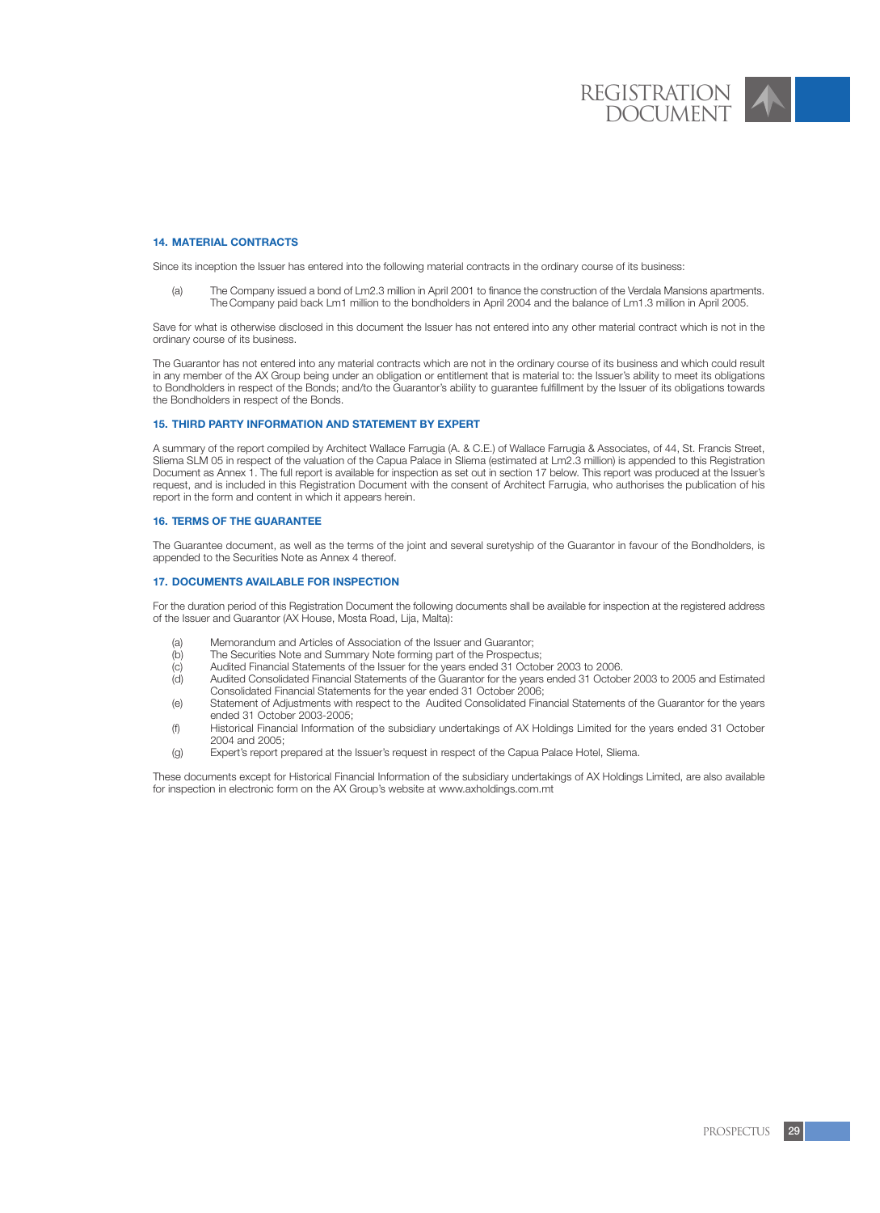## 14. MATERIAL CONTRACTS

Since its inception the Issuer has entered into the following material contracts in the ordinary course of its business:

(a) The Company issued a bond of Lm2.3 million in April 2001 to finance the construction of the Verdala Mansions apartments. The Company paid back Lm1 million to the bondholders in April 2004 and the balance of Lm1.3 million in April 2005.

Save for what is otherwise disclosed in this document the Issuer has not entered into any other material contract which is not in the ordinary course of its business.

The Guarantor has not entered into any material contracts which are not in the ordinary course of its business and which could result in any member of the AX Group being under an obligation or entitlement that is material to: the Issuer's ability to meet its obligations to Bondholders in respect of the Bonds; and/to the Guarantor's ability to guarantee fulfillment by the Issuer of its obligations towards the Bondholders in respect of the Bonds.

## 15. THIRD PARTY INFORMATION AND STATEMENT BY EXPERT

A summary of the report compiled by Architect Wallace Farrugia (A. & C.E.) of Wallace Farrugia & Associates, of 44, St. Francis Street, Sliema SLM 05 in respect of the valuation of the Capua Palace in Sliema (estimated at Lm2.3 million) is appended to this Registration Document as Annex 1. The full report is available for inspection as set out in section 17 below. This report was produced at the Issuer's request, and is included in this Registration Document with the consent of Architect Farrugia, who authorises the publication of his report in the form and content in which it appears herein.

## 16. TERMS OF THE GUARANTEE

The Guarantee document, as well as the terms of the joint and several suretyship of the Guarantor in favour of the Bondholders, is appended to the Securities Note as Annex 4 thereof.

## 17. DOCUMENTS AVAILABLE FOR INSPECTION

For the duration period of this Registration Document the following documents shall be available for inspection at the registered address of the Issuer and Guarantor (AX House, Mosta Road, Lija, Malta):

(a) Memorandum and Articles of Association of the Issuer and Guarantor;
(b) The Securities Note and Summary Note forming part of the Prospectus;
(c) Audited Financial Statements of the Issuer for the years ended 31 October 2003 to 2006.
(d) Audited Consolidated Financial Statements of the Guarantor for the years ended 31 October 2003 to 2005 and Estimated Consolidated Financial Statements for the year ended 31 October 2006;
(e) Statement of Adjustments with respect to the Audited Consolidated Financial Statements of the Guarantor for the years ended 31 October 2003-2005;
(f) Historical Financial Information of the subsidiary undertakings of AX Holdings Limited for the years ended 31 October 2004 and 2005;
(g) Expert's report prepared at the Issuer's request in respect of the Capua Palace Hotel, Sliema.

These documents except for Historical Financial Information of the subsidiary undertakings of AX Holdings Limited, are also available for inspection in electronic form on the AX Group's website at www.axholdings.com.mt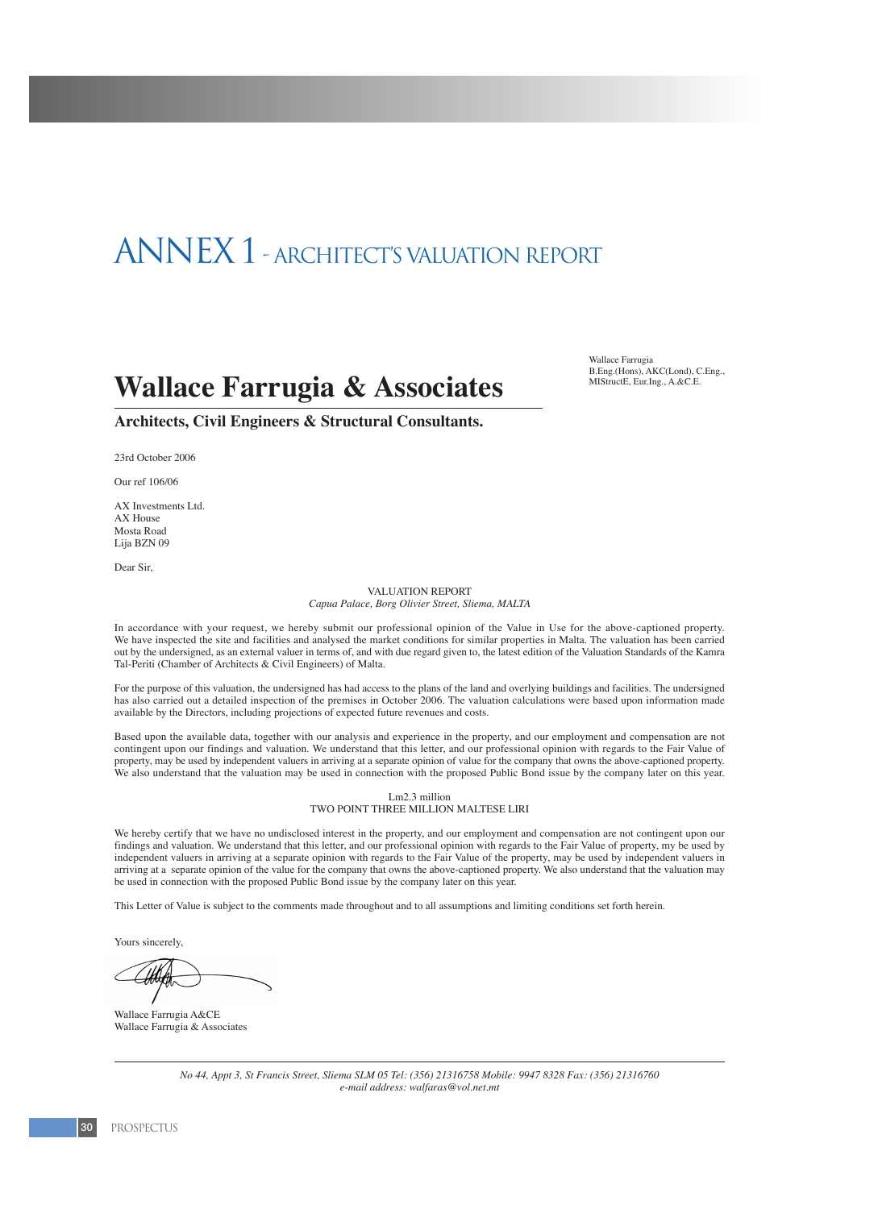# ANNEX 1 - ARCHITECT'S VALUATION REPORT

## Wallace Farrugia & Associates

Wallace Farrugia
B.Eng.(Hons), AKC(Lond), C.Eng., MIStructE, Eur.Ing., A.&C.E.

**Architects, Civil Engineers & Structural Consultants.**

23rd October 2006

Our ref 106/06

AX Investments Ltd.
AX House
Mosta Road
Lija BZN 09

Dear Sir,

VALUATION REPORT
*Capua Palace, Borg Olivier Street, Sliema, MALTA*

In accordance with your request, we hereby submit our professional opinion of the Value in Use for the above-captioned property. We have inspected the site and facilities and analysed the market conditions for similar properties in Malta. The valuation has been carried out by the undersigned, as an external valuer in terms of, and with due regard given to, the latest edition of the Valuation Standards of the Kamra Tal-Periti (Chamber of Architects & Civil Engineers) of Malta.

For the purpose of this valuation, the undersigned has had access to the plans of the land and overlying buildings and facilities. The undersigned has also carried out a detailed inspection of the premises in October 2006. The valuation calculations were based upon information made available by the Directors, including projections of expected future revenues and costs.

Based upon the available data, together with our analysis and experience in the property, and our employment and compensation are not contingent upon our findings and valuation. We understand that this letter, and our professional opinion with regards to the Fair Value of property, may be used by independent valuers in arriving at a separate opinion of value for the company that owns the above-captioned property. We also understand that the valuation may be used in connection with the proposed Public Bond issue by the company later on this year.

Lm2.3 million
TWO POINT THREE MILLION MALTESE LIRI

We hereby certify that we have no undisclosed interest in the property, and our employment and compensation are not contingent upon our findings and valuation. We understand that this letter, and our professional opinion with regards to the Fair Value of property, my be used by independent valuers in arriving at a separate opinion with regards to the Fair Value of the property, may be used by independent valuers in arriving at a separate opinion of the value for the company that owns the above-captioned property. We also understand that the valuation may be used in connection with the proposed Public Bond issue by the company later on this year.

This Letter of Value is subject to the comments made throughout and to all assumptions and limiting conditions set forth herein.

Yours sincerely,

Wallace Farrugia A&CE
Wallace Farrugia & Associates

*No 44, Appt 3, St Francis Street, Sliema SLM 05 Tel: (356) 21316758 Mobile: 9947 8328 Fax: (356) 21316760*
*e-mail address: walfaras@vol.net.mt*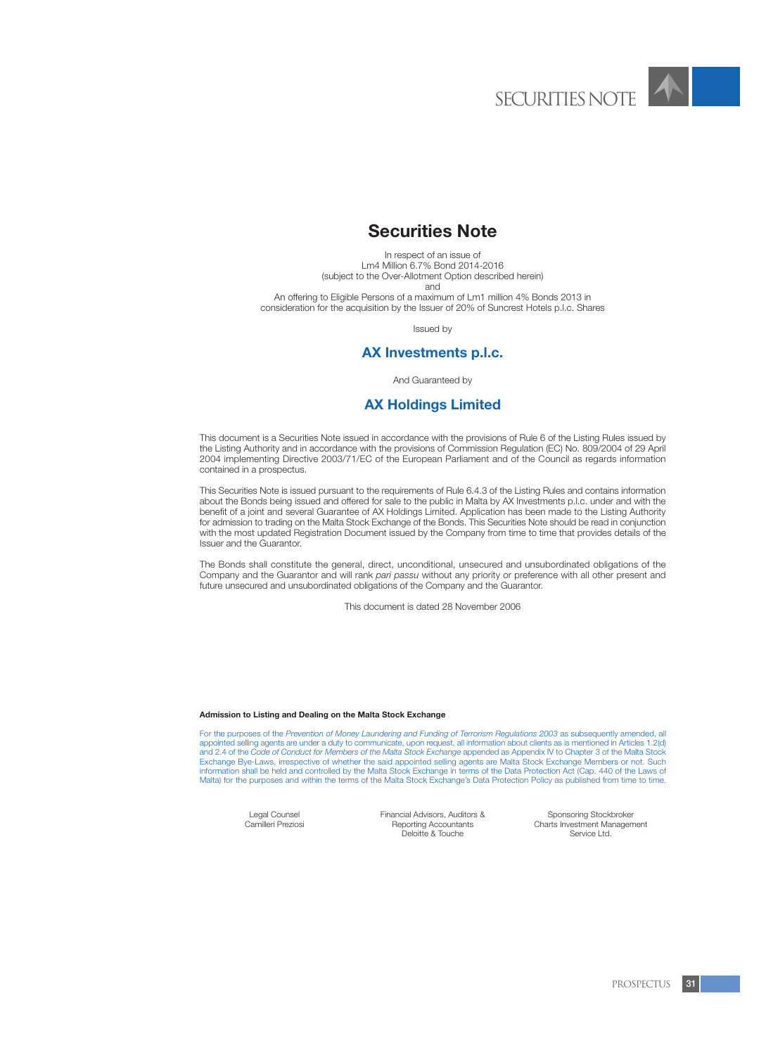# Securities Note

In respect of an issue of
Lm4 Million 6.7% Bond 2014-2016
(subject to the Over-Allotment Option described herein)
and
An offering to Eligible Persons of a maximum of Lm1 million 4% Bonds 2013 in consideration for the acquisition by the Issuer of 20% of Suncrest Hotels p.l.c. Shares

Issued by

## AX Investments p.l.c.

And Guaranteed by

## AX Holdings Limited

This document is a Securities Note issued in accordance with the provisions of Rule 6 of the Listing Rules issued by the Listing Authority and in accordance with the provisions of Commission Regulation (EC) No. 809/2004 of 29 April 2004 implementing Directive 2003/71/EC of the European Parliament and of the Council as regards information contained in a prospectus.

This Securities Note is issued pursuant to the requirements of Rule 6.4.3 of the Listing Rules and contains information about the Bonds being issued and offered for sale to the public in Malta by AX Investments p.l.c. under and with the benefit of a joint and several Guarantee of AX Holdings Limited. Application has been made to the Listing Authority for admission to trading on the Malta Stock Exchange of the Bonds. This Securities Note should be read in conjunction with the most updated Registration Document issued by the Company from time to time that provides details of the Issuer and the Guarantor.

The Bonds shall constitute the general, direct, unconditional, unsecured and unsubordinated obligations of the Company and the Guarantor and will rank *pari passu* without any priority or preference with all other present and future unsecured and unsubordinated obligations of the Company and the Guarantor.

This document is dated 28 November 2006

**Admission to Listing and Dealing on the Malta Stock Exchange**

For the purposes of the *Prevention of Money Laundering and Funding of Terrorism Regulations 2003* as subsequently amended, all appointed selling agents are under a duty to communicate, upon request, all information about clients as is mentioned in Articles 1.2(d) and 2.4 of the *Code of Conduct for Members of the Malta Stock Exchange* appended as Appendix IV to Chapter 3 of the Malta Stock Exchange Bye-Laws, irrespective of whether the said appointed selling agents are Malta Stock Exchange Members or not. Such information shall be held and controlled by the Malta Stock Exchange in terms of the Data Protection Act (Cap. 440 of the Laws of Malta) for the purposes and within the terms of the Malta Stock Exchange's Data Protection Policy as published from time to time.

Legal Counsel
Camilleri Preziosi

Financial Advisors, Auditors & Reporting Accountants
Deloitte & Touche

Sponsoring Stockbroker
Charts Investment Management Service Ltd.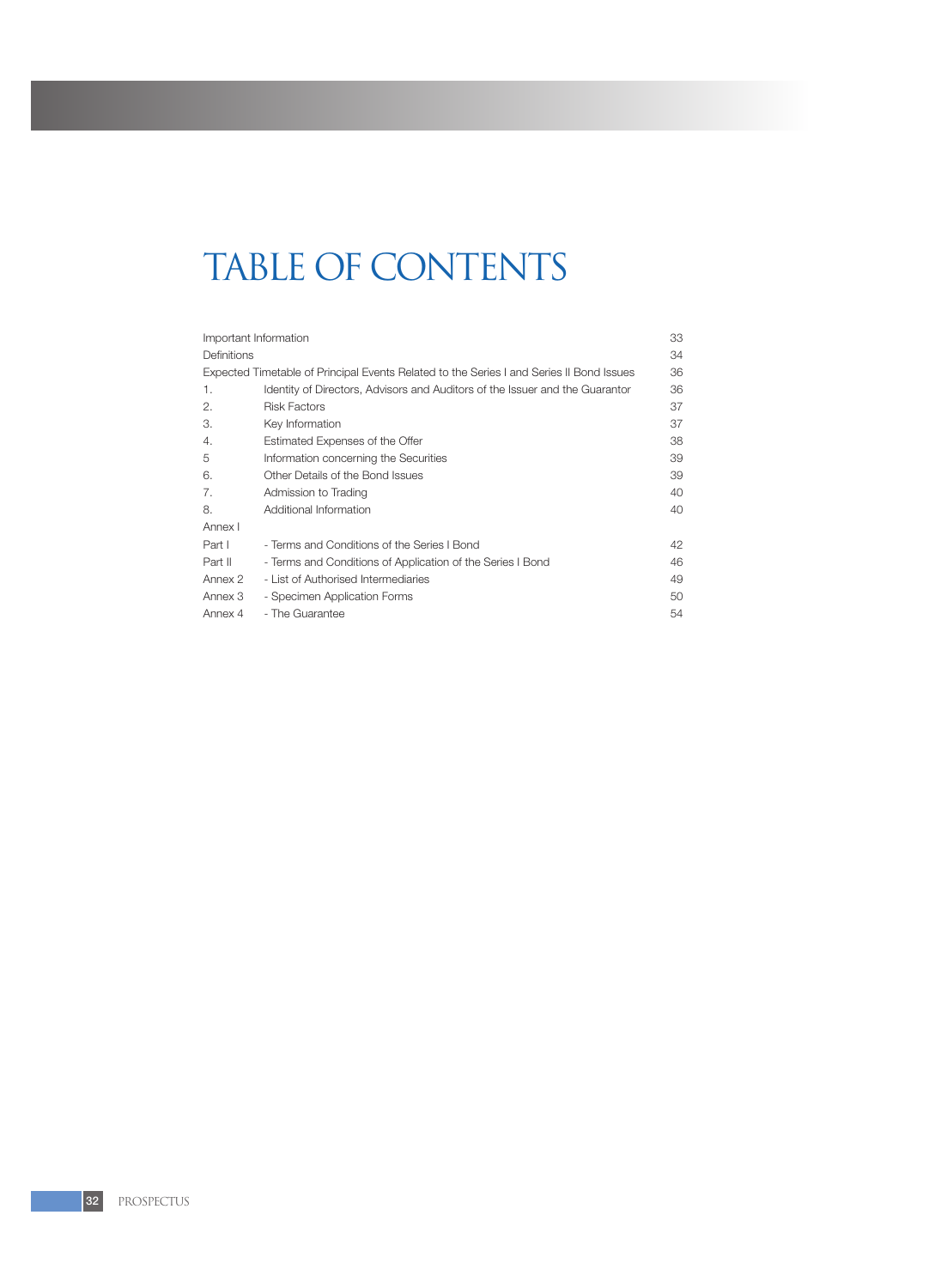# TABLE OF CONTENTS

| | | |
|---|---|---|
| Important Information | | 33 |
| Definitions | | 34 |
| Expected Timetable of Principal Events Related to the Series I and Series II Bond Issues | | 36 |
| 1. | Identity of Directors, Advisors and Auditors of the Issuer and the Guarantor | 36 |
| 2. | Risk Factors | 37 |
| 3. | Key Information | 37 |
| 4. | Estimated Expenses of the Offer | 38 |
| 5 | Information concerning the Securities | 39 |
| 6. | Other Details of the Bond Issues | 39 |
| 7. | Admission to Trading | 40 |
| 8. | Additional Information | 40 |
| Annex I | | |
| Part I | - Terms and Conditions of the Series I Bond | 42 |
| Part II | - Terms and Conditions of Application of the Series I Bond | 46 |
| Annex 2 | - List of Authorised Intermediaries | 49 |
| Annex 3 | - Specimen Application Forms | 50 |
| Annex 4 | - The Guarantee | 54 |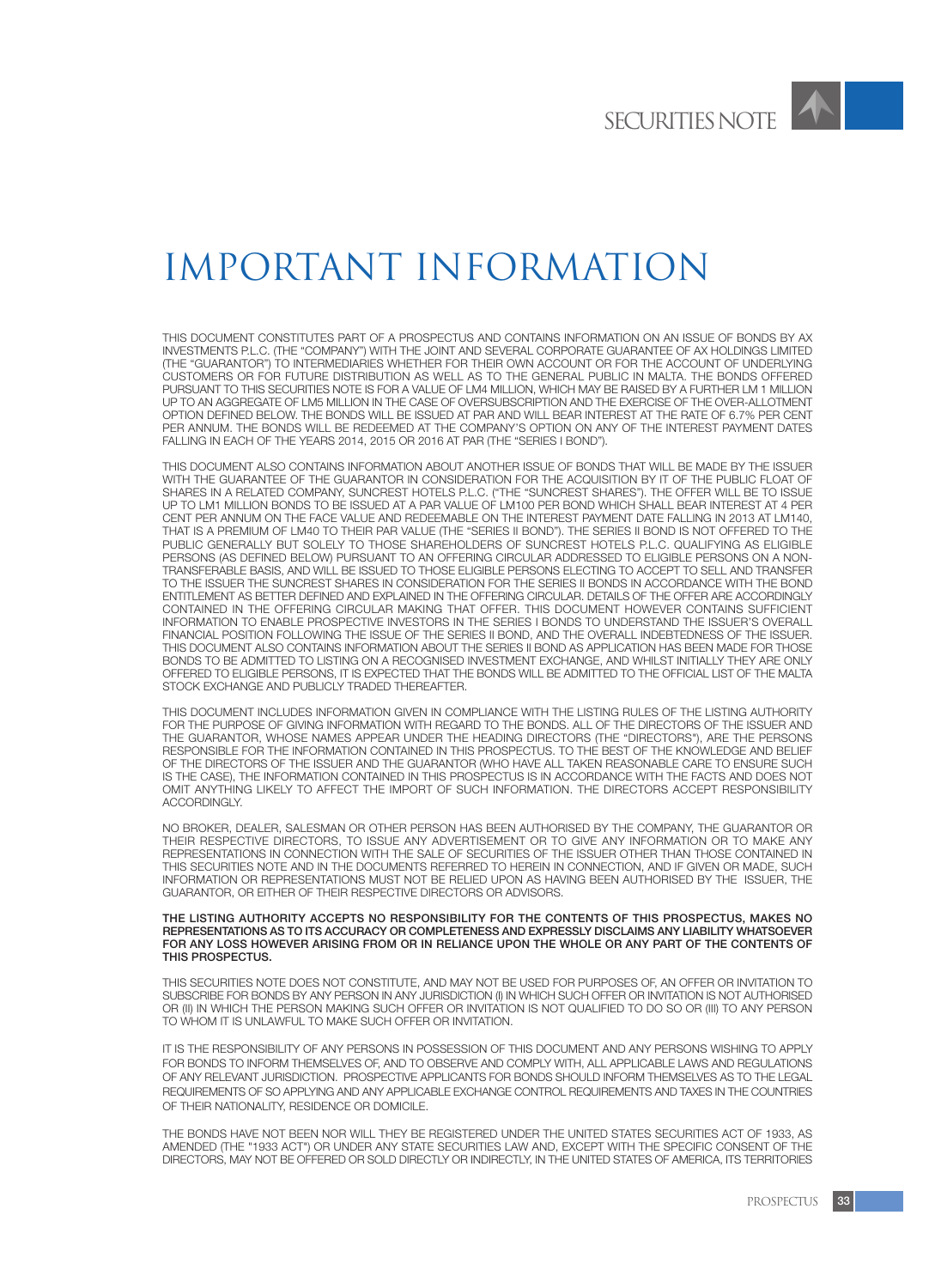# IMPORTANT INFORMATION

THIS DOCUMENT CONSTITUTES PART OF A PROSPECTUS AND CONTAINS INFORMATION ON AN ISSUE OF BONDS BY AX INVESTMENTS P.L.C. (THE "COMPANY") WITH THE JOINT AND SEVERAL CORPORATE GUARANTEE OF AX HOLDINGS LIMITED (THE "GUARANTOR") TO INTERMEDIARIES WHETHER FOR THEIR OWN ACCOUNT OR FOR THE ACCOUNT OF UNDERLYING CUSTOMERS OR FOR FUTURE DISTRIBUTION AS WELL AS TO THE GENERAL PUBLIC IN MALTA. THE BONDS OFFERED PURSUANT TO THIS SECURITIES NOTE IS FOR A VALUE OF LM4 MILLION, WHICH MAY BE RAISED BY A FURTHER LM 1 MILLION UP TO AN AGGREGATE OF LM5 MILLION IN THE CASE OF OVERSUBSCRIPTION AND THE EXERCISE OF THE OVER-ALLOTMENT OPTION DEFINED BELOW. THE BONDS WILL BE ISSUED AT PAR AND WILL BEAR INTEREST AT THE RATE OF 6.7% PER CENT PER ANNUM. THE BONDS WILL BE REDEEMED AT THE COMPANY'S OPTION ON ANY OF THE INTEREST PAYMENT DATES FALLING IN EACH OF THE YEARS 2014, 2015 OR 2016 AT PAR (THE "SERIES I BOND").

THIS DOCUMENT ALSO CONTAINS INFORMATION ABOUT ANOTHER ISSUE OF BONDS THAT WILL BE MADE BY THE ISSUER WITH THE GUARANTEE OF THE GUARANTOR IN CONSIDERATION FOR THE ACQUISITION BY IT OF THE PUBLIC FLOAT OF SHARES IN A RELATED COMPANY, SUNCREST HOTELS P.L.C. ("THE "SUNCREST SHARES"). THE OFFER WILL BE TO ISSUE UP TO LM1 MILLION BONDS TO BE ISSUED AT A PAR VALUE OF LM100 PER BOND WHICH SHALL BEAR INTEREST AT 4 PER CENT PER ANNUM ON THE FACE VALUE AND REDEEMABLE ON THE INTEREST PAYMENT DATE FALLING IN 2013 AT LM140, THAT IS A PREMIUM OF LM40 TO THEIR PAR VALUE (THE "SERIES II BOND"). THE SERIES II BOND IS NOT OFFERED TO THE PUBLIC GENERALLY BUT SOLELY TO THOSE SHAREHOLDERS OF SUNCREST HOTELS P.L.C. QUALIFYING AS ELIGIBLE PERSONS (AS DEFINED BELOW) PURSUANT TO AN OFFERING CIRCULAR ADDRESSED TO ELIGIBLE PERSONS ON A NON-TRANSFERABLE BASIS, AND WILL BE ISSUED TO THOSE ELIGIBLE PERSONS ELECTING TO ACCEPT TO SELL AND TRANSFER TO THE ISSUER THE SUNCREST SHARES IN CONSIDERATION FOR THE SERIES II BONDS IN ACCORDANCE WITH THE BOND ENTITLEMENT AS BETTER DEFINED AND EXPLAINED IN THE OFFERING CIRCULAR. DETAILS OF THE OFFER ARE ACCORDINGLY CONTAINED IN THE OFFERING CIRCULAR MAKING THAT OFFER. THIS DOCUMENT HOWEVER CONTAINS SUFFICIENT INFORMATION TO ENABLE PROSPECTIVE INVESTORS IN THE SERIES I BONDS TO UNDERSTAND THE ISSUER'S OVERALL FINANCIAL POSITION FOLLOWING THE ISSUE OF THE SERIES II BOND, AND THE OVERALL INDEBTEDNESS OF THE ISSUER. THIS DOCUMENT ALSO CONTAINS INFORMATION ABOUT THE SERIES II BOND AS APPLICATION HAS BEEN MADE FOR THOSE BONDS TO BE ADMITTED TO LISTING ON A RECOGNISED INVESTMENT EXCHANGE, AND WHILST INITIALLY THEY ARE ONLY OFFERED TO ELIGIBLE PERSONS, IT IS EXPECTED THAT THE BONDS WILL BE ADMITTED TO THE OFFICIAL LIST OF THE MALTA STOCK EXCHANGE AND PUBLICLY TRADED THEREAFTER.

THIS DOCUMENT INCLUDES INFORMATION GIVEN IN COMPLIANCE WITH THE LISTING RULES OF THE LISTING AUTHORITY FOR THE PURPOSE OF GIVING INFORMATION WITH REGARD TO THE BONDS. ALL OF THE DIRECTORS OF THE ISSUER AND THE GUARANTOR, WHOSE NAMES APPEAR UNDER THE HEADING DIRECTORS (THE "DIRECTORS"), ARE THE PERSONS RESPONSIBLE FOR THE INFORMATION CONTAINED IN THIS PROSPECTUS. TO THE BEST OF THE KNOWLEDGE AND BELIEF OF THE DIRECTORS OF THE ISSUER AND THE GUARANTOR (WHO HAVE ALL TAKEN REASONABLE CARE TO ENSURE SUCH IS THE CASE), THE INFORMATION CONTAINED IN THIS PROSPECTUS IS IN ACCORDANCE WITH THE FACTS AND DOES NOT OMIT ANYTHING LIKELY TO AFFECT THE IMPORT OF SUCH INFORMATION. THE DIRECTORS ACCEPT RESPONSIBILITY ACCORDINGLY.

NO BROKER, DEALER, SALESMAN OR OTHER PERSON HAS BEEN AUTHORISED BY THE COMPANY, THE GUARANTOR OR THEIR RESPECTIVE DIRECTORS, TO ISSUE ANY ADVERTISEMENT OR TO GIVE ANY INFORMATION OR TO MAKE ANY REPRESENTATIONS IN CONNECTION WITH THE SALE OF SECURITIES OF THE ISSUER OTHER THAN THOSE CONTAINED IN THIS SECURITIES NOTE AND IN THE DOCUMENTS REFERRED TO HEREIN IN CONNECTION, AND IF GIVEN OR MADE, SUCH INFORMATION OR REPRESENTATIONS MUST NOT BE RELIED UPON AS HAVING BEEN AUTHORISED BY THE ISSUER, THE GUARANTOR, OR EITHER OF THEIR RESPECTIVE DIRECTORS OR ADVISORS.

**THE LISTING AUTHORITY ACCEPTS NO RESPONSIBILITY FOR THE CONTENTS OF THIS PROSPECTUS, MAKES NO REPRESENTATIONS AS TO ITS ACCURACY OR COMPLETENESS AND EXPRESSLY DISCLAIMS ANY LIABILITY WHATSOEVER FOR ANY LOSS HOWEVER ARISING FROM OR IN RELIANCE UPON THE WHOLE OR ANY PART OF THE CONTENTS OF THIS PROSPECTUS.**

THIS SECURITIES NOTE DOES NOT CONSTITUTE, AND MAY NOT BE USED FOR PURPOSES OF, AN OFFER OR INVITATION TO SUBSCRIBE FOR BONDS BY ANY PERSON IN ANY JURISDICTION (I) IN WHICH SUCH OFFER OR INVITATION IS NOT AUTHORISED OR (II) IN WHICH THE PERSON MAKING SUCH OFFER OR INVITATION IS NOT QUALIFIED TO DO SO OR (III) TO ANY PERSON TO WHOM IT IS UNLAWFUL TO MAKE SUCH OFFER OR INVITATION.

IT IS THE RESPONSIBILITY OF ANY PERSONS IN POSSESSION OF THIS DOCUMENT AND ANY PERSONS WISHING TO APPLY FOR BONDS TO INFORM THEMSELVES OF, AND TO OBSERVE AND COMPLY WITH, ALL APPLICABLE LAWS AND REGULATIONS OF ANY RELEVANT JURISDICTION. PROSPECTIVE APPLICANTS FOR BONDS SHOULD INFORM THEMSELVES AS TO THE LEGAL REQUIREMENTS OF SO APPLYING AND ANY APPLICABLE EXCHANGE CONTROL REQUIREMENTS AND TAXES IN THE COUNTRIES OF THEIR NATIONALITY, RESIDENCE OR DOMICILE.

THE BONDS HAVE NOT BEEN NOR WILL THEY BE REGISTERED UNDER THE UNITED STATES SECURITIES ACT OF 1933, AS AMENDED (THE "1933 ACT") OR UNDER ANY STATE SECURITIES LAW AND, EXCEPT WITH THE SPECIFIC CONSENT OF THE DIRECTORS, MAY NOT BE OFFERED OR SOLD DIRECTLY OR INDIRECTLY, IN THE UNITED STATES OF AMERICA, ITS TERRITORIES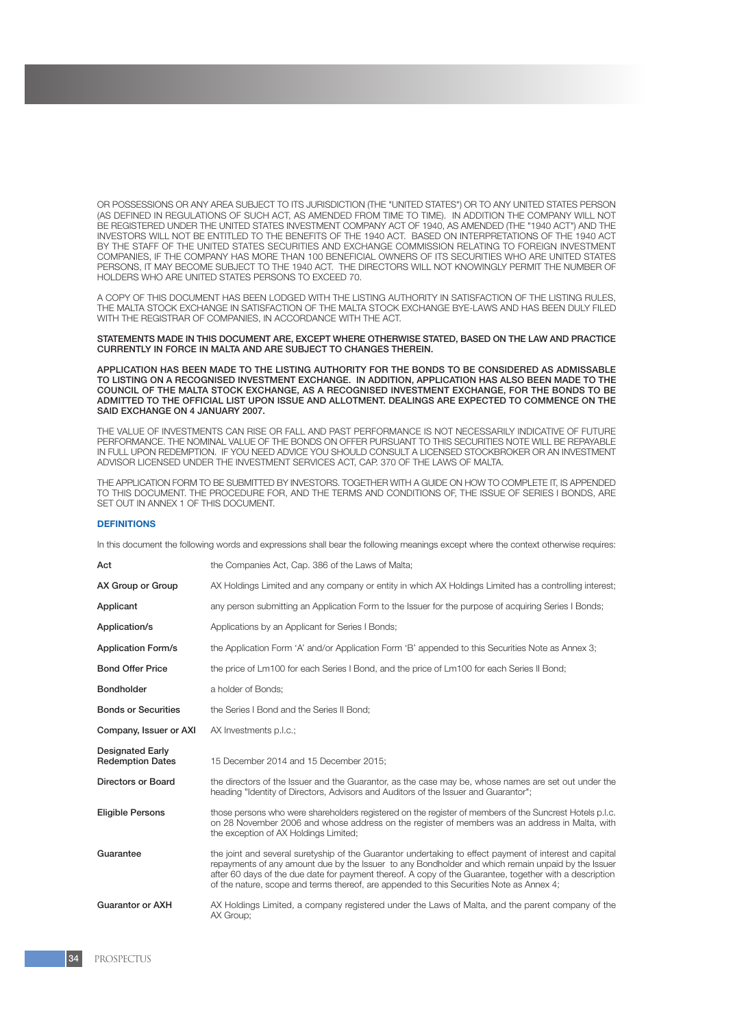OR POSSESSIONS OR ANY AREA SUBJECT TO ITS JURISDICTION (THE "UNITED STATES") OR TO ANY UNITED STATES PERSON (AS DEFINED IN REGULATIONS OF SUCH ACT, AS AMENDED FROM TIME TO TIME). IN ADDITION THE COMPANY WILL NOT BE REGISTERED UNDER THE UNITED STATES INVESTMENT COMPANY ACT OF 1940, AS AMENDED (THE "1940 ACT") AND THE INVESTORS WILL NOT BE ENTITLED TO THE BENEFITS OF THE 1940 ACT. BASED ON INTERPRETATIONS OF THE 1940 ACT BY THE STAFF OF THE UNITED STATES SECURITIES AND EXCHANGE COMMISSION RELATING TO FOREIGN INVESTMENT COMPANIES, IF THE COMPANY HAS MORE THAN 100 BENEFICIAL OWNERS OF ITS SECURITIES WHO ARE UNITED STATES PERSONS, IT MAY BECOME SUBJECT TO THE 1940 ACT. THE DIRECTORS WILL NOT KNOWINGLY PERMIT THE NUMBER OF HOLDERS WHO ARE UNITED STATES PERSONS TO EXCEED 70.

A COPY OF THIS DOCUMENT HAS BEEN LODGED WITH THE LISTING AUTHORITY IN SATISFACTION OF THE LISTING RULES, THE MALTA STOCK EXCHANGE IN SATISFACTION OF THE MALTA STOCK EXCHANGE BYE-LAWS AND HAS BEEN DULY FILED WITH THE REGISTRAR OF COMPANIES, IN ACCORDANCE WITH THE ACT.

**STATEMENTS MADE IN THIS DOCUMENT ARE, EXCEPT WHERE OTHERWISE STATED, BASED ON THE LAW AND PRACTICE CURRENTLY IN FORCE IN MALTA AND ARE SUBJECT TO CHANGES THEREIN.**

**APPLICATION HAS BEEN MADE TO THE LISTING AUTHORITY FOR THE BONDS TO BE CONSIDERED AS ADMISSABLE TO LISTING ON A RECOGNISED INVESTMENT EXCHANGE. IN ADDITION, APPLICATION HAS ALSO BEEN MADE TO THE COUNCIL OF THE MALTA STOCK EXCHANGE, AS A RECOGNISED INVESTMENT EXCHANGE, FOR THE BONDS TO BE ADMITTED TO THE OFFICIAL LIST UPON ISSUE AND ALLOTMENT. DEALINGS ARE EXPECTED TO COMMENCE ON THE SAID EXCHANGE ON 4 JANUARY 2007.**

THE VALUE OF INVESTMENTS CAN RISE OR FALL AND PAST PERFORMANCE IS NOT NECESSARILY INDICATIVE OF FUTURE PERFORMANCE. THE NOMINAL VALUE OF THE BONDS ON OFFER PURSUANT TO THIS SECURITIES NOTE WILL BE REPAYABLE IN FULL UPON REDEMPTION. IF YOU NEED ADVICE YOU SHOULD CONSULT A LICENSED STOCKBROKER OR AN INVESTMENT ADVISOR LICENSED UNDER THE INVESTMENT SERVICES ACT, CAP. 370 OF THE LAWS OF MALTA.

THE APPLICATION FORM TO BE SUBMITTED BY INVESTORS, TOGETHER WITH A GUIDE ON HOW TO COMPLETE IT, IS APPENDED TO THIS DOCUMENT. THE PROCEDURE FOR, AND THE TERMS AND CONDITIONS OF, THE ISSUE OF SERIES I BONDS, ARE SET OUT IN ANNEX 1 OF THIS DOCUMENT.

## DEFINITIONS

In this document the following words and expressions shall bear the following meanings except where the context otherwise requires:

| | |
|---|---|
| **Act** | the Companies Act, Cap. 386 of the Laws of Malta; |
| **AX Group or Group** | AX Holdings Limited and any company or entity in which AX Holdings Limited has a controlling interest; |
| **Applicant** | any person submitting an Application Form to the Issuer for the purpose of acquiring Series I Bonds; |
| **Application/s** | Applications by an Applicant for Series I Bonds; |
| **Application Form/s** | the Application Form 'A' and/or Application Form 'B' appended to this Securities Note as Annex 3; |
| **Bond Offer Price** | the price of Lm100 for each Series I Bond, and the price of Lm100 for each Series II Bond; |
| **Bondholder** | a holder of Bonds; |
| **Bonds or Securities** | the Series I Bond and the Series II Bond; |
| **Company, Issuer or AXI** | AX Investments p.l.c.; |
| **Designated Early Redemption Dates** | 15 December 2014 and 15 December 2015; |
| **Directors or Board** | the directors of the Issuer and the Guarantor, as the case may be, whose names are set out under the heading "Identity of Directors, Advisors and Auditors of the Issuer and Guarantor"; |
| **Eligible Persons** | those persons who were shareholders registered on the register of members of the Suncrest Hotels p.l.c. on 28 November 2006 and whose address on the register of members was an address in Malta, with the exception of AX Holdings Limited; |
| **Guarantee** | the joint and several suretyship of the Guarantor undertaking to effect payment of interest and capital repayments of any amount due by the Issuer to any Bondholder and which remain unpaid by the Issuer after 60 days of the due date for payment thereof. A copy of the Guarantee, together with a description of the nature, scope and terms thereof, are appended to this Securities Note as Annex 4; |
| **Guarantor or AXH** | AX Holdings Limited, a company registered under the Laws of Malta, and the parent company of the AX Group; |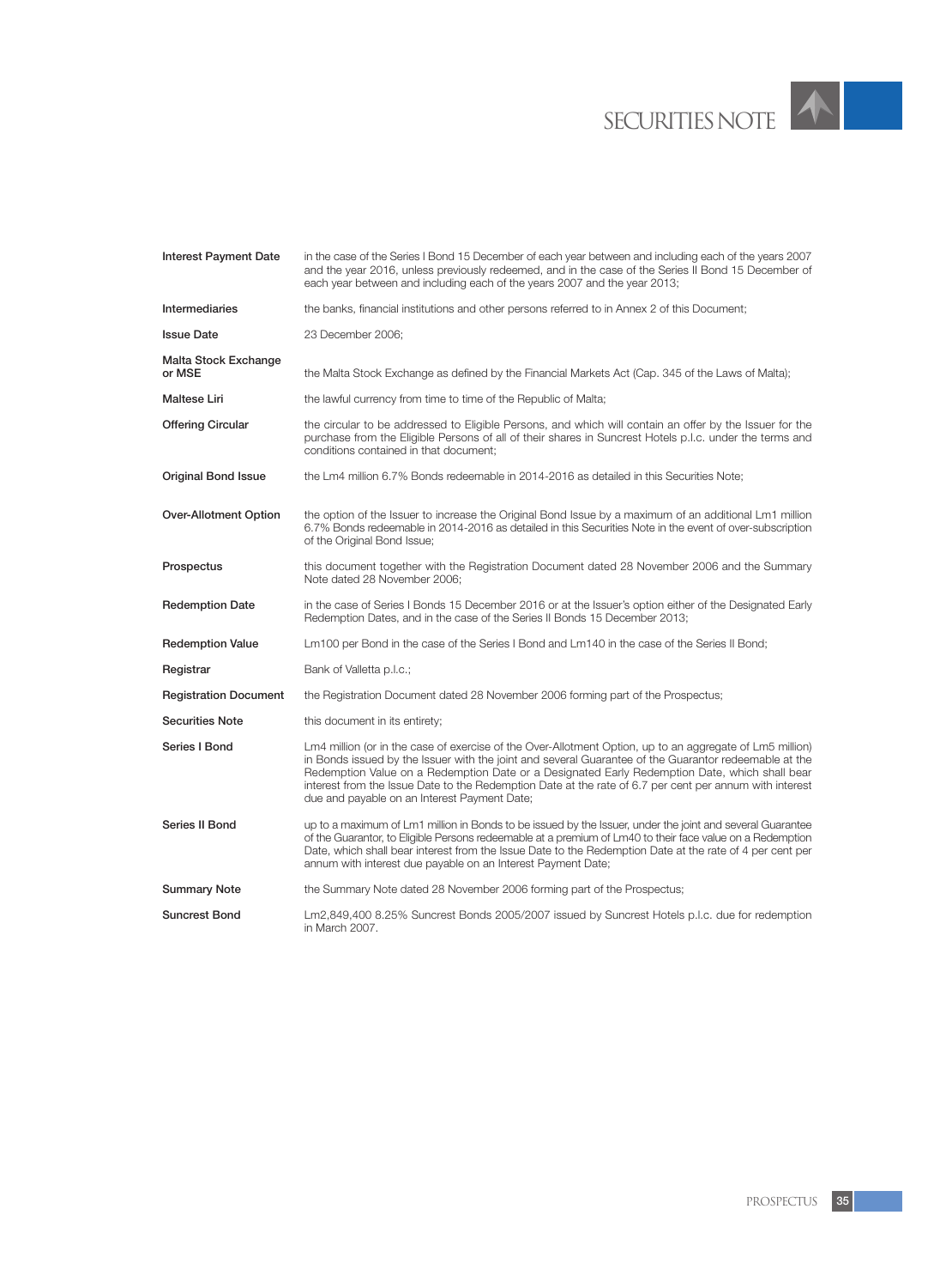| | |
|---|---|
| **Interest Payment Date** | in the case of the Series I Bond 15 December of each year between and including each of the years 2007 and the year 2016, unless previously redeemed, and in the case of the Series II Bond 15 December of each year between and including each of the years 2007 and the year 2013; |
| **Intermediaries** | the banks, financial institutions and other persons referred to in Annex 2 of this Document; |
| **Issue Date** | 23 December 2006; |
| **Malta Stock Exchange or MSE** | the Malta Stock Exchange as defined by the Financial Markets Act (Cap. 345 of the Laws of Malta); |
| **Maltese Liri** | the lawful currency from time to time of the Republic of Malta; |
| **Offering Circular** | the circular to be addressed to Eligible Persons, and which will contain an offer by the Issuer for the purchase from the Eligible Persons of all of their shares in Suncrest Hotels p.l.c. under the terms and conditions contained in that document; |
| **Original Bond Issue** | the Lm4 million 6.7% Bonds redeemable in 2014-2016 as detailed in this Securities Note; |
| **Over-Allotment Option** | the option of the Issuer to increase the Original Bond Issue by a maximum of an additional Lm1 million 6.7% Bonds redeemable in 2014-2016 as detailed in this Securities Note in the event of over-subscription of the Original Bond Issue; |
| **Prospectus** | this document together with the Registration Document dated 28 November 2006 and the Summary Note dated 28 November 2006; |
| **Redemption Date** | in the case of Series I Bonds 15 December 2016 or at the Issuer's option either of the Designated Early Redemption Dates, and in the case of the Series II Bonds 15 December 2013; |
| **Redemption Value** | Lm100 per Bond in the case of the Series I Bond and Lm140 in the case of the Series II Bond; |
| **Registrar** | Bank of Valletta p.l.c.; |
| **Registration Document** | the Registration Document dated 28 November 2006 forming part of the Prospectus; |
| **Securities Note** | this document in its entirety; |
| **Series I Bond** | Lm4 million (or in the case of exercise of the Over-Allotment Option, up to an aggregate of Lm5 million) in Bonds issued by the Issuer with the joint and several Guarantee of the Guarantor redeemable at the Redemption Value on a Redemption Date or a Designated Early Redemption Date, which shall bear interest from the Issue Date to the Redemption Date at the rate of 6.7 per cent per annum with interest due and payable on an Interest Payment Date; |
| **Series II Bond** | up to a maximum of Lm1 million in Bonds to be issued by the Issuer, under the joint and several Guarantee of the Guarantor, to Eligible Persons redeemable at a premium of Lm40 to their face value on a Redemption Date, which shall bear interest from the Issue Date to the Redemption Date at the rate of 4 per cent per annum with interest due payable on an Interest Payment Date; |
| **Summary Note** | the Summary Note dated 28 November 2006 forming part of the Prospectus; |
| **Suncrest Bond** | Lm2,849,400 8.25% Suncrest Bonds 2005/2007 issued by Suncrest Hotels p.l.c. due for redemption in March 2007. |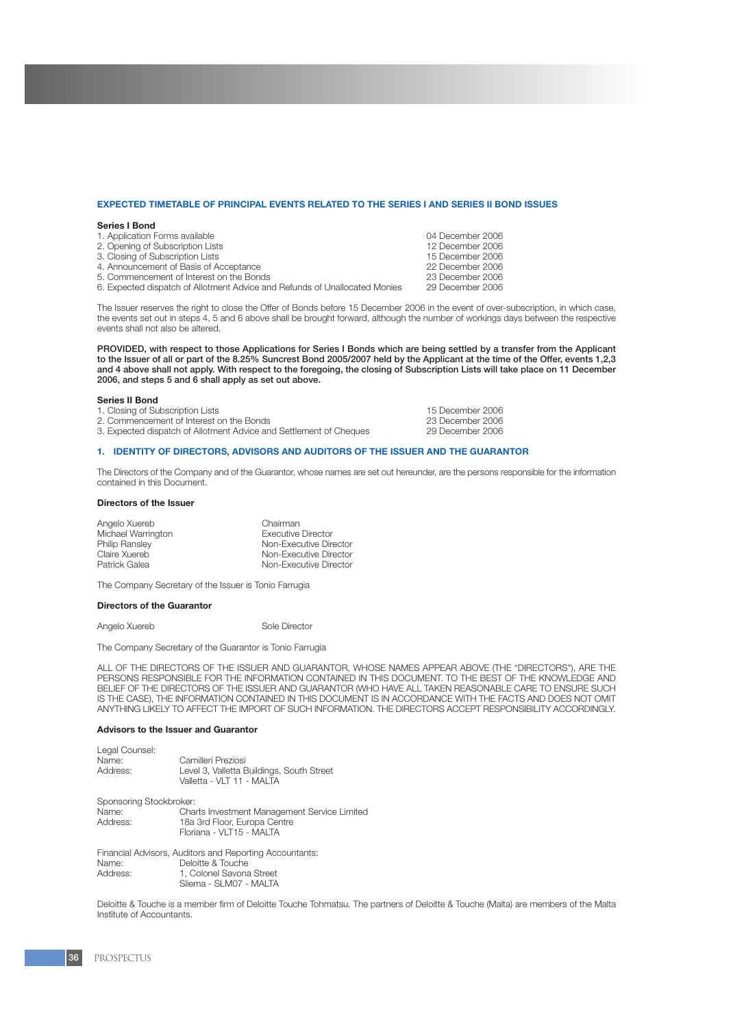## EXPECTED TIMETABLE OF PRINCIPAL EVENTS RELATED TO THE SERIES I AND SERIES II BOND ISSUES

**Series I Bond**

| | |
|---|---|
| 1. Application Forms available | 04 December 2006 |
| 2. Opening of Subscription Lists | 12 December 2006 |
| 3. Closing of Subscription Lists | 15 December 2006 |
| 4. Announcement of Basis of Acceptance | 22 December 2006 |
| 5. Commencement of Interest on the Bonds | 23 December 2006 |
| 6. Expected dispatch of Allotment Advice and Refunds of Unallocated Monies | 29 December 2006 |

The Issuer reserves the right to close the Offer of Bonds before 15 December 2006 in the event of over-subscription, in which case, the events set out in steps 4, 5 and 6 above shall be brought forward, although the number of workings days between the respective events shall not also be altered.

**PROVIDED, with respect to those Applications for Series I Bonds which are being settled by a transfer from the Applicant to the Issuer of all or part of the 8.25% Suncrest Bond 2005/2007 held by the Applicant at the time of the Offer, events 1,2,3 and 4 above shall not apply. With respect to the foregoing, the closing of Subscription Lists will take place on 11 December 2006, and steps 5 and 6 shall apply as set out above.**

**Series II Bond**

| | |
|---|---|
| 1. Closing of Subscription Lists | 15 December 2006 |
| 2. Commencement of Interest on the Bonds | 23 December 2006 |
| 3. Expected dispatch of Allotment Advice and Settlement of Cheques | 29 December 2006 |

## 1. IDENTITY OF DIRECTORS, ADVISORS AND AUDITORS OF THE ISSUER AND THE GUARANTOR

The Directors of the Company and of the Guarantor, whose names are set out hereunder, are the persons responsible for the information contained in this Document.

**Directors of the Issuer**

| | |
|---|---|
| Angelo Xuereb | Chairman |
| Michael Warrington | Executive Director |
| Philip Ransley | Non-Executive Director |
| Claire Xuereb | Non-Executive Director |
| Patrick Galea | Non-Executive Director |

The Company Secretary of the Issuer is Tonio Farrugia

**Directors of the Guarantor**

| | |
|---|---|
| Angelo Xuereb | Sole Director |

The Company Secretary of the Guarantor is Tonio Farrugia

ALL OF THE DIRECTORS OF THE ISSUER AND GUARANTOR, WHOSE NAMES APPEAR ABOVE (THE "DIRECTORS"), ARE THE PERSONS RESPONSIBLE FOR THE INFORMATION CONTAINED IN THIS DOCUMENT. TO THE BEST OF THE KNOWLEDGE AND BELIEF OF THE DIRECTORS OF THE ISSUER AND GUARANTOR (WHO HAVE ALL TAKEN REASONABLE CARE TO ENSURE SUCH IS THE CASE), THE INFORMATION CONTAINED IN THIS DOCUMENT IS IN ACCORDANCE WITH THE FACTS AND DOES NOT OMIT ANYTHING LIKELY TO AFFECT THE IMPORT OF SUCH INFORMATION. THE DIRECTORS ACCEPT RESPONSIBILITY ACCORDINGLY.

**Advisors to the Issuer and Guarantor**

Legal Counsel:
Name: Camilleri Preziosi
Address: Level 3, Valletta Buildings, South Street
Valletta - VLT 11 - MALTA

Sponsoring Stockbroker:
Name: Charts Investment Management Service Limited
Address: 18a 3rd Floor, Europa Centre
Floriana - VLT15 - MALTA

Financial Advisors, Auditors and Reporting Accountants:
Name: Deloitte & Touche
Address: 1, Colonel Savona Street
Sliema - SLM07 - MALTA

Deloitte & Touche is a member firm of Deloitte Touche Tohmatsu. The partners of Deloitte & Touche (Malta) are members of the Malta Institute of Accountants.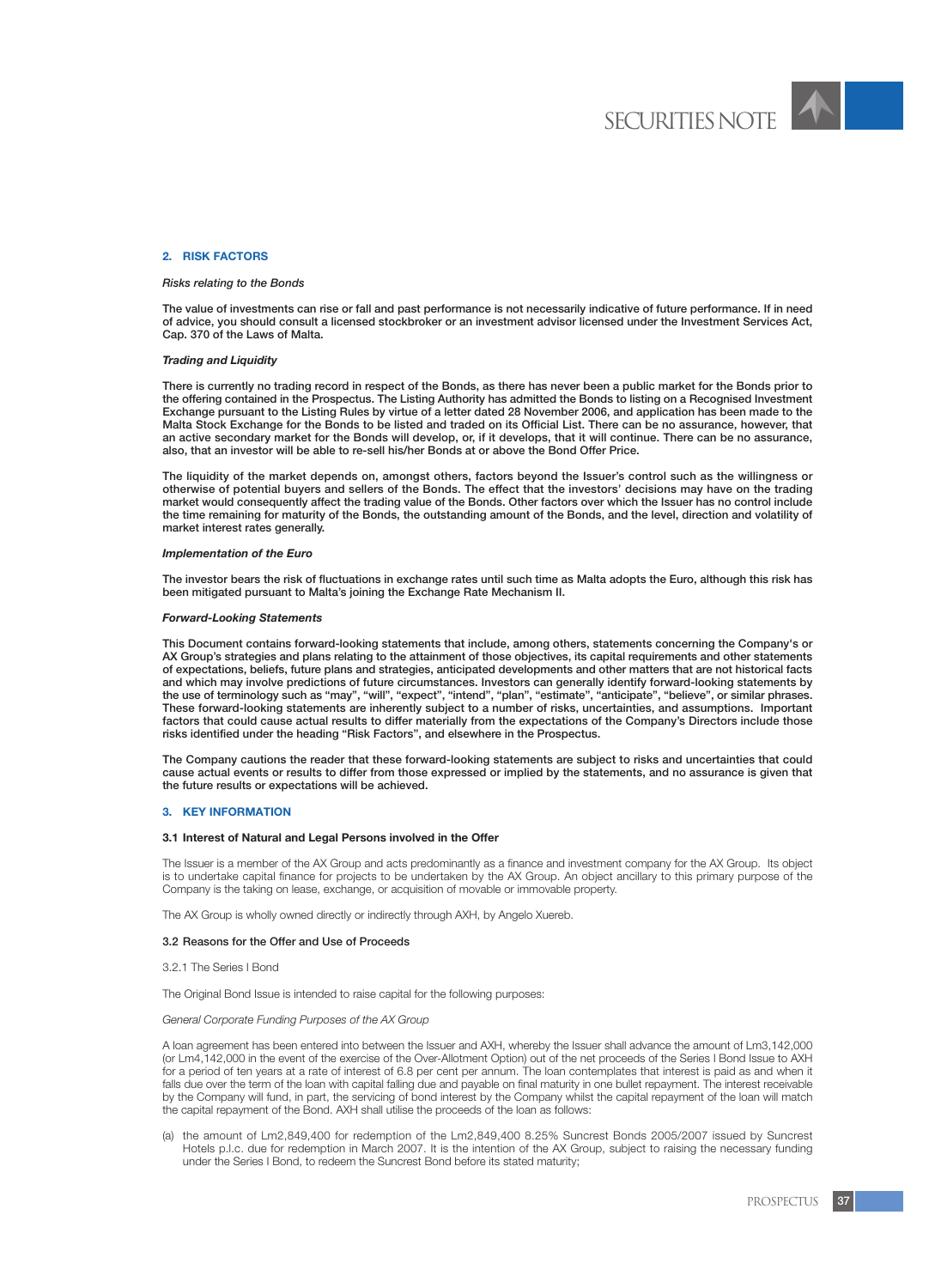## 2. RISK FACTORS

*Risks relating to the Bonds*

**The value of investments can rise or fall and past performance is not necessarily indicative of future performance. If in need of advice, you should consult a licensed stockbroker or an investment advisor licensed under the Investment Services Act, Cap. 370 of the Laws of Malta.**

***Trading and Liquidity***

**There is currently no trading record in respect of the Bonds, as there has never been a public market for the Bonds prior to the offering contained in the Prospectus. The Listing Authority has admitted the Bonds to listing on a Recognised Investment Exchange pursuant to the Listing Rules by virtue of a letter dated 28 November 2006, and application has been made to the Malta Stock Exchange for the Bonds to be listed and traded on its Official List. There can be no assurance, however, that an active secondary market for the Bonds will develop, or, if it develops, that it will continue. There can be no assurance, also, that an investor will be able to re-sell his/her Bonds at or above the Bond Offer Price.**

**The liquidity of the market depends on, amongst others, factors beyond the Issuer's control such as the willingness or otherwise of potential buyers and sellers of the Bonds. The effect that the investors' decisions may have on the trading market would consequently affect the trading value of the Bonds. Other factors over which the Issuer has no control include the time remaining for maturity of the Bonds, the outstanding amount of the Bonds, and the level, direction and volatility of market interest rates generally.**

***Implementation of the Euro***

**The investor bears the risk of fluctuations in exchange rates until such time as Malta adopts the Euro, although this risk has been mitigated pursuant to Malta's joining the Exchange Rate Mechanism II.**

***Forward-Looking Statements***

**This Document contains forward-looking statements that include, among others, statements concerning the Company's or AX Group's strategies and plans relating to the attainment of those objectives, its capital requirements and other statements of expectations, beliefs, future plans and strategies, anticipated developments and other matters that are not historical facts and which may involve predictions of future circumstances. Investors can generally identify forward-looking statements by the use of terminology such as "may", "will", "expect", "intend", "plan", "estimate", "anticipate", "believe", or similar phrases. These forward-looking statements are inherently subject to a number of risks, uncertainties, and assumptions. Important factors that could cause actual results to differ materially from the expectations of the Company's Directors include those risks identified under the heading "Risk Factors", and elsewhere in the Prospectus.**

**The Company cautions the reader that these forward-looking statements are subject to risks and uncertainties that could cause actual events or results to differ from those expressed or implied by the statements, and no assurance is given that the future results or expectations will be achieved.**

## 3. KEY INFORMATION

### 3.1 Interest of Natural and Legal Persons involved in the Offer

The Issuer is a member of the AX Group and acts predominantly as a finance and investment company for the AX Group. Its object is to undertake capital finance for projects to be undertaken by the AX Group. An object ancillary to this primary purpose of the Company is the taking on lease, exchange, or acquisition of movable or immovable property.

The AX Group is wholly owned directly or indirectly through AXH, by Angelo Xuereb.

### 3.2 Reasons for the Offer and Use of Proceeds

3.2.1 The Series I Bond

The Original Bond Issue is intended to raise capital for the following purposes:

*General Corporate Funding Purposes of the AX Group*

A loan agreement has been entered into between the Issuer and AXH, whereby the Issuer shall advance the amount of Lm3,142,000 (or Lm4,142,000 in the event of the exercise of the Over-Allotment Option) out of the net proceeds of the Series I Bond Issue to AXH for a period of ten years at a rate of interest of 6.8 per cent per annum. The loan contemplates that interest is paid as and when it falls due over the term of the loan with capital falling due and payable on final maturity in one bullet repayment. The interest receivable by the Company will fund, in part, the servicing of bond interest by the Company whilst the capital repayment of the loan will match the capital repayment of the Bond. AXH shall utilise the proceeds of the loan as follows:

(a) the amount of Lm2,849,400 for redemption of the Lm2,849,400 8.25% Suncrest Bonds 2005/2007 issued by Suncrest Hotels p.l.c. due for redemption in March 2007. It is the intention of the AX Group, subject to raising the necessary funding under the Series I Bond, to redeem the Suncrest Bond before its stated maturity;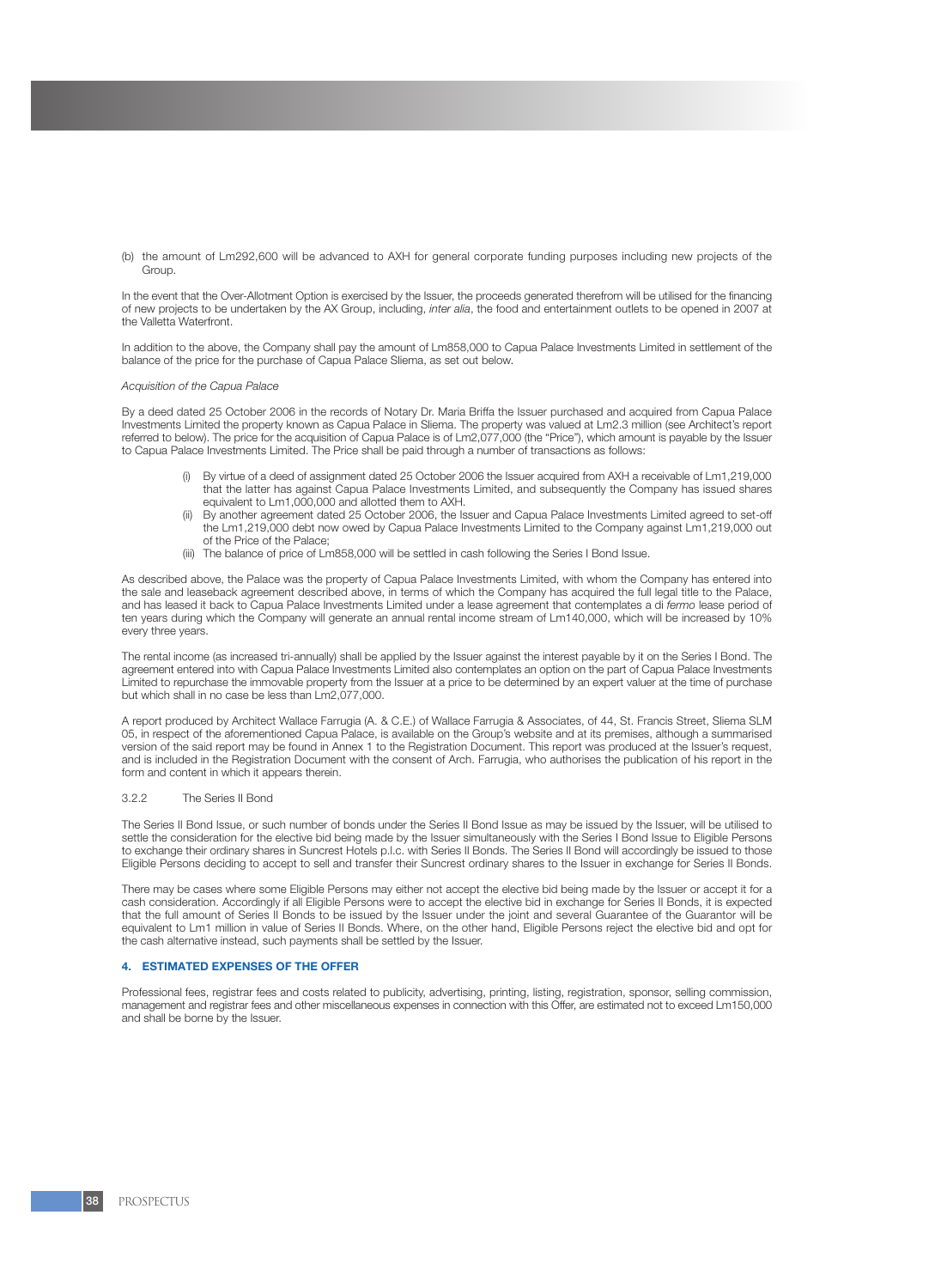(b) the amount of Lm292,600 will be advanced to AXH for general corporate funding purposes including new projects of the Group.

In the event that the Over-Allotment Option is exercised by the Issuer, the proceeds generated therefrom will be utilised for the financing of new projects to be undertaken by the AX Group, including, *inter alia*, the food and entertainment outlets to be opened in 2007 at the Valletta Waterfront.

In addition to the above, the Company shall pay the amount of Lm858,000 to Capua Palace Investments Limited in settlement of the balance of the price for the purchase of Capua Palace Sliema, as set out below.

*Acquisition of the Capua Palace*

By a deed dated 25 October 2006 in the records of Notary Dr. Maria Briffa the Issuer purchased and acquired from Capua Palace Investments Limited the property known as Capua Palace in Sliema. The property was valued at Lm2.3 million (see Architect's report referred to below). The price for the acquisition of Capua Palace is of Lm2,077,000 (the "Price"), which amount is payable by the Issuer to Capua Palace Investments Limited. The Price shall be paid through a number of transactions as follows:

(i) By virtue of a deed of assignment dated 25 October 2006 the Issuer acquired from AXH a receivable of Lm1,219,000 that the latter has against Capua Palace Investments Limited, and subsequently the Company has issued shares equivalent to Lm1,000,000 and allotted them to AXH.
(ii) By another agreement dated 25 October 2006, the Issuer and Capua Palace Investments Limited agreed to set-off the Lm1,219,000 debt now owed by Capua Palace Investments Limited to the Company against Lm1,219,000 out of the Price of the Palace;
(iii) The balance of price of Lm858,000 will be settled in cash following the Series I Bond Issue.

As described above, the Palace was the property of Capua Palace Investments Limited, with whom the Company has entered into the sale and leaseback agreement described above, in terms of which the Company has acquired the full legal title to the Palace, and has leased it back to Capua Palace Investments Limited under a lease agreement that contemplates a di *fermo* lease period of ten years during which the Company will generate an annual rental income stream of Lm140,000, which will be increased by 10% every three years.

The rental income (as increased tri-annually) shall be applied by the Issuer against the interest payable by it on the Series I Bond. The agreement entered into with Capua Palace Investments Limited also contemplates an option on the part of Capua Palace Investments Limited to repurchase the immovable property from the Issuer at a price to be determined by an expert valuer at the time of purchase but which shall in no case be less than Lm2,077,000.

A report produced by Architect Wallace Farrugia (A. & C.E.) of Wallace Farrugia & Associates, of 44, St. Francis Street, Sliema SLM 05, in respect of the aforementioned Capua Palace, is available on the Group's website and at its premises, although a summarised version of the said report may be found in Annex 1 to the Registration Document. This report was produced at the Issuer's request, and is included in the Registration Document with the consent of Arch. Farrugia, who authorises the publication of his report in the form and content in which it appears therein.

### 3.2.2 The Series II Bond

The Series II Bond Issue, or such number of bonds under the Series II Bond Issue as may be issued by the Issuer, will be utilised to settle the consideration for the elective bid being made by the Issuer simultaneously with the Series I Bond Issue to Eligible Persons to exchange their ordinary shares in Suncrest Hotels p.l.c. with Series II Bonds. The Series II Bond will accordingly be issued to those Eligible Persons deciding to accept to sell and transfer their Suncrest ordinary shares to the Issuer in exchange for Series II Bonds.

There may be cases where some Eligible Persons may either not accept the elective bid being made by the Issuer or accept it for a cash consideration. Accordingly if all Eligible Persons were to accept the elective bid in exchange for Series II Bonds, it is expected that the full amount of Series II Bonds to be issued by the Issuer under the joint and several Guarantee of the Guarantor will be equivalent to Lm1 million in value of Series II Bonds. Where, on the other hand, Eligible Persons reject the elective bid and opt for the cash alternative instead, such payments shall be settled by the Issuer.

## 4. ESTIMATED EXPENSES OF THE OFFER

Professional fees, registrar fees and costs related to publicity, advertising, printing, listing, registration, sponsor, selling commission, management and registrar fees and other miscellaneous expenses in connection with this Offer, are estimated not to exceed Lm150,000 and shall be borne by the Issuer.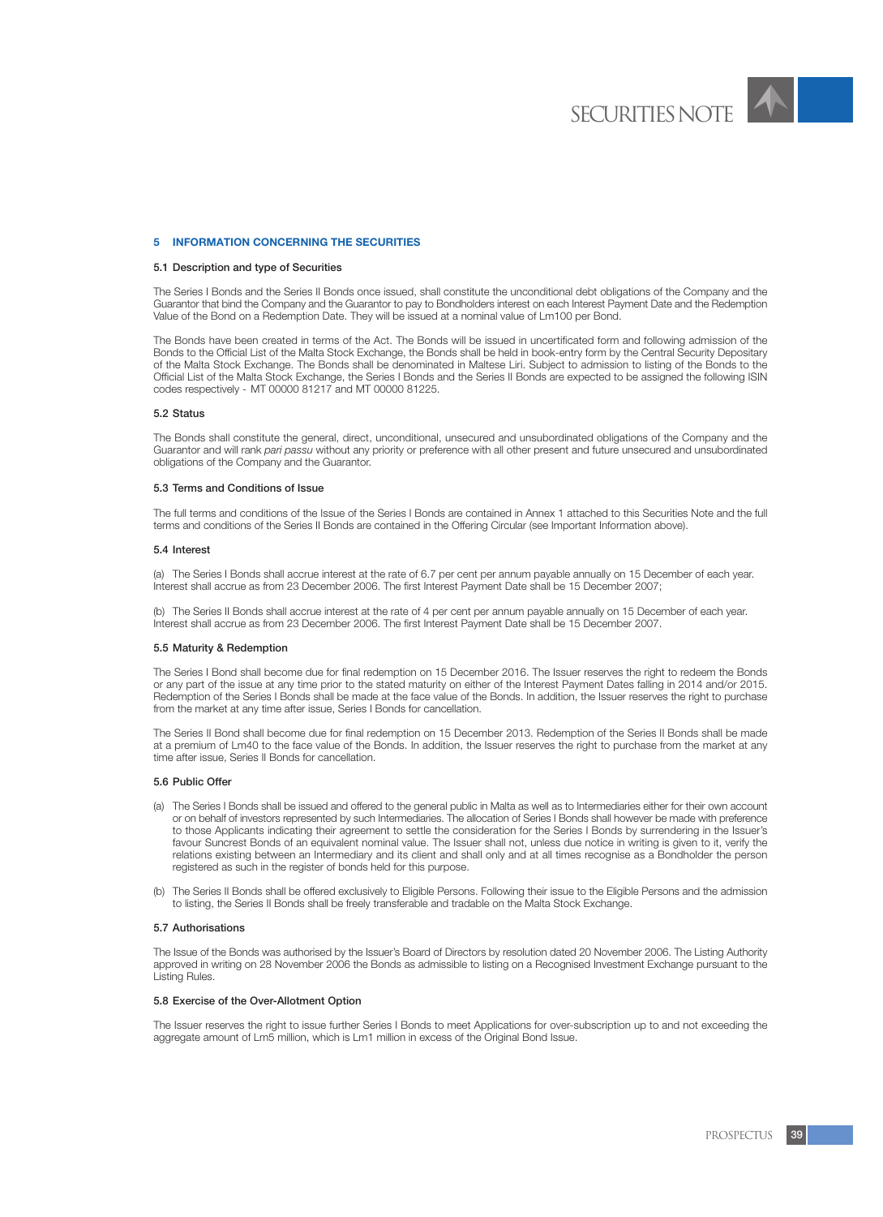## 5 INFORMATION CONCERNING THE SECURITIES

### 5.1 Description and type of Securities

The Series I Bonds and the Series II Bonds once issued, shall constitute the unconditional debt obligations of the Company and the Guarantor that bind the Company and the Guarantor to pay to Bondholders interest on each Interest Payment Date and the Redemption Value of the Bond on a Redemption Date. They will be issued at a nominal value of Lm100 per Bond.

The Bonds have been created in terms of the Act. The Bonds will be issued in uncertificated form and following admission of the Bonds to the Official List of the Malta Stock Exchange, the Bonds shall be held in book-entry form by the Central Security Depositary of the Malta Stock Exchange. The Bonds shall be denominated in Maltese Liri. Subject to admission to listing of the Bonds to the Official List of the Malta Stock Exchange, the Series I Bonds and the Series II Bonds are expected to be assigned the following ISIN codes respectively - MT 00000 81217 and MT 00000 81225.

### 5.2 Status

The Bonds shall constitute the general, direct, unconditional, unsecured and unsubordinated obligations of the Company and the Guarantor and will rank *pari passu* without any priority or preference with all other present and future unsecured and unsubordinated obligations of the Company and the Guarantor.

### 5.3 Terms and Conditions of Issue

The full terms and conditions of the Issue of the Series I Bonds are contained in Annex 1 attached to this Securities Note and the full terms and conditions of the Series II Bonds are contained in the Offering Circular (see Important Information above).

### 5.4 Interest

(a) The Series I Bonds shall accrue interest at the rate of 6.7 per cent per annum payable annually on 15 December of each year. Interest shall accrue as from 23 December 2006. The first Interest Payment Date shall be 15 December 2007;

(b) The Series II Bonds shall accrue interest at the rate of 4 per cent per annum payable annually on 15 December of each year. Interest shall accrue as from 23 December 2006. The first Interest Payment Date shall be 15 December 2007.

### 5.5 Maturity & Redemption

The Series I Bond shall become due for final redemption on 15 December 2016. The Issuer reserves the right to redeem the Bonds or any part of the issue at any time prior to the stated maturity on either of the Interest Payment Dates falling in 2014 and/or 2015. Redemption of the Series I Bonds shall be made at the face value of the Bonds. In addition, the Issuer reserves the right to purchase from the market at any time after issue, Series I Bonds for cancellation.

The Series II Bond shall become due for final redemption on 15 December 2013. Redemption of the Series II Bonds shall be made at a premium of Lm40 to the face value of the Bonds. In addition, the Issuer reserves the right to purchase from the market at any time after issue, Series II Bonds for cancellation.

### 5.6 Public Offer

(a) The Series I Bonds shall be issued and offered to the general public in Malta as well as to Intermediaries either for their own account or on behalf of investors represented by such Intermediaries. The allocation of Series I Bonds shall however be made with preference to those Applicants indicating their agreement to settle the consideration for the Series I Bonds by surrendering in the Issuer's favour Suncrest Bonds of an equivalent nominal value. The Issuer shall not, unless due notice in writing is given to it, verify the relations existing between an Intermediary and its client and shall only and at all times recognise as a Bondholder the person registered as such in the register of bonds held for this purpose.

(b) The Series II Bonds shall be offered exclusively to Eligible Persons. Following their issue to the Eligible Persons and the admission to listing, the Series II Bonds shall be freely transferable and tradable on the Malta Stock Exchange.

### 5.7 Authorisations

The Issue of the Bonds was authorised by the Issuer's Board of Directors by resolution dated 20 November 2006. The Listing Authority approved in writing on 28 November 2006 the Bonds as admissible to listing on a Recognised Investment Exchange pursuant to the Listing Rules.

### 5.8 Exercise of the Over-Allotment Option

The Issuer reserves the right to issue further Series I Bonds to meet Applications for over-subscription up to and not exceeding the aggregate amount of Lm5 million, which is Lm1 million in excess of the Original Bond Issue.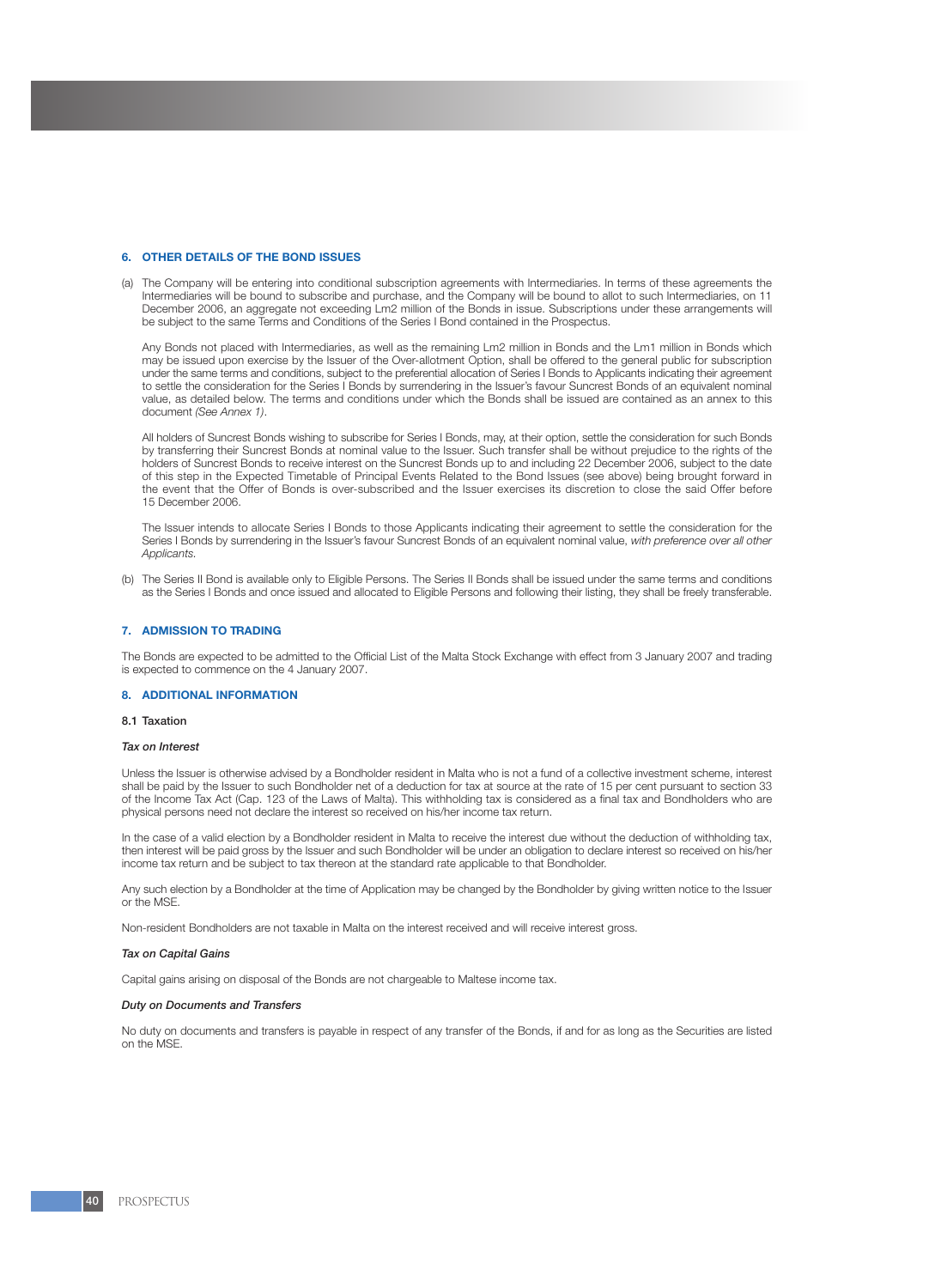## 6. OTHER DETAILS OF THE BOND ISSUES

(a) The Company will be entering into conditional subscription agreements with Intermediaries. In terms of these agreements the Intermediaries will be bound to subscribe and purchase, and the Company will be bound to allot to such Intermediaries, on 11 December 2006, an aggregate not exceeding Lm2 million of the Bonds in issue. Subscriptions under these arrangements will be subject to the same Terms and Conditions of the Series I Bond contained in the Prospectus.

Any Bonds not placed with Intermediaries, as well as the remaining Lm2 million in Bonds and the Lm1 million in Bonds which may be issued upon exercise by the Issuer of the Over-allotment Option, shall be offered to the general public for subscription under the same terms and conditions, subject to the preferential allocation of Series I Bonds to Applicants indicating their agreement to settle the consideration for the Series I Bonds by surrendering in the Issuer's favour Suncrest Bonds of an equivalent nominal value, as detailed below. The terms and conditions under which the Bonds shall be issued are contained as an annex to this document *(See Annex 1)*.

All holders of Suncrest Bonds wishing to subscribe for Series I Bonds, may, at their option, settle the consideration for such Bonds by transferring their Suncrest Bonds at nominal value to the Issuer. Such transfer shall be without prejudice to the rights of the holders of Suncrest Bonds to receive interest on the Suncrest Bonds up to and including 22 December 2006, subject to the date of this step in the Expected Timetable of Principal Events Related to the Bond Issues (see above) being brought forward in the event that the Offer of Bonds is over-subscribed and the Issuer exercises its discretion to close the said Offer before 15 December 2006.

The Issuer intends to allocate Series I Bonds to those Applicants indicating their agreement to settle the consideration for the Series I Bonds by surrendering in the Issuer's favour Suncrest Bonds of an equivalent nominal value, *with preference over all other Applicants.*

(b) The Series II Bond is available only to Eligible Persons. The Series II Bonds shall be issued under the same terms and conditions as the Series I Bonds and once issued and allocated to Eligible Persons and following their listing, they shall be freely transferable.

## 7. ADMISSION TO TRADING

The Bonds are expected to be admitted to the Official List of the Malta Stock Exchange with effect from 3 January 2007 and trading is expected to commence on the 4 January 2007.

## 8. ADDITIONAL INFORMATION

### 8.1 Taxation

*Tax on Interest*

Unless the Issuer is otherwise advised by a Bondholder resident in Malta who is not a fund of a collective investment scheme, interest shall be paid by the Issuer to such Bondholder net of a deduction for tax at source at the rate of 15 per cent pursuant to section 33 of the Income Tax Act (Cap. 123 of the Laws of Malta). This withholding tax is considered as a final tax and Bondholders who are physical persons need not declare the interest so received on his/her income tax return.

In the case of a valid election by a Bondholder resident in Malta to receive the interest due without the deduction of withholding tax, then interest will be paid gross by the Issuer and such Bondholder will be under an obligation to declare interest so received on his/her income tax return and be subject to tax thereon at the standard rate applicable to that Bondholder.

Any such election by a Bondholder at the time of Application may be changed by the Bondholder by giving written notice to the Issuer or the MSE.

Non-resident Bondholders are not taxable in Malta on the interest received and will receive interest gross.

*Tax on Capital Gains*

Capital gains arising on disposal of the Bonds are not chargeable to Maltese income tax.

*Duty on Documents and Transfers*

No duty on documents and transfers is payable in respect of any transfer of the Bonds, if and for as long as the Securities are listed on the MSE.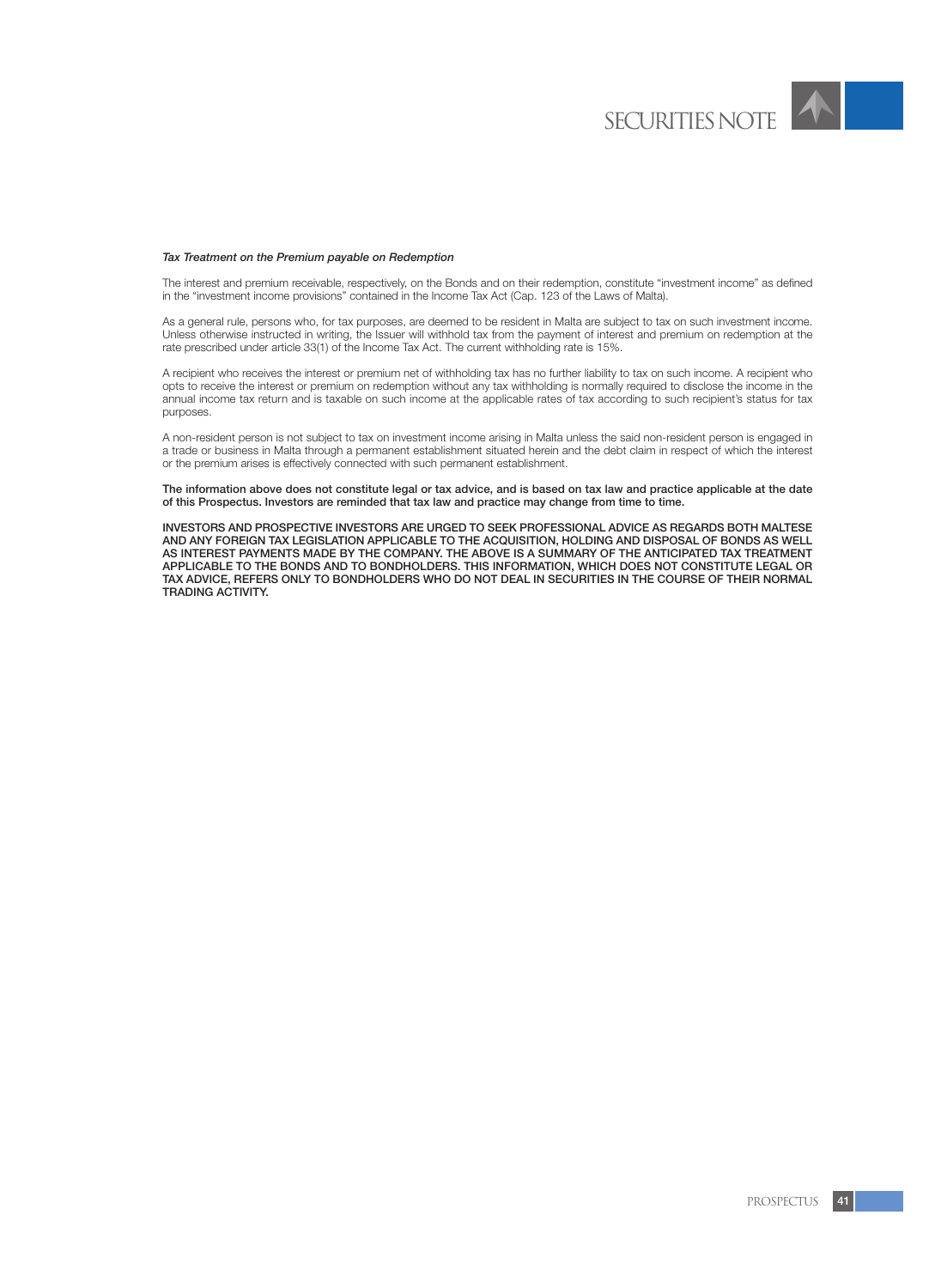*Tax Treatment on the Premium payable on Redemption*

The interest and premium receivable, respectively, on the Bonds and on their redemption, constitute "investment income" as defined in the "investment income provisions" contained in the Income Tax Act (Cap. 123 of the Laws of Malta).

As a general rule, persons who, for tax purposes, are deemed to be resident in Malta are subject to tax on such investment income. Unless otherwise instructed in writing, the Issuer will withhold tax from the payment of interest and premium on redemption at the rate prescribed under article 33(1) of the Income Tax Act. The current withholding rate is 15%.

A recipient who receives the interest or premium net of withholding tax has no further liability to tax on such income. A recipient who opts to receive the interest or premium on redemption without any tax withholding is normally required to disclose the income in the annual income tax return and is taxable on such income at the applicable rates of tax according to such recipient's status for tax purposes.

A non-resident person is not subject to tax on investment income arising in Malta unless the said non-resident person is engaged in a trade or business in Malta through a permanent establishment situated herein and the debt claim in respect of which the interest or the premium arises is effectively connected with such permanent establishment.

**The information above does not constitute legal or tax advice, and is based on tax law and practice applicable at the date of this Prospectus. Investors are reminded that tax law and practice may change from time to time.**

**INVESTORS AND PROSPECTIVE INVESTORS ARE URGED TO SEEK PROFESSIONAL ADVICE AS REGARDS BOTH MALTESE AND ANY FOREIGN TAX LEGISLATION APPLICABLE TO THE ACQUISITION, HOLDING AND DISPOSAL OF BONDS AS WELL AS INTEREST PAYMENTS MADE BY THE COMPANY. THE ABOVE IS A SUMMARY OF THE ANTICIPATED TAX TREATMENT APPLICABLE TO THE BONDS AND TO BONDHOLDERS. THIS INFORMATION, WHICH DOES NOT CONSTITUTE LEGAL OR TAX ADVICE, REFERS ONLY TO BONDHOLDERS WHO DO NOT DEAL IN SECURITIES IN THE COURSE OF THEIR NORMAL TRADING ACTIVITY.**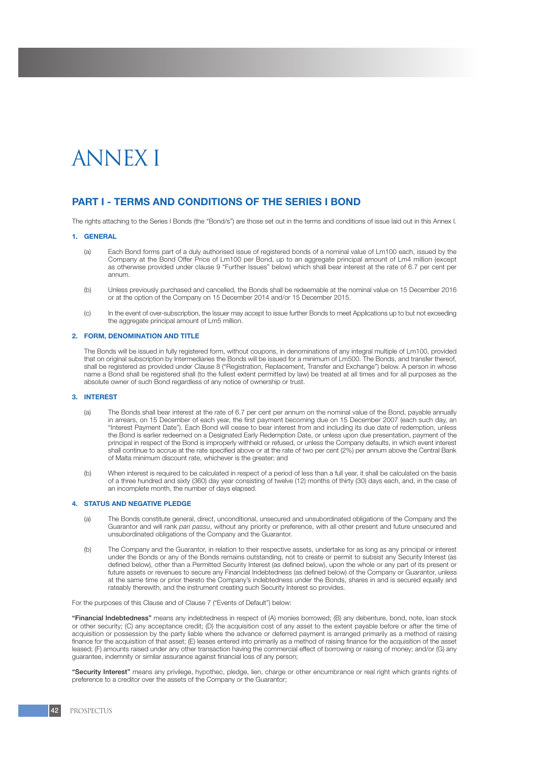# ANNEX I

## PART I - TERMS AND CONDITIONS OF THE SERIES I BOND

The rights attaching to the Series I Bonds (the "Bond/s") are those set out in the terms and conditions of issue laid out in this Annex I.

### 1. GENERAL

(a) Each Bond forms part of a duly authorised issue of registered bonds of a nominal value of Lm100 each, issued by the Company at the Bond Offer Price of Lm100 per Bond, up to an aggregate principal amount of Lm4 million (except as otherwise provided under clause 9 "Further Issues" below) which shall bear interest at the rate of 6.7 per cent per annum.

(b) Unless previously purchased and cancelled, the Bonds shall be redeemable at the nominal value on 15 December 2016 or at the option of the Company on 15 December 2014 and/or 15 December 2015.

(c) In the event of over-subscription, the Issuer may accept to issue further Bonds to meet Applications up to but not exceeding the aggregate principal amount of Lm5 million.

### 2. FORM, DENOMINATION AND TITLE

The Bonds will be issued in fully registered form, without coupons, in denominations of any integral multiple of Lm100, provided that on original subscription by Intermediaries the Bonds will be issued for a minimum of Lm500. The Bonds, and transfer thereof, shall be registered as provided under Clause 8 ("Registration, Replacement, Transfer and Exchange") below. A person in whose name a Bond shall be registered shall (to the fullest extent permitted by law) be treated at all times and for all purposes as the absolute owner of such Bond regardless of any notice of ownership or trust.

### 3. INTEREST

(a) The Bonds shall bear interest at the rate of 6.7 per cent per annum on the nominal value of the Bond, payable annually in arrears, on 15 December of each year, the first payment becoming due on 15 December 2007 (each such day, an "Interest Payment Date"). Each Bond will cease to bear interest from and including its due date of redemption, unless the Bond is earlier redeemed on a Designated Early Redemption Date, or unless upon due presentation, payment of the principal in respect of the Bond is improperly withheld or refused, or unless the Company defaults, in which event interest shall continue to accrue at the rate specified above or at the rate of two per cent (2%) per annum above the Central Bank of Malta minimum discount rate, whichever is the greater; and

(b) When interest is required to be calculated in respect of a period of less than a full year, it shall be calculated on the basis of a three hundred and sixty (360) day year consisting of twelve (12) months of thirty (30) days each, and, in the case of an incomplete month, the number of days elapsed.

### 4. STATUS AND NEGATIVE PLEDGE

(a) The Bonds constitute general, direct, unconditional, unsecured and unsubordinated obligations of the Company and the Guarantor and will rank *pari passu*, without any priority or preference, with all other present and future unsecured and unsubordinated obligations of the Company and the Guarantor.

(b) The Company and the Guarantor, in relation to their respective assets, undertake for as long as any principal or interest under the Bonds or any of the Bonds remains outstanding, not to create or permit to subsist any Security Interest (as defined below), other than a Permitted Security Interest (as defined below), upon the whole or any part of its present or future assets or revenues to secure any Financial Indebtedness (as defined below) of the Company or Guarantor, unless at the same time or prior thereto the Company's indebtedness under the Bonds, shares in and is secured equally and rateably therewith, and the instrument creating such Security Interest so provides.

For the purposes of this Clause and of Clause 7 ("Events of Default") below:

**"Financial Indebtedness"** means any indebtedness in respect of (A) monies borrowed; (B) any debenture, bond, note, loan stock or other security; (C) any acceptance credit; (D) the acquisition cost of any asset to the extent payable before or after the time of acquisition or possession by the party liable where the advance or deferred payment is arranged primarily as a method of raising finance for the acquisition of that asset; (E) leases entered into primarily as a method of raising finance for the acquisition of the asset leased; (F) amounts raised under any other transaction having the commercial effect of borrowing or raising of money; and/or (G) any guarantee, indemnity or similar assurance against financial loss of any person;

**"Security Interest"** means any privilege, hypothec, pledge, lien, charge or other encumbrance or real right which grants rights of preference to a creditor over the assets of the Company or the Guarantor;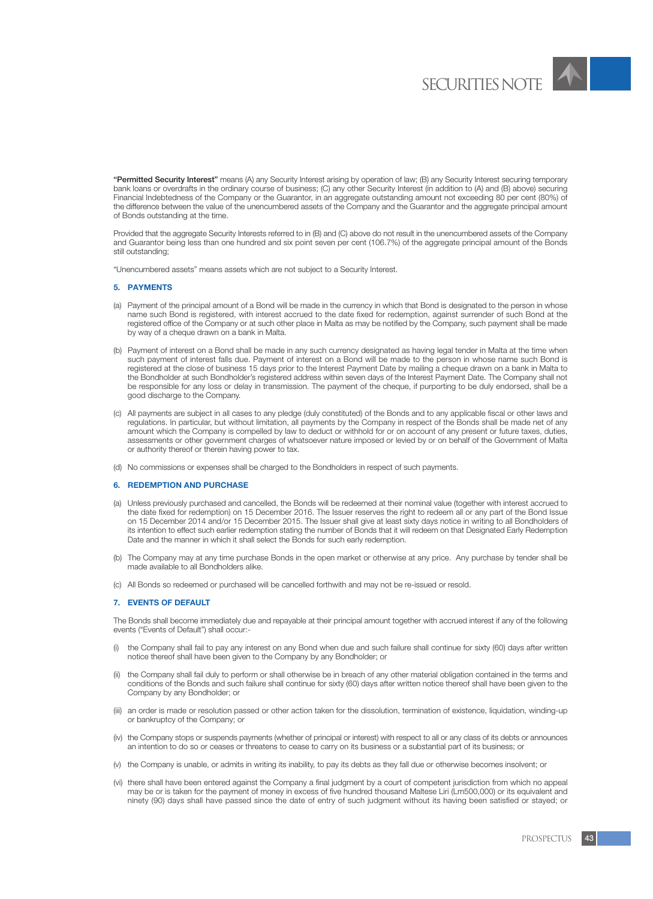**"Permitted Security Interest"** means (A) any Security Interest arising by operation of law; (B) any Security Interest securing temporary bank loans or overdrafts in the ordinary course of business; (C) any other Security Interest (in addition to (A) and (B) above) securing Financial Indebtedness of the Company or the Guarantor, in an aggregate outstanding amount not exceeding 80 per cent (80%) of the difference between the value of the unencumbered assets of the Company and the Guarantor and the aggregate principal amount of Bonds outstanding at the time.

Provided that the aggregate Security Interests referred to in (B) and (C) above do not result in the unencumbered assets of the Company and Guarantor being less than one hundred and six point seven per cent (106.7%) of the aggregate principal amount of the Bonds still outstanding;

"Unencumbered assets" means assets which are not subject to a Security Interest.

### 5. PAYMENTS

(a) Payment of the principal amount of a Bond will be made in the currency in which that Bond is designated to the person in whose name such Bond is registered, with interest accrued to the date fixed for redemption, against surrender of such Bond at the registered office of the Company or at such other place in Malta as may be notified by the Company, such payment shall be made by way of a cheque drawn on a bank in Malta.

(b) Payment of interest on a Bond shall be made in any such currency designated as having legal tender in Malta at the time when such payment of interest falls due. Payment of interest on a Bond will be made to the person in whose name such Bond is registered at the close of business 15 days prior to the Interest Payment Date by mailing a cheque drawn on a bank in Malta to the Bondholder at such Bondholder's registered address within seven days of the Interest Payment Date. The Company shall not be responsible for any loss or delay in transmission. The payment of the cheque, if purporting to be duly endorsed, shall be a good discharge to the Company.

(c) All payments are subject in all cases to any pledge (duly constituted) of the Bonds and to any applicable fiscal or other laws and regulations. In particular, but without limitation, all payments by the Company in respect of the Bonds shall be made net of any amount which the Company is compelled by law to deduct or withhold for or on account of any present or future taxes, duties, assessments or other government charges of whatsoever nature imposed or levied by or on behalf of the Government of Malta or authority thereof or therein having power to tax.

(d) No commissions or expenses shall be charged to the Bondholders in respect of such payments.

### 6. REDEMPTION AND PURCHASE

(a) Unless previously purchased and cancelled, the Bonds will be redeemed at their nominal value (together with interest accrued to the date fixed for redemption) on 15 December 2016. The Issuer reserves the right to redeem all or any part of the Bond Issue on 15 December 2014 and/or 15 December 2015. The Issuer shall give at least sixty days notice in writing to all Bondholders of its intention to effect such earlier redemption stating the number of Bonds that it will redeem on that Designated Early Redemption Date and the manner in which it shall select the Bonds for such early redemption.

(b) The Company may at any time purchase Bonds in the open market or otherwise at any price. Any purchase by tender shall be made available to all Bondholders alike.

(c) All Bonds so redeemed or purchased will be cancelled forthwith and may not be re-issued or resold.

### 7. EVENTS OF DEFAULT

The Bonds shall become immediately due and repayable at their principal amount together with accrued interest if any of the following events ("Events of Default") shall occur:-

(i) the Company shall fail to pay any interest on any Bond when due and such failure shall continue for sixty (60) days after written notice thereof shall have been given to the Company by any Bondholder; or

(ii) the Company shall fail duly to perform or shall otherwise be in breach of any other material obligation contained in the terms and conditions of the Bonds and such failure shall continue for sixty (60) days after written notice thereof shall have been given to the Company by any Bondholder; or

(iii) an order is made or resolution passed or other action taken for the dissolution, termination of existence, liquidation, winding-up or bankruptcy of the Company; or

(iv) the Company stops or suspends payments (whether of principal or interest) with respect to all or any class of its debts or announces an intention to do so or ceases or threatens to cease to carry on its business or a substantial part of its business; or

(v) the Company is unable, or admits in writing its inability, to pay its debts as they fall due or otherwise becomes insolvent; or

(vi) there shall have been entered against the Company a final judgment by a court of competent jurisdiction from which no appeal may be or is taken for the payment of money in excess of five hundred thousand Maltese Liri (Lm500,000) or its equivalent and ninety (90) days shall have passed since the date of entry of such judgment without its having been satisfied or stayed; or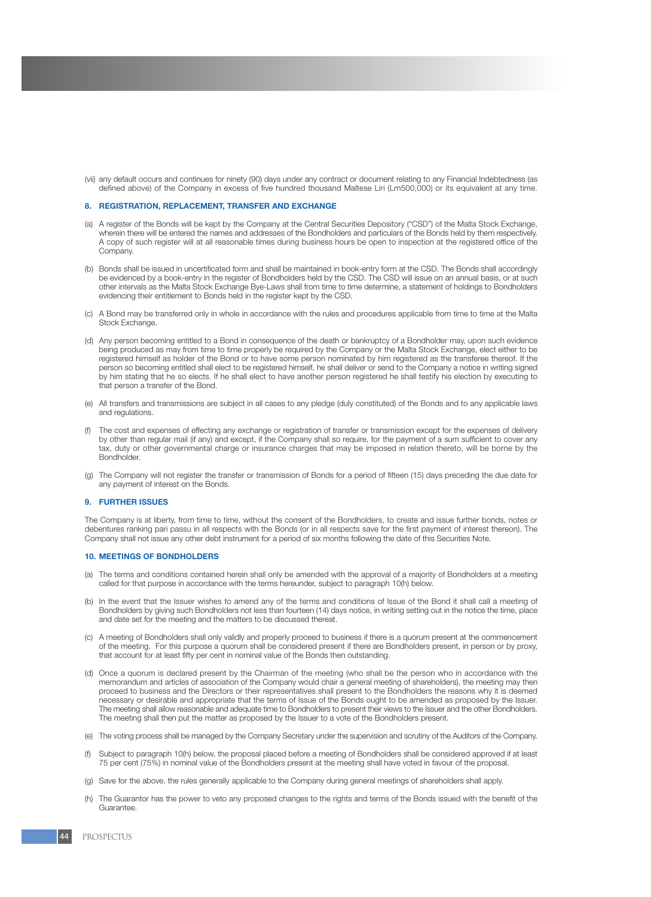(vii) any default occurs and continues for ninety (90) days under any contract or document relating to any Financial Indebtedness (as defined above) of the Company in excess of five hundred thousand Maltese Liri (Lm500,000) or its equivalent at any time.

### 8. REGISTRATION, REPLACEMENT, TRANSFER AND EXCHANGE

(a) A register of the Bonds will be kept by the Company at the Central Securities Depository ("CSD") of the Malta Stock Exchange, wherein there will be entered the names and addresses of the Bondholders and particulars of the Bonds held by them respectively. A copy of such register will at all reasonable times during business hours be open to inspection at the registered office of the Company.

(b) Bonds shall be issued in uncertificated form and shall be maintained in book-entry form at the CSD. The Bonds shall accordingly be evidenced by a book-entry in the register of Bondholders held by the CSD. The CSD will issue on an annual basis, or at such other intervals as the Malta Stock Exchange Bye-Laws shall from time to time determine, a statement of holdings to Bondholders evidencing their entitlement to Bonds held in the register kept by the CSD.

(c) A Bond may be transferred only in whole in accordance with the rules and procedures applicable from time to time at the Malta Stock Exchange.

(d) Any person becoming entitled to a Bond in consequence of the death or bankruptcy of a Bondholder may, upon such evidence being produced as may from time to time properly be required by the Company or the Malta Stock Exchange, elect either to be registered himself as holder of the Bond or to have some person nominated by him registered as the transferee thereof. If the person so becoming entitled shall elect to be registered himself, he shall deliver or send to the Company a notice in writing signed by him stating that he so elects. If he shall elect to have another person registered he shall testify his election by executing to that person a transfer of the Bond.

(e) All transfers and transmissions are subject in all cases to any pledge (duly constituted) of the Bonds and to any applicable laws and regulations.

(f) The cost and expenses of effecting any exchange or registration of transfer or transmission except for the expenses of delivery by other than regular mail (if any) and except, if the Company shall so require, for the payment of a sum sufficient to cover any tax, duty or other governmental charge or insurance charges that may be imposed in relation thereto, will be borne by the Bondholder.

(g) The Company will not register the transfer or transmission of Bonds for a period of fifteen (15) days preceding the due date for any payment of interest on the Bonds.

### 9. FURTHER ISSUES

The Company is at liberty, from time to time, without the consent of the Bondholders, to create and issue further bonds, notes or debentures ranking pari passu in all respects with the Bonds (or in all respects save for the first payment of interest thereon). The Company shall not issue any other debt instrument for a period of six months following the date of this Securities Note.

### 10. MEETINGS OF BONDHOLDERS

(a) The terms and conditions contained herein shall only be amended with the approval of a majority of Bondholders at a meeting called for that purpose in accordance with the terms hereunder, subject to paragraph 10(h) below.

(b) In the event that the Issuer wishes to amend any of the terms and conditions of Issue of the Bond it shall call a meeting of Bondholders by giving such Bondholders not less than fourteen (14) days notice, in writing setting out in the notice the time, place and date set for the meeting and the matters to be discussed thereat.

(c) A meeting of Bondholders shall only validly and properly proceed to business if there is a quorum present at the commencement of the meeting. For this purpose a quorum shall be considered present if there are Bondholders present, in person or by proxy, that account for at least fifty per cent in nominal value of the Bonds then outstanding.

(d) Once a quorum is declared present by the Chairman of the meeting (who shall be the person who in accordance with the memorandum and articles of association of the Company would chair a general meeting of shareholders), the meeting may then proceed to business and the Directors or their representatives shall present to the Bondholders the reasons why it is deemed necessary or desirable and appropriate that the terms of Issue of the Bonds ought to be amended as proposed by the Issuer. The meeting shall allow reasonable and adequate time to Bondholders to present their views to the Issuer and the other Bondholders. The meeting shall then put the matter as proposed by the Issuer to a vote of the Bondholders present.

(e) The voting process shall be managed by the Company Secretary under the supervision and scrutiny of the Auditors of the Company.

(f) Subject to paragraph 10(h) below, the proposal placed before a meeting of Bondholders shall be considered approved if at least 75 per cent (75%) in nominal value of the Bondholders present at the meeting shall have voted in favour of the proposal.

(g) Save for the above, the rules generally applicable to the Company during general meetings of shareholders shall apply.

(h) The Guarantor has the power to veto any proposed changes to the rights and terms of the Bonds issued with the benefit of the Guarantee.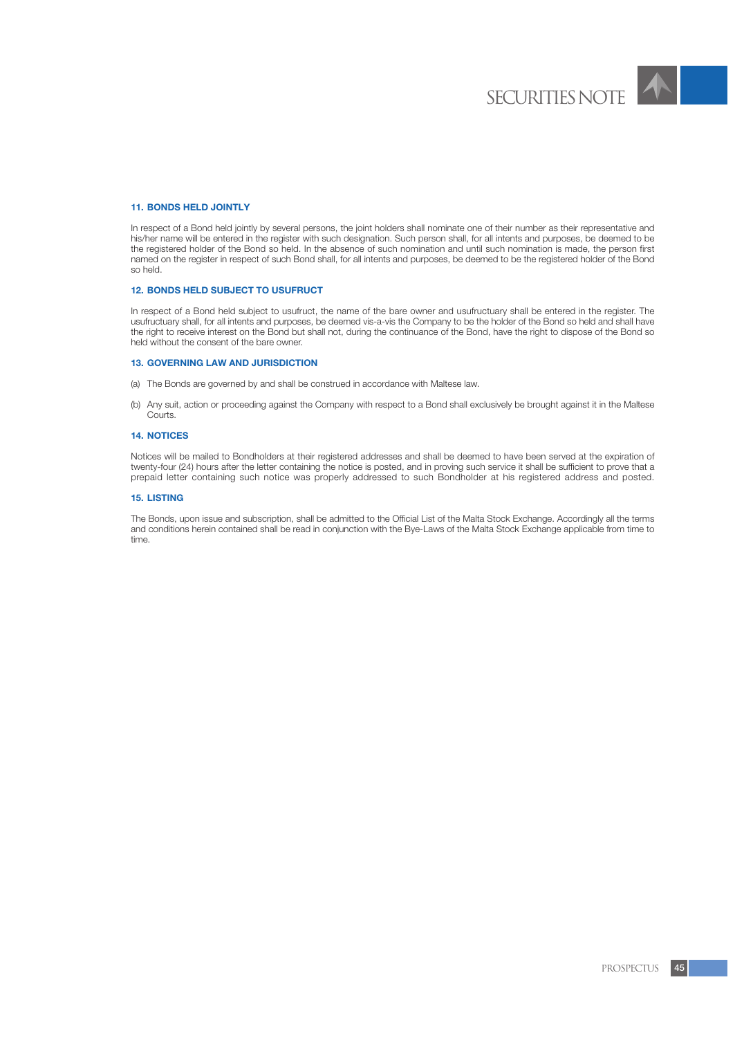### 11. BONDS HELD JOINTLY

In respect of a Bond held jointly by several persons, the joint holders shall nominate one of their number as their representative and his/her name will be entered in the register with such designation. Such person shall, for all intents and purposes, be deemed to be the registered holder of the Bond so held. In the absence of such nomination and until such nomination is made, the person first named on the register in respect of such Bond shall, for all intents and purposes, be deemed to be the registered holder of the Bond so held.

### 12. BONDS HELD SUBJECT TO USUFRUCT

In respect of a Bond held subject to usufruct, the name of the bare owner and usufructuary shall be entered in the register. The usufructuary shall, for all intents and purposes, be deemed vis-a-vis the Company to be the holder of the Bond so held and shall have the right to receive interest on the Bond but shall not, during the continuance of the Bond, have the right to dispose of the Bond so held without the consent of the bare owner.

### 13. GOVERNING LAW AND JURISDICTION

(a) The Bonds are governed by and shall be construed in accordance with Maltese law.

(b) Any suit, action or proceeding against the Company with respect to a Bond shall exclusively be brought against it in the Maltese Courts.

### 14. NOTICES

Notices will be mailed to Bondholders at their registered addresses and shall be deemed to have been served at the expiration of twenty-four (24) hours after the letter containing the notice is posted, and in proving such service it shall be sufficient to prove that a prepaid letter containing such notice was properly addressed to such Bondholder at his registered address and posted.

### 15. LISTING

The Bonds, upon issue and subscription, shall be admitted to the Official List of the Malta Stock Exchange. Accordingly all the terms and conditions herein contained shall be read in conjunction with the Bye-Laws of the Malta Stock Exchange applicable from time to time.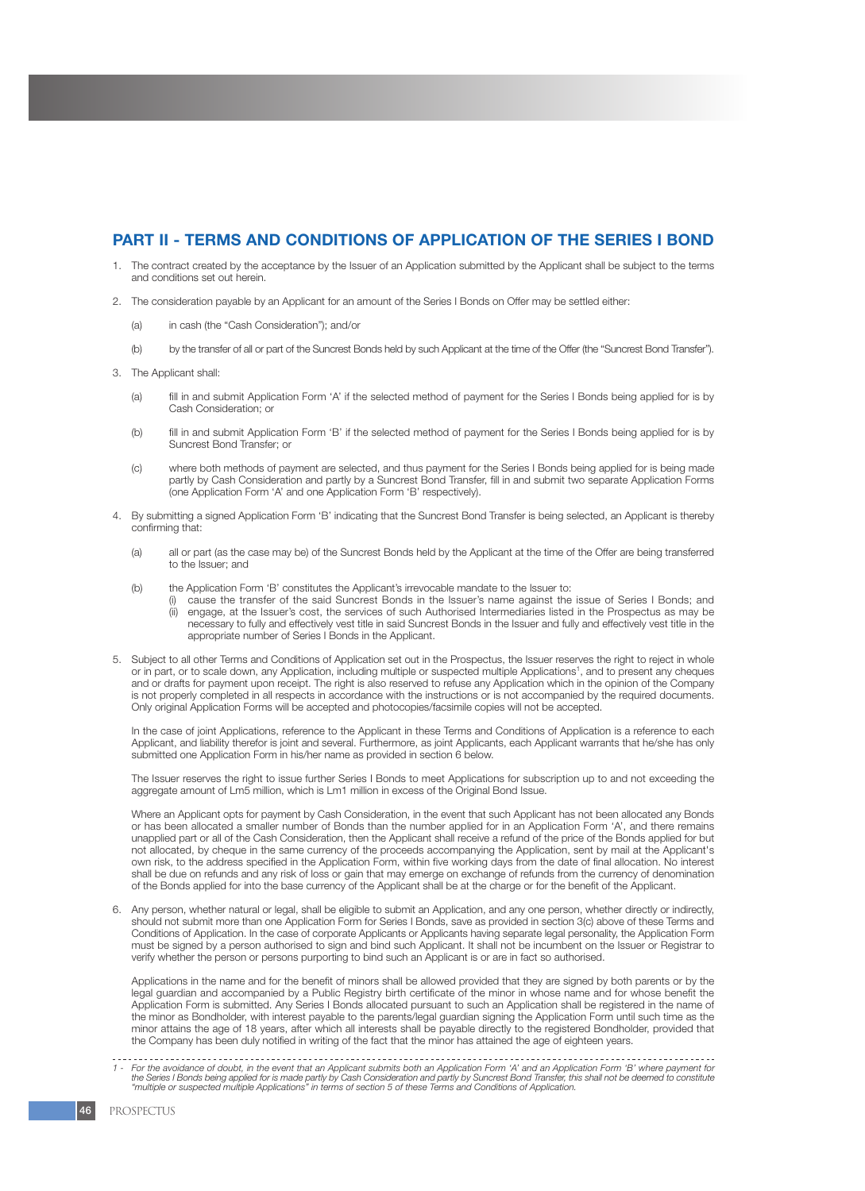## PART II - TERMS AND CONDITIONS OF APPLICATION OF THE SERIES I BOND

1. The contract created by the acceptance by the Issuer of an Application submitted by the Applicant shall be subject to the terms and conditions set out herein.

2. The consideration payable by an Applicant for an amount of the Series I Bonds on Offer may be settled either:

   (a) in cash (the "Cash Consideration"); and/or

   (b) by the transfer of all or part of the Suncrest Bonds held by such Applicant at the time of the Offer (the "Suncrest Bond Transfer").

3. The Applicant shall:

   (a) fill in and submit Application Form 'A' if the selected method of payment for the Series I Bonds being applied for is by Cash Consideration; or

   (b) fill in and submit Application Form 'B' if the selected method of payment for the Series I Bonds being applied for is by Suncrest Bond Transfer; or

   (c) where both methods of payment are selected, and thus payment for the Series I Bonds being applied for is being made partly by Cash Consideration and partly by a Suncrest Bond Transfer, fill in and submit two separate Application Forms (one Application Form 'A' and one Application Form 'B' respectively).

4. By submitting a signed Application Form 'B' indicating that the Suncrest Bond Transfer is being selected, an Applicant is thereby confirming that:

   (a) all or part (as the case may be) of the Suncrest Bonds held by the Applicant at the time of the Offer are being transferred to the Issuer; and

   (b) the Application Form 'B' constitutes the Applicant's irrevocable mandate to the Issuer to:
      (i) cause the transfer of the said Suncrest Bonds in the Issuer's name against the issue of Series I Bonds; and
      (ii) engage, at the Issuer's cost, the services of such Authorised Intermediaries listed in the Prospectus as may be necessary to fully and effectively vest title in said Suncrest Bonds in the Issuer and fully and effectively vest title in the appropriate number of Series I Bonds in the Applicant.

5. Subject to all other Terms and Conditions of Application set out in the Prospectus, the Issuer reserves the right to reject in whole or in part, or to scale down, any Application, including multiple or suspected multiple Applications[1], and to present any cheques and or drafts for payment upon receipt. The right is also reserved to refuse any Application which in the opinion of the Company is not properly completed in all respects in accordance with the instructions or is not accompanied by the required documents. Only original Application Forms will be accepted and photocopies/facsimile copies will not be accepted.

   In the case of joint Applications, reference to the Applicant in these Terms and Conditions of Application is a reference to each Applicant, and liability therefor is joint and several. Furthermore, as joint Applicants, each Applicant warrants that he/she has only submitted one Application Form in his/her name as provided in section 6 below.

   The Issuer reserves the right to issue further Series I Bonds to meet Applications for subscription up to and not exceeding the aggregate amount of Lm5 million, which is Lm1 million in excess of the Original Bond Issue.

   Where an Applicant opts for payment by Cash Consideration, in the event that such Applicant has not been allocated any Bonds or has been allocated a smaller number of Bonds than the number applied for in an Application Form 'A', and there remains unapplied part or all of the Cash Consideration, then the Applicant shall receive a refund of the price of the Bonds applied for but not allocated, by cheque in the same currency of the proceeds accompanying the Application, sent by mail at the Applicant's own risk, to the address specified in the Application Form, within five working days from the date of final allocation. No interest shall be due on refunds and any risk of loss or gain that may emerge on exchange of refunds from the currency of denomination of the Bonds applied for into the base currency of the Applicant shall be at the charge or for the benefit of the Applicant.

6. Any person, whether natural or legal, shall be eligible to submit an Application, and any one person, whether directly or indirectly, should not submit more than one Application Form for Series I Bonds, save as provided in section 3(c) above of these Terms and Conditions of Application. In the case of corporate Applicants or Applicants having separate legal personality, the Application Form must be signed by a person authorised to sign and bind such Applicant. It shall not be incumbent on the Issuer or Registrar to verify whether the person or persons purporting to bind such an Applicant is or are in fact so authorised.

   Applications in the name and for the benefit of minors shall be allowed provided that they are signed by both parents or by the legal guardian and accompanied by a Public Registry birth certificate of the minor in whose name and for whose benefit the Application Form is submitted. Any Series I Bonds allocated pursuant to such an Application shall be registered in the name of the minor as Bondholder, with interest payable to the parents/legal guardian signing the Application Form until such time as the minor attains the age of 18 years, after which all interests shall be payable directly to the registered Bondholder, provided that the Company has been duly notified in writing of the fact that the minor has attained the age of eighteen years.

---

[1] - *For the avoidance of doubt, in the event that an Applicant submits both an Application Form 'A' and an Application Form 'B' where payment for the Series I Bonds being applied for is made partly by Cash Consideration and partly by Suncrest Bond Transfer, this shall not be deemed to constitute "multiple or suspected multiple Applications" in terms of section 5 of these Terms and Conditions of Application.*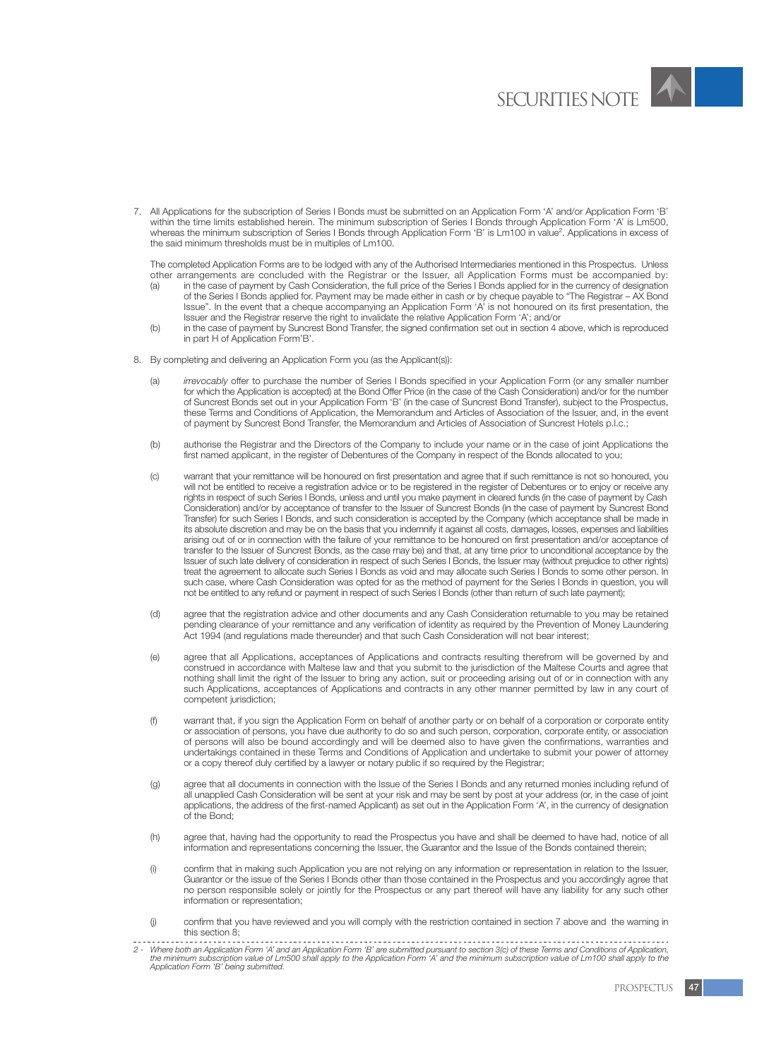7. All Applications for the subscription of Series I Bonds must be submitted on an Application Form 'A' and/or Application Form 'B' within the time limits established herein. The minimum subscription of Series I Bonds through Application Form 'A' is Lm500, whereas the minimum subscription of Series I Bonds through Application Form 'B' is Lm100 in value[2]. Applications in excess of the said minimum thresholds must be in multiples of Lm100.

   The completed Application Forms are to be lodged with any of the Authorised Intermediaries mentioned in this Prospectus. Unless other arrangements are concluded with the Registrar or the Issuer, all Application Forms must be accompanied by:

   (a) in the case of payment by Cash Consideration, the full price of the Series I Bonds applied for in the currency of designation of the Series I Bonds applied for. Payment may be made either in cash or by cheque payable to "The Registrar – AX Bond Issue". In the event that a cheque accompanying an Application Form 'A' is not honoured on its first presentation, the Issuer and the Registrar reserve the right to invalidate the relative Application Form 'A'; and/or

   (b) in the case of payment by Suncrest Bond Transfer, the signed confirmation set out in section 4 above, which is reproduced in part H of Application Form'B'.

8. By completing and delivering an Application Form you (as the Applicant(s)):

   (a) *irrevocably* offer to purchase the number of Series I Bonds specified in your Application Form (or any smaller number for which the Application is accepted) at the Bond Offer Price (in the case of the Cash Consideration) and/or for the number of Suncrest Bonds set out in your Application Form 'B' (in the case of Suncrest Bond Transfer), subject to the Prospectus, these Terms and Conditions of Application, the Memorandum and Articles of Association of the Issuer, and, in the event of payment by Suncrest Bond Transfer, the Memorandum and Articles of Association of Suncrest Hotels p.l.c.;

   (b) authorise the Registrar and the Directors of the Company to include your name or in the case of joint Applications the first named applicant, in the register of Debentures of the Company in respect of the Bonds allocated to you;

   (c) warrant that your remittance will be honoured on first presentation and agree that if such remittance is not so honoured, you will not be entitled to receive a registration advice or to be registered in the register of Debentures or to enjoy or receive any rights in respect of such Series I Bonds, unless and until you make payment in cleared funds (in the case of payment by Cash Consideration) and/or by acceptance of transfer to the Issuer of Suncrest Bonds (in the case of payment by Suncrest Bond Transfer) for such Series I Bonds, and such consideration is accepted by the Company (which acceptance shall be made in its absolute discretion and may be on the basis that you indemnify it against all costs, damages, losses, expenses and liabilities arising out of or in connection with the failure of your remittance to be honoured on first presentation and/or acceptance of transfer to the Issuer of Suncrest Bonds, as the case may be) and that, at any time prior to unconditional acceptance by the Issuer of such late delivery of consideration in respect of such Series I Bonds, the Issuer may (without prejudice to other rights) treat the agreement to allocate such Series I Bonds as void and may allocate such Series I Bonds to some other person. In such case, where Cash Consideration was opted for as the method of payment for the Series I Bonds in question, you will not be entitled to any refund or payment in respect of such Series I Bonds (other than return of such late payment);

   (d) agree that the registration advice and other documents and any Cash Consideration returnable to you may be retained pending clearance of your remittance and any verification of identity as required by the Prevention of Money Laundering Act 1994 (and regulations made thereunder) and that such Cash Consideration will not bear interest;

   (e) agree that all Applications, acceptances of Applications and contracts resulting therefrom will be governed by and construed in accordance with Maltese law and that you submit to the jurisdiction of the Maltese Courts and agree that nothing shall limit the right of the Issuer to bring any action, suit or proceeding arising out of or in connection with any such Applications, acceptances of Applications and contracts in any other manner permitted by law in any court of competent jurisdiction;

   (f) warrant that, if you sign the Application Form on behalf of another party or on behalf of a corporation or corporate entity or association of persons, you have due authority to do so and such person, corporation, corporate entity, or association of persons will also be bound accordingly and will be deemed also to have given the confirmations, warranties and undertakings contained in these Terms and Conditions of Application and undertake to submit your power of attorney or a copy thereof duly certified by a lawyer or notary public if so required by the Registrar;

   (g) agree that all documents in connection with the Issue of the Series I Bonds and any returned monies including refund of all unapplied Cash Consideration will be sent at your risk and may be sent by post at your address (or, in the case of joint applications, the address of the first-named Applicant) as set out in the Application Form 'A', in the currency of designation of the Bond;

   (h) agree that, having had the opportunity to read the Prospectus you have and shall be deemed to have had, notice of all information and representations concerning the Issuer, the Guarantor and the Issue of the Bonds contained therein;

   (i) confirm that in making such Application you are not relying on any information or representation in relation to the Issuer, Guarantor or the issue of the Series I Bonds other than those contained in the Prospectus and you accordingly agree that no person responsible solely or jointly for the Prospectus or any part thereof will have any liability for any such other information or representation;

   (j) confirm that you have reviewed and you will comply with the restriction contained in section 7 above and the warning in this section 8;

---

2 - *Where both an Application Form 'A' and an Application Form 'B' are submitted pursuant to section 3(c) of these Terms and Conditions of Application, the minimum subscription value of Lm500 shall apply to the Application Form 'A' and the minimum subscription value of Lm100 shall apply to the Application Form 'B' being submitted.*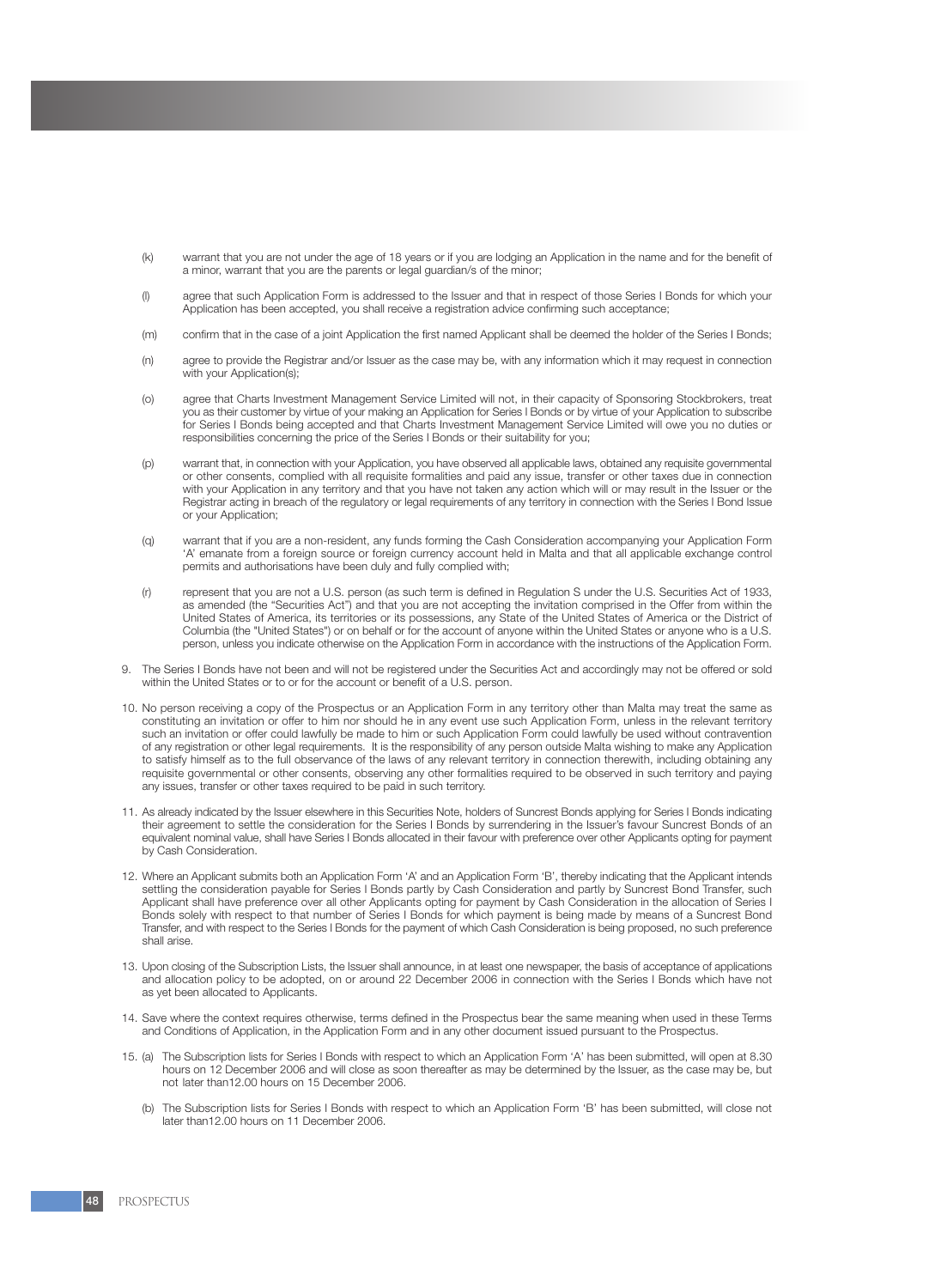(k) warrant that you are not under the age of 18 years or if you are lodging an Application in the name and for the benefit of a minor, warrant that you are the parents or legal guardian/s of the minor;

(l) agree that such Application Form is addressed to the Issuer and that in respect of those Series I Bonds for which your Application has been accepted, you shall receive a registration advice confirming such acceptance;

(m) confirm that in the case of a joint Application the first named Applicant shall be deemed the holder of the Series I Bonds;

(n) agree to provide the Registrar and/or Issuer as the case may be, with any information which it may request in connection with your Application(s);

(o) agree that Charts Investment Management Service Limited will not, in their capacity of Sponsoring Stockbrokers, treat you as their customer by virtue of your making an Application for Series I Bonds or by virtue of your Application to subscribe for Series I Bonds being accepted and that Charts Investment Management Service Limited will owe you no duties or responsibilities concerning the price of the Series I Bonds or their suitability for you;

(p) warrant that, in connection with your Application, you have observed all applicable laws, obtained any requisite governmental or other consents, complied with all requisite formalities and paid any issue, transfer or other taxes due in connection with your Application in any territory and that you have not taken any action which will or may result in the Issuer or the Registrar acting in breach of the regulatory or legal requirements of any territory in connection with the Series I Bond Issue or your Application;

(q) warrant that if you are a non-resident, any funds forming the Cash Consideration accompanying your Application Form 'A' emanate from a foreign source or foreign currency account held in Malta and that all applicable exchange control permits and authorisations have been duly and fully complied with;

(r) represent that you are not a U.S. person (as such term is defined in Regulation S under the U.S. Securities Act of 1933, as amended (the "Securities Act") and that you are not accepting the invitation comprised in the Offer from within the United States of America, its territories or its possessions, any State of the United States of America or the District of Columbia (the "United States") or on behalf or for the account of anyone within the United States or anyone who is a U.S. person, unless you indicate otherwise on the Application Form in accordance with the instructions of the Application Form.

9. The Series I Bonds have not been and will not be registered under the Securities Act and accordingly may not be offered or sold within the United States or to or for the account or benefit of a U.S. person.

10. No person receiving a copy of the Prospectus or an Application Form in any territory other than Malta may treat the same as constituting an invitation or offer to him nor should he in any event use such Application Form, unless in the relevant territory such an invitation or offer could lawfully be made to him or such Application Form could lawfully be used without contravention of any registration or other legal requirements. It is the responsibility of any person outside Malta wishing to make any Application to satisfy himself as to the full observance of the laws of any relevant territory in connection therewith, including obtaining any requisite governmental or other consents, observing any other formalities required to be observed in such territory and paying any issues, transfer or other taxes required to be paid in such territory.

11. As already indicated by the Issuer elsewhere in this Securities Note, holders of Suncrest Bonds applying for Series I Bonds indicating their agreement to settle the consideration for the Series I Bonds by surrendering in the Issuer's favour Suncrest Bonds of an equivalent nominal value, shall have Series I Bonds allocated in their favour with preference over other Applicants opting for payment by Cash Consideration.

12. Where an Applicant submits both an Application Form 'A' and an Application Form 'B', thereby indicating that the Applicant intends settling the consideration payable for Series I Bonds partly by Cash Consideration and partly by Suncrest Bond Transfer, such Applicant shall have preference over all other Applicants opting for payment by Cash Consideration in the allocation of Series I Bonds solely with respect to that number of Series I Bonds for which payment is being made by means of a Suncrest Bond Transfer, and with respect to the Series I Bonds for the payment of which Cash Consideration is being proposed, no such preference shall arise.

13. Upon closing of the Subscription Lists, the Issuer shall announce, in at least one newspaper, the basis of acceptance of applications and allocation policy to be adopted, on or around 22 December 2006 in connection with the Series I Bonds which have not as yet been allocated to Applicants.

14. Save where the context requires otherwise, terms defined in the Prospectus bear the same meaning when used in these Terms and Conditions of Application, in the Application Form and in any other document issued pursuant to the Prospectus.

15. (a) The Subscription lists for Series I Bonds with respect to which an Application Form 'A' has been submitted, will open at 8.30 hours on 12 December 2006 and will close as soon thereafter as may be determined by the Issuer, as the case may be, but not later than12.00 hours on 15 December 2006.

(b) The Subscription lists for Series I Bonds with respect to which an Application Form 'B' has been submitted, will close not later than12.00 hours on 11 December 2006.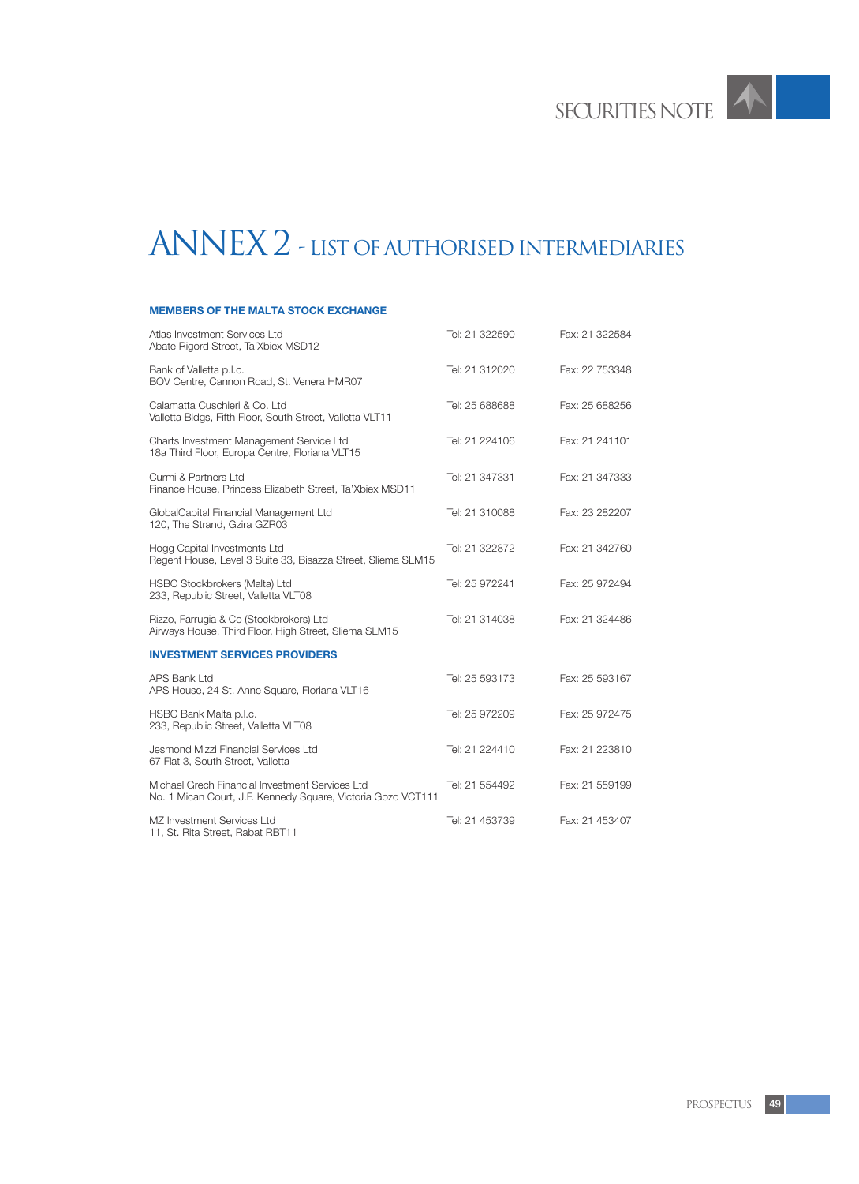# ANNEX 2 - LIST OF AUTHORISED INTERMEDIARIES

### MEMBERS OF THE MALTA STOCK EXCHANGE

| Name / Address | Tel | Fax |
|---|---|---|
| Atlas Investment Services Ltd<br>Abate Rigord Street, Ta'Xbiex MSD12 | Tel: 21 322590 | Fax: 21 322584 |
| Bank of Valletta p.l.c.<br>BOV Centre, Cannon Road, St. Venera HMR07 | Tel: 21 312020 | Fax: 22 753348 |
| Calamatta Cuschieri & Co. Ltd<br>Valletta Bldgs, Fifth Floor, South Street, Valletta VLT11 | Tel: 25 688688 | Fax: 25 688256 |
| Charts Investment Management Service Ltd<br>18a Third Floor, Europa Centre, Floriana VLT15 | Tel: 21 224106 | Fax: 21 241101 |
| Curmi & Partners Ltd<br>Finance House, Princess Elizabeth Street, Ta'Xbiex MSD11 | Tel: 21 347331 | Fax: 21 347333 |
| GlobalCapital Financial Management Ltd<br>120, The Strand, Gzira GZR03 | Tel: 21 310088 | Fax: 23 282207 |
| Hogg Capital Investments Ltd<br>Regent House, Level 3 Suite 33, Bisazza Street, Sliema SLM15 | Tel: 21 322872 | Fax: 21 342760 |
| HSBC Stockbrokers (Malta) Ltd<br>233, Republic Street, Valletta VLT08 | Tel: 25 972241 | Fax: 25 972494 |
| Rizzo, Farrugia & Co (Stockbrokers) Ltd<br>Airways House, Third Floor, High Street, Sliema SLM15 | Tel: 21 314038 | Fax: 21 324486 |

### INVESTMENT SERVICES PROVIDERS

| Name / Address | Tel | Fax |
|---|---|---|
| APS Bank Ltd<br>APS House, 24 St. Anne Square, Floriana VLT16 | Tel: 25 593173 | Fax: 25 593167 |
| HSBC Bank Malta p.l.c.<br>233, Republic Street, Valletta VLT08 | Tel: 25 972209 | Fax: 25 972475 |
| Jesmond Mizzi Financial Services Ltd<br>67 Flat 3, South Street, Valletta | Tel: 21 224410 | Fax: 21 223810 |
| Michael Grech Financial Investment Services Ltd<br>No. 1 Mican Court, J.F. Kennedy Square, Victoria Gozo VCT111 | Tel: 21 554492 | Fax: 21 559199 |
| MZ Investment Services Ltd<br>11, St. Rita Street, Rabat RBT11 | Tel: 21 453739 | Fax: 21 453407 |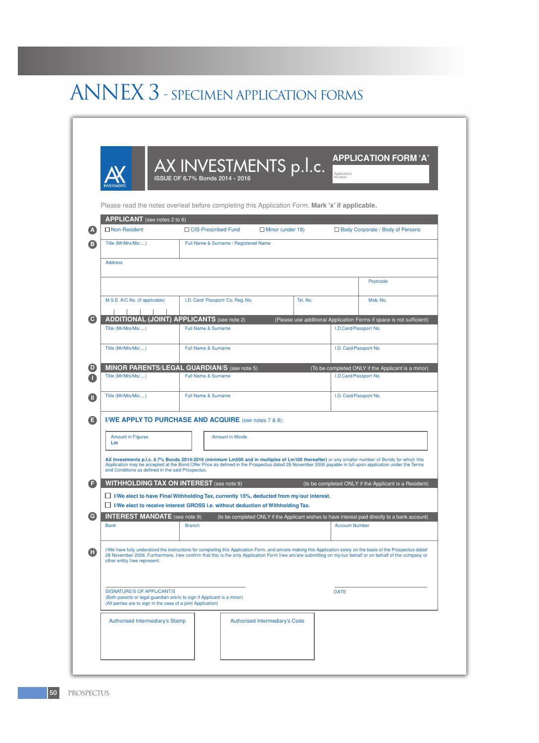# ANNEX 3 - SPECIMEN APPLICATION FORMS

**AX INVESTMENTS p.l.c.**
ISSUE OF 6.7% Bonds 2014 - 2016

**APPLICATION FORM 'A'**

Application Number

Please read the notes overleaf before completing this Application Form. **Mark 'x' if applicable.**

## APPLICANT (see notes 2 to 6)

**A** ☐ Non-Resident ☐ CIS-Prescribed Fund ☐ Minor (under 18) ☐ Body Corporate / Body of Persons

**B**

| Title (Mr/Mrs/Ms/....) | Full Name & Surname / Registered Name | | |
|---|---|---|---|
| Address | | | |
| | | | Postcode |
| M.S.E. A/C No. (If applicable) | I.D. Card/ Passport/ Co. Reg. No. | Tel. No. | Mob. No. |

## C ADDITIONAL (JOINT) APPLICANTS (see note 2)

(Please use additional Application Forms if space is not sufficient)

| Title (Mr/Mrs/Ms/....) | Full Name & Surname | I.D.Card/Passport No. |
|---|---|---|
| Title (Mr/Mrs/Ms/....) | Full Name & Surname | I.D. Card/Passport No. |

## D MINOR PARENTS/LEGAL GUARDIAN/S (see note 5)

(To be completed ONLY if the Applicant is a minor)

| | Title (Mr/Mrs/Ms/....) | Full Name & Surname | I.D.Card/Passport No. |
|---|---|---|---|
| I | Title (Mr/Mrs/Ms/....) | Full Name & Surname | I.D.Card/Passport No. |
| II | Title (Mr/Mrs/Ms/....) | Full Name & Surname | I.D. Card/Passport No. |

## E I/WE APPLY TO PURCHASE AND ACQUIRE (see notes 7 & 8):

| Amount in Figures Lm | Amount in Words |
|---|---|

**AX Investments p.l.c. 6.7% Bonds 2014-2016 (minimum Lm500 and in multiples of Lm100 thereafter)** or any smaller number of Bonds for which this Application may be accepted at the Bond Offer Price as defined in the Prospectus dated 28 November 2006 payable in full upon application under the Terms and Conditions as defined in the said Prospectus.

## F WITHHOLDING TAX ON INTEREST (see note 9)

(to be completed ONLY if the Applicant is a Resident)

☐ **I/We elect to have Final Withholding Tax, currently 15%, deducted from my/our interest.**

☐ **I/We elect to receive interest GROSS i.e. without deduction of Withholding Tax.**

## G INTEREST MANDATE (see note 9)

(to be completed ONLY if the Applicant wishes to have interest paid directly to a bank account)

| Bank | Branch | Account Number |
|---|---|---|

**H** I/We have fully understood the instructions for completing this Application Form, and am/are making this Application solely on the basis of the Prospectus dated 28 November 2006. Furthermore, I/we confirm that this is the only Application Form I/we am/are submitting on my/our behalf or on behalf of the company or other entity I/we represent.

SIGNATURE/S OF APPLICANT/S
(Both parents or legal guardian are/is to sign if Applicant is a minor)
(All parties are to sign in the case of a joint Application)

DATE

| Authorised Intermediary's Stamp | Authorised Intermediary's Code |
|---|---|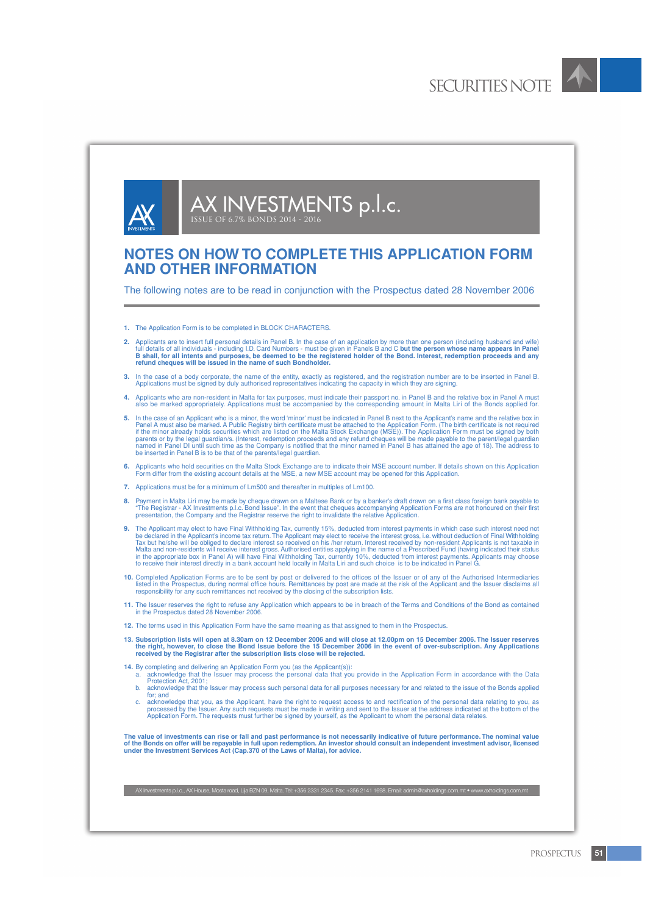# AX INVESTMENTS p.l.c.

ISSUE OF 6.7% BONDS 2014 - 2016

## NOTES ON HOW TO COMPLETE THIS APPLICATION FORM AND OTHER INFORMATION

The following notes are to be read in conjunction with the Prospectus dated 28 November 2006

1. The Application Form is to be completed in BLOCK CHARACTERS.
2. Applicants are to insert full personal details in Panel B. In the case of an application by more than one person (including husband and wife) full details of all individuals - including I.D. Card Numbers - must be given in Panels B and C **but the person whose name appears in Panel B shall, for all intents and purposes, be deemed to be the registered holder of the Bond. Interest, redemption proceeds and any refund cheques will be issued in the name of such Bondholder.**
3. In the case of a body corporate, the name of the entity, exactly as registered, and the registration number are to be inserted in Panel B. Applications must be signed by duly authorised representatives indicating the capacity in which they are signing.
4. Applicants who are non-resident in Malta for tax purposes, must indicate their passport no. in Panel B and the relative box in Panel A must also be marked appropriately. Applications must be accompanied by the corresponding amount in Malta Liri of the Bonds applied for.
5. In the case of an Applicant who is a minor, the word 'minor' must be indicated in Panel B next to the Applicant's name and the relative box in Panel A must also be marked. A Public Registry birth certificate must be attached to the Application Form. (The birth certificate is not required if the minor already holds securities which are listed on the Malta Stock Exchange (MSE)). The Application Form must be signed by both parents or by the legal guardian/s. (Interest, redemption proceeds and any refund cheques will be made payable to the parent/legal guardian named in Panel DI until such time as the Company is notified that the minor named in Panel B has attained the age of 18). The address to be inserted in Panel B is to be that of the parents/legal guardian.
6. Applicants who hold securities on the Malta Stock Exchange are to indicate their MSE account number. If details shown on this Application Form differ from the existing account details at the MSE, a new MSE account may be opened for this Application.
7. Applications must be for a minimum of Lm500 and thereafter in multiples of Lm100.
8. Payment in Malta Liri may be made by cheque drawn on a Maltese Bank or by a banker's draft drawn on a first class foreign bank payable to "The Registrar - AX Investments p.l.c. Bond Issue". In the event that cheques accompanying Application Forms are not honoured on their first presentation, the Company and the Registrar reserve the right to invalidate the relative Application.
9. The Applicant may elect to have Final Withholding Tax, currently 15%, deducted from interest payments in which case such interest need not be declared in the Applicant's income tax return. The Applicant may elect to receive the interest gross, i.e. without deduction of Final Withholding Tax but he/she will be obliged to declare interest so received on his /her return. Interest received by non-resident Applicants is not taxable in Malta and non-residents will receive interest gross. Authorised entities applying in the name of a Prescribed Fund (having indicated their status in the appropriate box in Panel A) will have Final Withholding Tax, currently 10%, deducted from interest payments. Applicants may choose to receive their interest directly in a bank account held locally in Malta Liri and such choice is to be indicated in Panel G.
10. Completed Application Forms are to be sent by post or delivered to the offices of the Issuer or of any of the Authorised Intermediaries listed in the Prospectus, during normal office hours. Remittances by post are made at the risk of the Applicant and the Issuer disclaims all responsibility for any such remittances not received by the closing of the subscription lists.
11. The Issuer reserves the right to refuse any Application which appears to be in breach of the Terms and Conditions of the Bond as contained in the Prospectus dated 28 November 2006.
12. The terms used in this Application Form have the same meaning as that assigned to them in the Prospectus.
13. **Subscription lists will open at 8.30am on 12 December 2006 and will close at 12.00pm on 15 December 2006. The Issuer reserves the right, however, to close the Bond Issue before the 15 December 2006 in the event of over-subscription. Any Applications received by the Registrar after the subscription lists close will be rejected.**
14. By completing and delivering an Application Form you (as the Applicant(s)):
    a. acknowledge that the Issuer may process the personal data that you provide in the Application Form in accordance with the Data Protection Act, 2001;
    b. acknowledge that the Issuer may process such personal data for all purposes necessary for and related to the issue of the Bonds applied for; and
    c. acknowledge that you, as the Applicant, have the right to request access to and rectification of the personal data relating to you, as processed by the Issuer. Any such requests must be made in writing and sent to the Issuer at the address indicated at the bottom of the Application Form. The requests must further be signed by yourself, as the Applicant to whom the personal data relates.

**The value of investments can rise or fall and past performance is not necessarily indicative of future performance. The nominal value of the Bonds on offer will be repayable in full upon redemption. An investor should consult an independent investment advisor, licensed under the Investment Services Act (Cap.370 of the Laws of Malta), for advice.**

AX Investments p.l.c., AX House, Mosta road, Lija BZN 09, Malta. Tel: +356 2331 2345. Fax: +356 2141 1698. Email: admin@axholdings.com.mt • www.axholdings.com.mt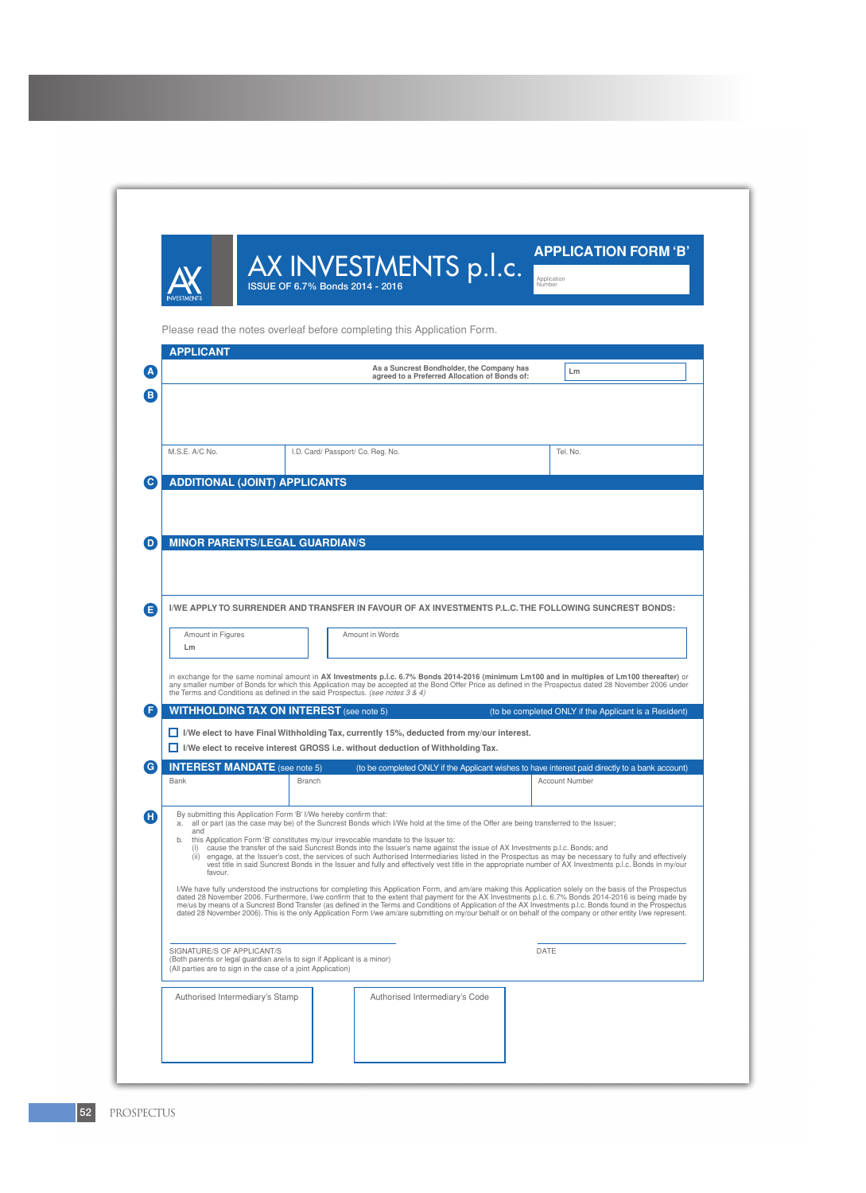# AX INVESTMENTS p.l.c.

ISSUE OF 6.7% Bonds 2014 - 2016

## APPLICATION FORM 'B'

Application Number

Please read the notes overleaf before completing this Application Form.

## APPLICANT

**A** As a Suncrest Bondholder, the Company has agreed to a Preferred Allocation of Bonds of: Lm

**B**

| M.S.E. A/C No. | I.D. Card/ Passport/ Co. Reg. No. | Tel. No. |
|---|---|---|
| | | |

## C ADDITIONAL (JOINT) APPLICANTS

## D MINOR PARENTS/LEGAL GUARDIAN/S

**E** I/WE APPLY TO SURRENDER AND TRANSFER IN FAVOUR OF AX INVESTMENTS P.L.C. THE FOLLOWING SUNCREST BONDS:

| Amount in Figures | Amount in Words |
|---|---|
| Lm | |

in exchange for the same nominal amount in **AX Investments p.l.c. 6.7% Bonds 2014-2016 (minimum Lm100 and in multiples of Lm100 thereafter)** or any smaller number of Bonds for which this Application may be accepted at the Bond Offer Price as defined in the Prospectus dated 28 November 2006 under the Terms and Conditions as defined in the said Prospectus. *(see notes 3 & 4)*

## F WITHHOLDING TAX ON INTEREST (see note 5)

(to be completed ONLY if the Applicant is a Resident)

- ☐ **I/We elect to have Final Withholding Tax, currently 15%, deducted from my/our interest.**
- ☐ **I/We elect to receive interest GROSS i.e. without deduction of Withholding Tax.**

## G INTEREST MANDATE (see note 5)

(to be completed ONLY if the Applicant wishes to have interest paid directly to a bank account)

| Bank | Branch | Account Number |
|---|---|---|
| | | |

**H** By submitting this Application Form 'B' I/We hereby confirm that:

a. all or part (as the case may be) of the Suncrest Bonds which I/We hold at the time of the Offer are being transferred to the Issuer; and

b. this Application Form 'B' constitutes my/our irrevocable mandate to the Issuer to:
   (i) cause the transfer of the said Suncrest Bonds into the Issuer's name against the issue of AX Investments p.l.c. Bonds; and
   (ii) engage, at the Issuer's cost, the services of such Authorised Intermediaries listed in the Prospectus as may be necessary to fully and effectively vest title in said Suncrest Bonds in the Issuer and fully and effectively vest title in the appropriate number of AX Investments p.l.c. Bonds in my/our favour.

I/We have fully understood the instructions for completing this Application Form, and am/are making this Application solely on the basis of the Prospectus dated 28 November 2006. Furthermore, I/we confirm that to the extent that payment for the AX Investments p.l.c. 6.7% Bonds 2014-2016 is being made by me/us by means of a Suncrest Bond Transfer (as defined in the Terms and Conditions of Application of the AX Investments p.l.c. Bonds found in the Prospectus dated 28 November 2006). This is the only Application Form I/we am/are submitting on my/our behalf or on behalf of the company or other entity I/we represent.

SIGNATURE/S OF APPLICANT/S
(Both parents or legal guardian are/is to sign if Applicant is a minor)
(All parties are to sign in the case of a joint Application)

DATE

| Authorised Intermediary's Stamp | Authorised Intermediary's Code |
|---|---|
| | |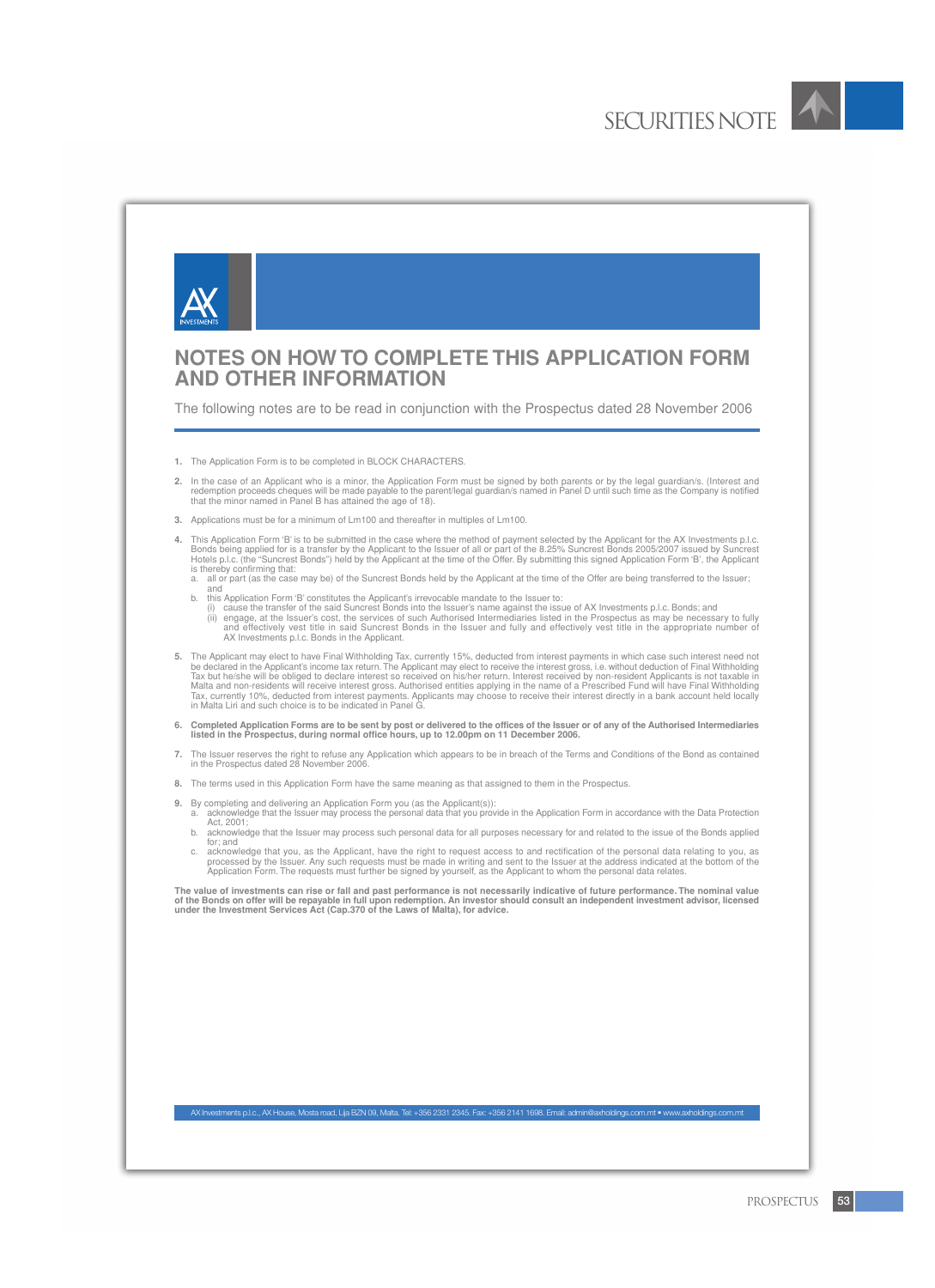# NOTES ON HOW TO COMPLETE THIS APPLICATION FORM AND OTHER INFORMATION

The following notes are to be read in conjunction with the Prospectus dated 28 November 2006

1. The Application Form is to be completed in BLOCK CHARACTERS.

2. In the case of an Applicant who is a minor, the Application Form must be signed by both parents or by the legal guardian/s. (Interest and redemption proceeds cheques will be made payable to the parent/legal guardian/s named in Panel D until such time as the Company is notified that the minor named in Panel B has attained the age of 18).

3. Applications must be for a minimum of Lm100 and thereafter in multiples of Lm100.

4. This Application Form 'B' is to be submitted in the case where the method of payment selected by the Applicant for the AX Investments p.l.c. Bonds being applied for is a transfer by the Applicant to the Issuer of all or part of the 8.25% Suncrest Bonds 2005/2007 issued by Suncrest Hotels p.l.c. (the "Suncrest Bonds") held by the Applicant at the time of the Offer. By submitting this signed Application Form 'B', the Applicant is thereby confirming that:
   a. all or part (as the case may be) of the Suncrest Bonds held by the Applicant at the time of the Offer are being transferred to the Issuer; and
   b. this Application Form 'B' constitutes the Applicant's irrevocable mandate to the Issuer to:
      (i) cause the transfer of the said Suncrest Bonds into the Issuer's name against the issue of AX Investments p.l.c. Bonds; and
      (ii) engage, at the Issuer's cost, the services of such Authorised Intermediaries listed in the Prospectus as may be necessary to fully and effectively vest title in said Suncrest Bonds in the Issuer and fully and effectively vest title in the appropriate number of AX Investments p.l.c. Bonds in the Applicant.

5. The Applicant may elect to have Final Withholding Tax, currently 15%, deducted from interest payments in which case such interest need not be declared in the Applicant's income tax return. The Applicant may elect to receive the interest gross, i.e. without deduction of Final Withholding Tax but he/she will be obliged to declare interest so received on his/her return. Interest received by non-resident Applicants is not taxable in Malta and non-residents will receive interest gross. Authorised entities applying in the name of a Prescribed Fund will have Final Withholding Tax, currently 10%, deducted from interest payments. Applicants may choose to receive their interest directly in a bank account held locally in Malta Liri and such choice is to be indicated in Panel G.

6. **Completed Application Forms are to be sent by post or delivered to the offices of the Issuer or of any of the Authorised Intermediaries listed in the Prospectus, during normal office hours, up to 12.00pm on 11 December 2006.**

7. The Issuer reserves the right to refuse any Application which appears to be in breach of the Terms and Conditions of the Bond as contained in the Prospectus dated 28 November 2006.

8. The terms used in this Application Form have the same meaning as that assigned to them in the Prospectus.

9. By completing and delivering an Application Form you (as the Applicant(s)):
   a. acknowledge that the Issuer may process the personal data that you provide in the Application Form in accordance with the Data Protection Act, 2001;
   b. acknowledge that the Issuer may process such personal data for all purposes necessary for and related to the issue of the Bonds applied for; and
   c. acknowledge that you, as the Applicant, have the right to request access to and rectification of the personal data relating to you, as processed by the Issuer. Any such requests must be made in writing and sent to the Issuer at the address indicated at the bottom of the Application Form. The requests must further be signed by yourself, as the Applicant to whom the personal data relates.

**The value of investments can rise or fall and past performance is not necessarily indicative of future performance. The nominal value of the Bonds on offer will be repayable in full upon redemption. An investor should consult an independent investment advisor, licensed under the Investment Services Act (Cap.370 of the Laws of Malta), for advice.**

AX Investments p.l.c., AX House, Mosta road, Lija BZN 09, Malta. Tel: +356 2331 2345. Fax: +356 2141 1698. Email: admin@axholdings.com.mt • www.axholdings.com.mt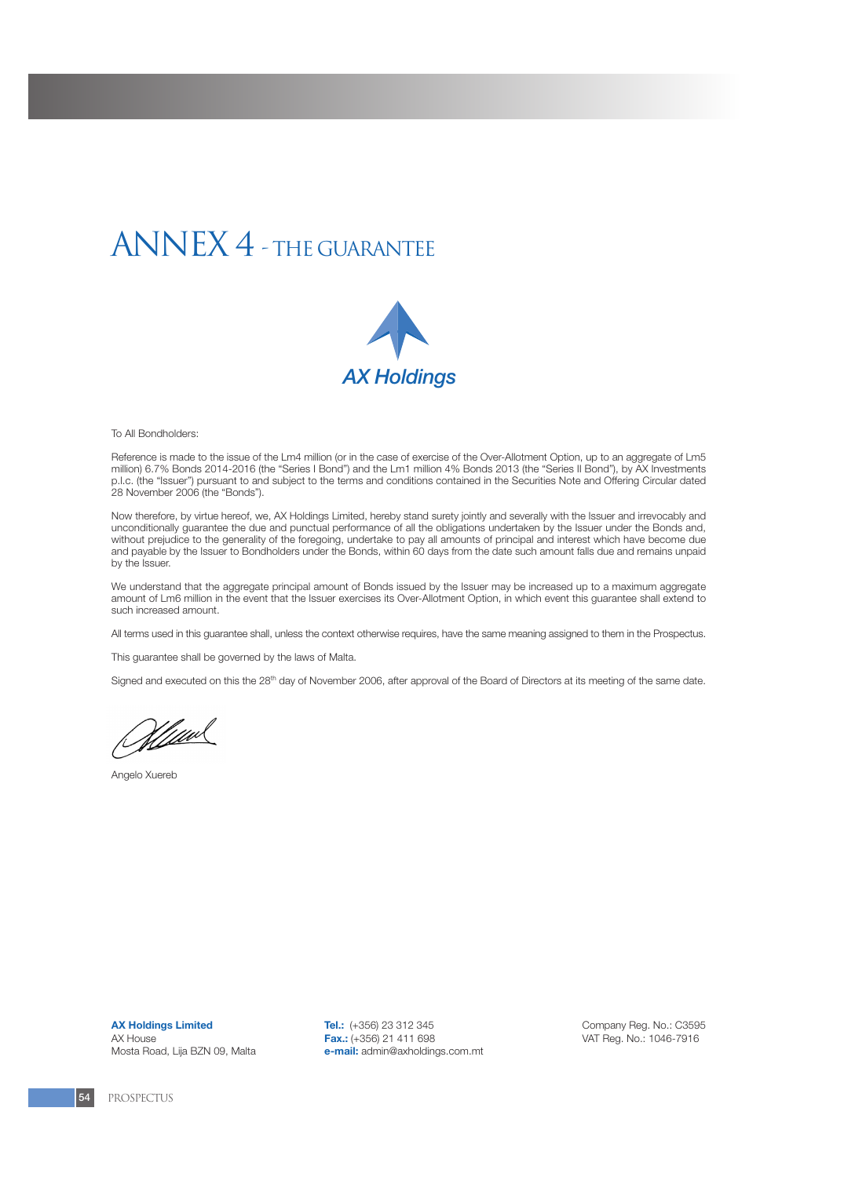# ANNEX 4 - THE GUARANTEE

AX Holdings

To All Bondholders:

Reference is made to the issue of the Lm4 million (or in the case of exercise of the Over-Allotment Option, up to an aggregate of Lm5 million) 6.7% Bonds 2014-2016 (the "Series I Bond") and the Lm1 million 4% Bonds 2013 (the "Series II Bond"), by AX Investments p.l.c. (the "Issuer") pursuant to and subject to the terms and conditions contained in the Securities Note and Offering Circular dated 28 November 2006 (the "Bonds").

Now therefore, by virtue hereof, we, AX Holdings Limited, hereby stand surety jointly and severally with the Issuer and irrevocably and unconditionally guarantee the due and punctual performance of all the obligations undertaken by the Issuer under the Bonds and, without prejudice to the generality of the foregoing, undertake to pay all amounts of principal and interest which have become due and payable by the Issuer to Bondholders under the Bonds, within 60 days from the date such amount falls due and remains unpaid by the Issuer.

We understand that the aggregate principal amount of Bonds issued by the Issuer may be increased up to a maximum aggregate amount of Lm6 million in the event that the Issuer exercises its Over-Allotment Option, in which event this guarantee shall extend to such increased amount.

All terms used in this guarantee shall, unless the context otherwise requires, have the same meaning assigned to them in the Prospectus.

This guarantee shall be governed by the laws of Malta.

Signed and executed on this the 28th day of November 2006, after approval of the Board of Directors at its meeting of the same date.

Angelo Xuereb

**AX Holdings Limited**
AX House
Mosta Road, Lija BZN 09, Malta

**Tel.:** (+356) 23 312 345
**Fax.:** (+356) 21 411 698
**e-mail:** admin@axholdings.com.mt

Company Reg. No.: C3595
VAT Reg. No.: 1046-7916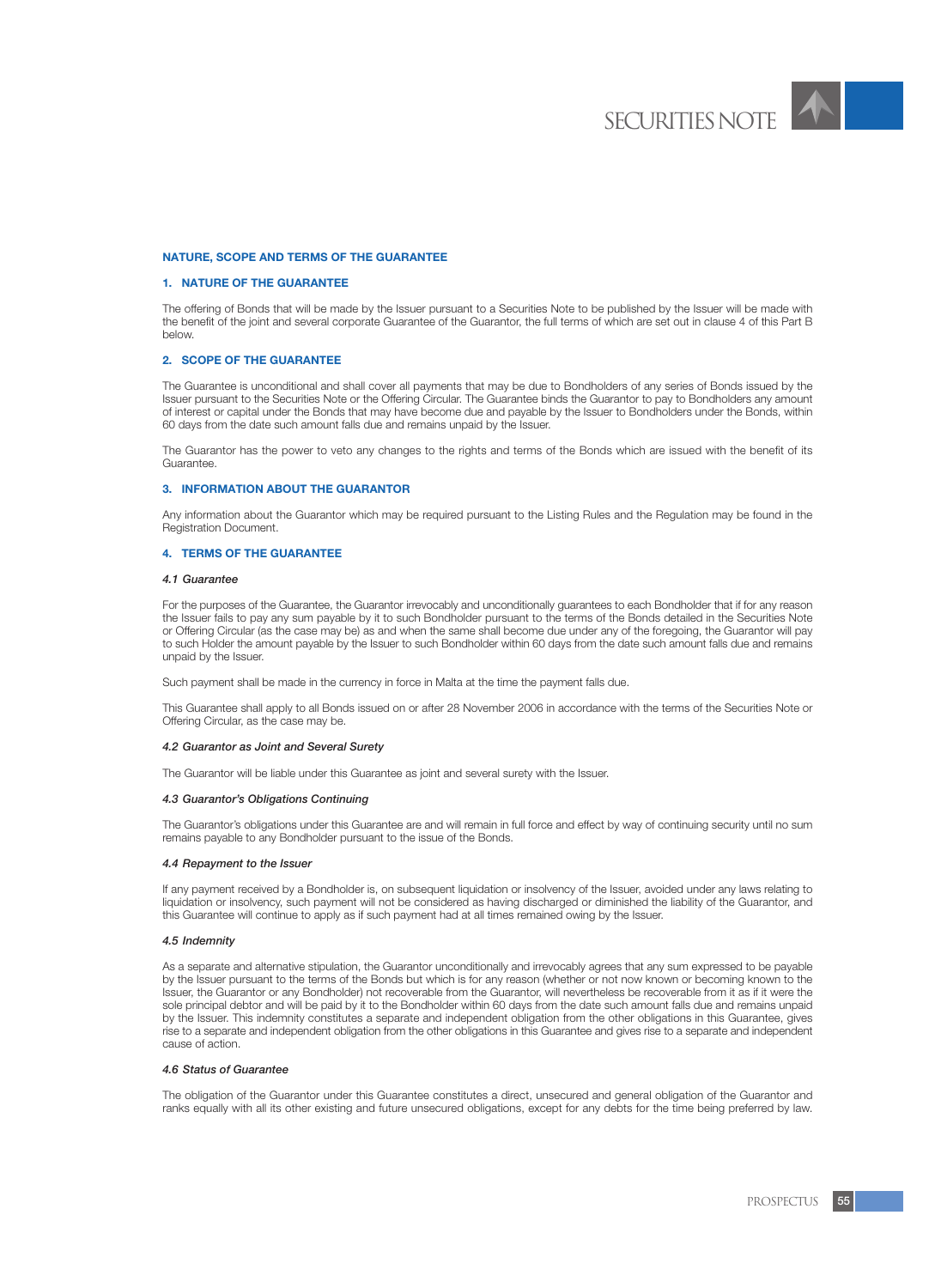## NATURE, SCOPE AND TERMS OF THE GUARANTEE

### 1. NATURE OF THE GUARANTEE

The offering of Bonds that will be made by the Issuer pursuant to a Securities Note to be published by the Issuer will be made with the benefit of the joint and several corporate Guarantee of the Guarantor, the full terms of which are set out in clause 4 of this Part B below.

### 2. SCOPE OF THE GUARANTEE

The Guarantee is unconditional and shall cover all payments that may be due to Bondholders of any series of Bonds issued by the Issuer pursuant to the Securities Note or the Offering Circular. The Guarantee binds the Guarantor to pay to Bondholders any amount of interest or capital under the Bonds that may have become due and payable by the Issuer to Bondholders under the Bonds, within 60 days from the date such amount falls due and remains unpaid by the Issuer.

The Guarantor has the power to veto any changes to the rights and terms of the Bonds which are issued with the benefit of its Guarantee.

### 3. INFORMATION ABOUT THE GUARANTOR

Any information about the Guarantor which may be required pursuant to the Listing Rules and the Regulation may be found in the Registration Document.

### 4. TERMS OF THE GUARANTEE

#### *4.1 Guarantee*

For the purposes of the Guarantee, the Guarantor irrevocably and unconditionally guarantees to each Bondholder that if for any reason the Issuer fails to pay any sum payable by it to such Bondholder pursuant to the terms of the Bonds detailed in the Securities Note or Offering Circular (as the case may be) as and when the same shall become due under any of the foregoing, the Guarantor will pay to such Holder the amount payable by the Issuer to such Bondholder within 60 days from the date such amount falls due and remains unpaid by the Issuer.

Such payment shall be made in the currency in force in Malta at the time the payment falls due.

This Guarantee shall apply to all Bonds issued on or after 28 November 2006 in accordance with the terms of the Securities Note or Offering Circular, as the case may be.

#### *4.2 Guarantor as Joint and Several Surety*

The Guarantor will be liable under this Guarantee as joint and several surety with the Issuer.

#### *4.3 Guarantor's Obligations Continuing*

The Guarantor's obligations under this Guarantee are and will remain in full force and effect by way of continuing security until no sum remains payable to any Bondholder pursuant to the issue of the Bonds.

#### *4.4 Repayment to the Issuer*

If any payment received by a Bondholder is, on subsequent liquidation or insolvency of the Issuer, avoided under any laws relating to liquidation or insolvency, such payment will not be considered as having discharged or diminished the liability of the Guarantor, and this Guarantee will continue to apply as if such payment had at all times remained owing by the Issuer.

#### *4.5 Indemnity*

As a separate and alternative stipulation, the Guarantor unconditionally and irrevocably agrees that any sum expressed to be payable by the Issuer pursuant to the terms of the Bonds but which is for any reason (whether or not now known or becoming known to the Issuer, the Guarantor or any Bondholder) not recoverable from the Guarantor, will nevertheless be recoverable from it as if it were the sole principal debtor and will be paid by it to the Bondholder within 60 days from the date such amount falls due and remains unpaid by the Issuer. This indemnity constitutes a separate and independent obligation from the other obligations in this Guarantee, gives rise to a separate and independent obligation from the other obligations in this Guarantee and gives rise to a separate and independent cause of action.

#### *4.6 Status of Guarantee*

The obligation of the Guarantor under this Guarantee constitutes a direct, unsecured and general obligation of the Guarantor and ranks equally with all its other existing and future unsecured obligations, except for any debts for the time being preferred by law.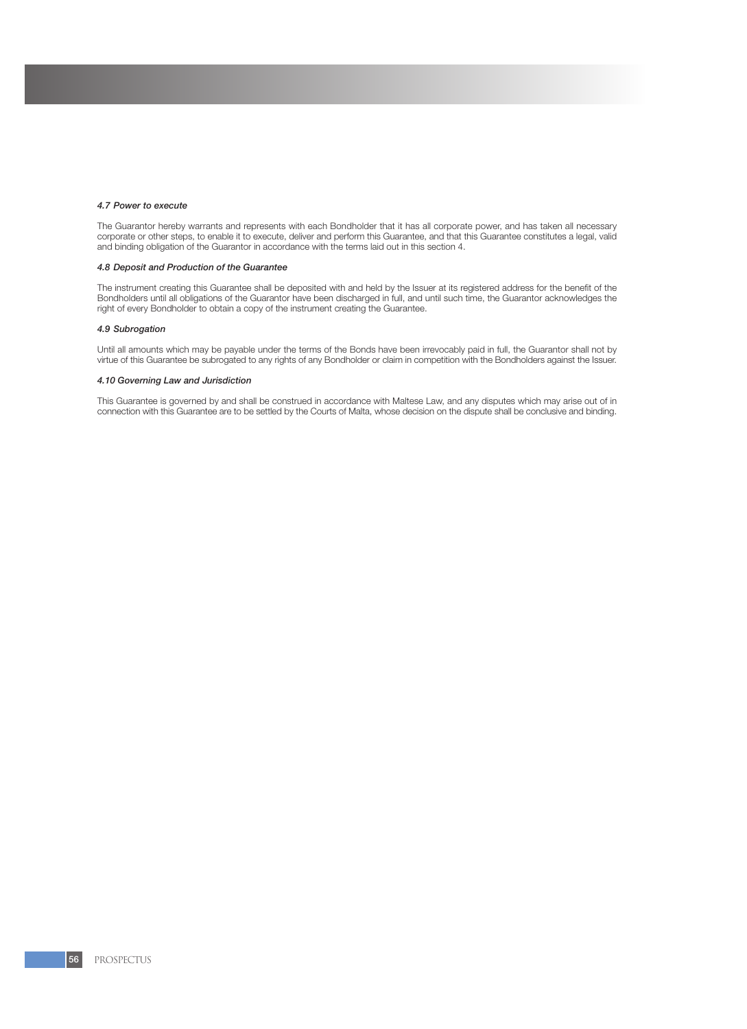*4.7 Power to execute*

The Guarantor hereby warrants and represents with each Bondholder that it has all corporate power, and has taken all necessary corporate or other steps, to enable it to execute, deliver and perform this Guarantee, and that this Guarantee constitutes a legal, valid and binding obligation of the Guarantor in accordance with the terms laid out in this section 4.

*4.8 Deposit and Production of the Guarantee*

The instrument creating this Guarantee shall be deposited with and held by the Issuer at its registered address for the benefit of the Bondholders until all obligations of the Guarantor have been discharged in full, and until such time, the Guarantor acknowledges the right of every Bondholder to obtain a copy of the instrument creating the Guarantee.

*4.9 Subrogation*

Until all amounts which may be payable under the terms of the Bonds have been irrevocably paid in full, the Guarantor shall not by virtue of this Guarantee be subrogated to any rights of any Bondholder or claim in competition with the Bondholders against the Issuer.

*4.10 Governing Law and Jurisdiction*

This Guarantee is governed by and shall be construed in accordance with Maltese Law, and any disputes which may arise out of in connection with this Guarantee are to be settled by the Courts of Malta, whose decision on the dispute shall be conclusive and binding.